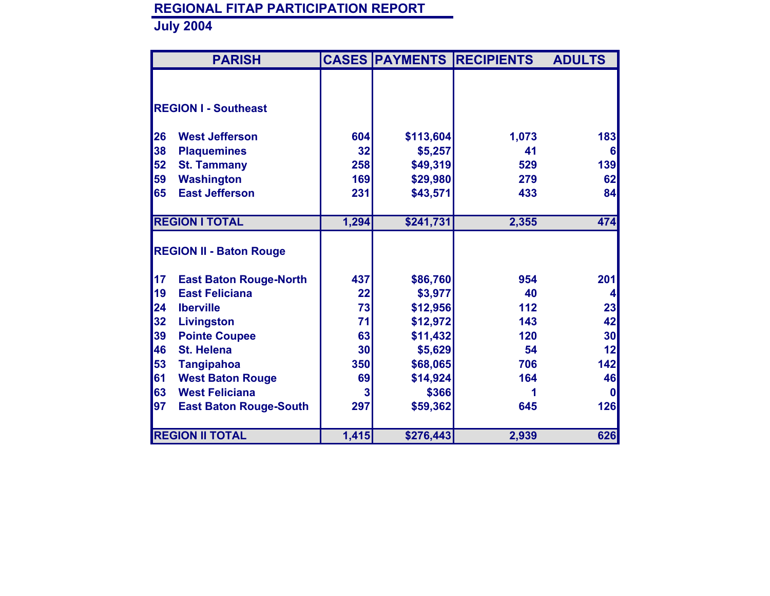# REGIONAL FITAP PARTICIPATION REPORT

## July 2004

| PARISH | | CASES | PAYMENTS | RECIPIENTS | ADULTS |
|---|---|---|---|---|---|
| **REGION I - Southeast** | | | | | |
| 26 | West Jefferson | 604 | $113,604 | 1,073 | 183 |
| 38 | Plaquemines | 32 | $5,257 | 41 | 6 |
| 52 | St. Tammany | 258 | $49,319 | 529 | 139 |
| 59 | Washington | 169 | $29,980 | 279 | 62 |
| 65 | East Jefferson | 231 | $43,571 | 433 | 84 |
| **REGION I TOTAL** | | 1,294 | $241,731 | 2,355 | 474 |
| **REGION II - Baton Rouge** | | | | | |
| 17 | East Baton Rouge-North | 437 | $86,760 | 954 | 201 |
| 19 | East Feliciana | 22 | $3,977 | 40 | 4 |
| 24 | Iberville | 73 | $12,956 | 112 | 23 |
| 32 | Livingston | 71 | $12,972 | 143 | 42 |
| 39 | Pointe Coupee | 63 | $11,432 | 120 | 30 |
| 46 | St. Helena | 30 | $5,629 | 54 | 12 |
| 53 | Tangipahoa | 350 | $68,065 | 706 | 142 |
| 61 | West Baton Rouge | 69 | $14,924 | 164 | 46 |
| 63 | West Feliciana | 3 | $366 | 1 | 0 |
| 97 | East Baton Rouge-South | 297 | $59,362 | 645 | 126 |
| **REGION II TOTAL** | | 1,415 | $276,443 | 2,939 | 626 |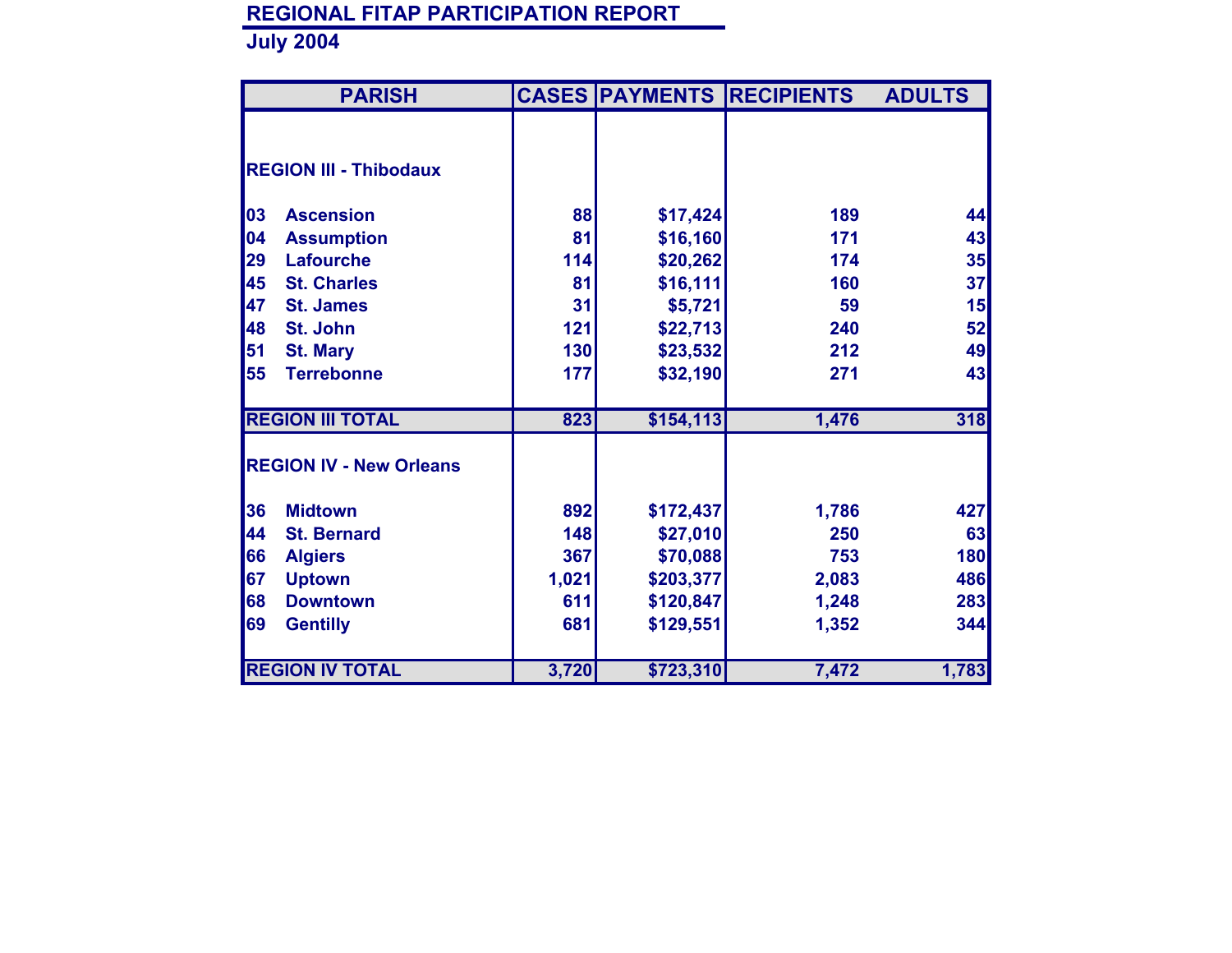# REGIONAL FITAP PARTICIPATION REPORT

## July 2004

| PARISH | | CASES | PAYMENTS | RECIPIENTS | ADULTS |
|---|---|---|---|---|---|
| **REGION III - Thibodaux** | | | | | |
| 03 | Ascension | 88 | $17,424 | 189 | 44 |
| 04 | Assumption | 81 | $16,160 | 171 | 43 |
| 29 | Lafourche | 114 | $20,262 | 174 | 35 |
| 45 | St. Charles | 81 | $16,111 | 160 | 37 |
| 47 | St. James | 31 | $5,721 | 59 | 15 |
| 48 | St. John | 121 | $22,713 | 240 | 52 |
| 51 | St. Mary | 130 | $23,532 | 212 | 49 |
| 55 | Terrebonne | 177 | $32,190 | 271 | 43 |
| **REGION III TOTAL** | | 823 | $154,113 | 1,476 | 318 |
| **REGION IV - New Orleans** | | | | | |
| 36 | Midtown | 892 | $172,437 | 1,786 | 427 |
| 44 | St. Bernard | 148 | $27,010 | 250 | 63 |
| 66 | Algiers | 367 | $70,088 | 753 | 180 |
| 67 | Uptown | 1,021 | $203,377 | 2,083 | 486 |
| 68 | Downtown | 611 | $120,847 | 1,248 | 283 |
| 69 | Gentilly | 681 | $129,551 | 1,352 | 344 |
| **REGION IV TOTAL** | | 3,720 | $723,310 | 7,472 | 1,783 |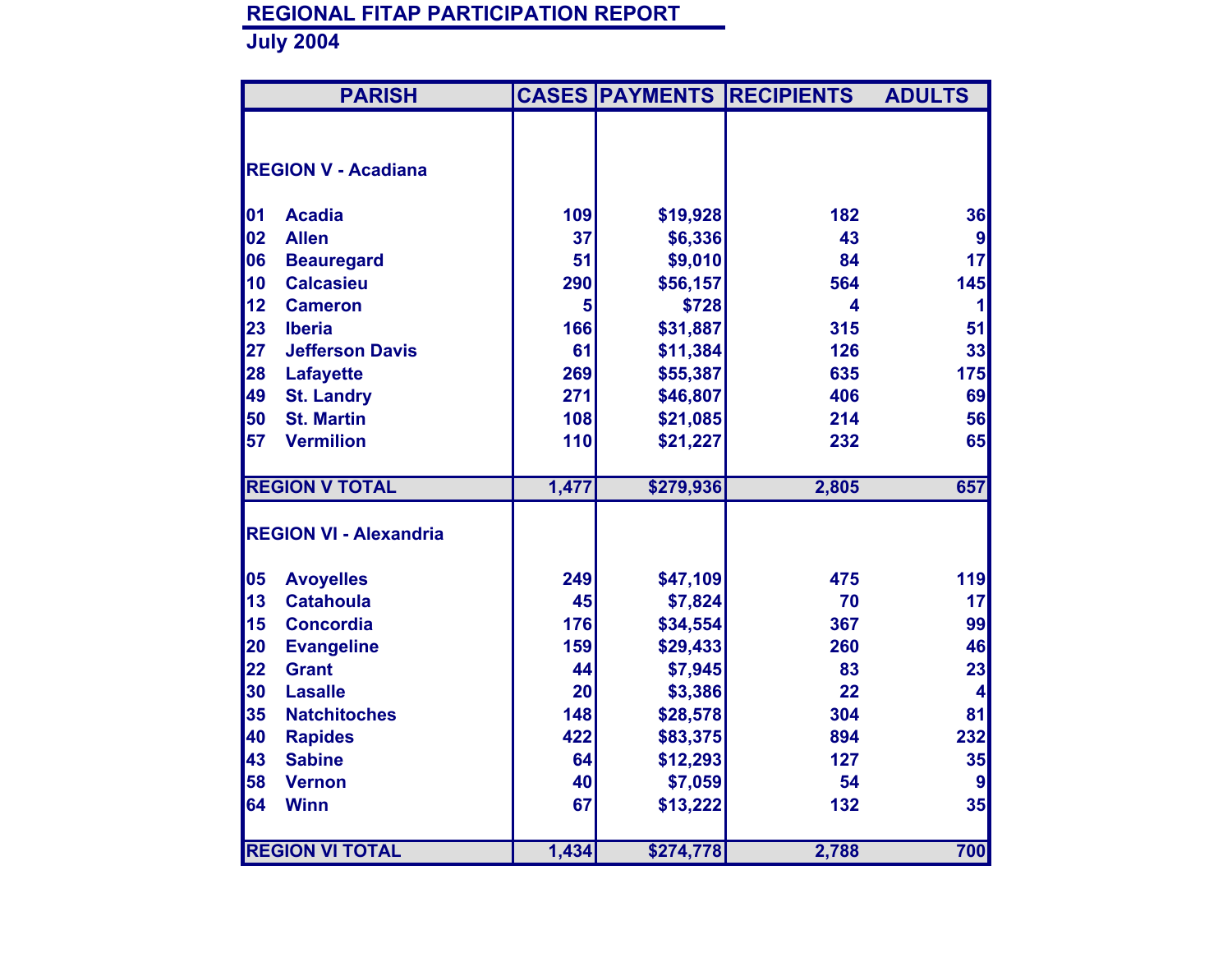## REGIONAL FITAP PARTICIPATION REPORT

### July 2004

| PARISH | | CASES | PAYMENTS | RECIPIENTS | ADULTS |
|---|---|---|---|---|---|
| **REGION V - Acadiana** | | | | | |
| 01 | Acadia | 109 | $19,928 | 182 | 36 |
| 02 | Allen | 37 | $6,336 | 43 | 9 |
| 06 | Beauregard | 51 | $9,010 | 84 | 17 |
| 10 | Calcasieu | 290 | $56,157 | 564 | 145 |
| 12 | Cameron | 5 | $728 | 4 | 1 |
| 23 | Iberia | 166 | $31,887 | 315 | 51 |
| 27 | Jefferson Davis | 61 | $11,384 | 126 | 33 |
| 28 | Lafayette | 269 | $55,387 | 635 | 175 |
| 49 | St. Landry | 271 | $46,807 | 406 | 69 |
| 50 | St. Martin | 108 | $21,085 | 214 | 56 |
| 57 | Vermilion | 110 | $21,227 | 232 | 65 |
| **REGION V TOTAL** | | **1,477** | **$279,936** | **2,805** | **657** |
| **REGION VI - Alexandria** | | | | | |
| 05 | Avoyelles | 249 | $47,109 | 475 | 119 |
| 13 | Catahoula | 45 | $7,824 | 70 | 17 |
| 15 | Concordia | 176 | $34,554 | 367 | 99 |
| 20 | Evangeline | 159 | $29,433 | 260 | 46 |
| 22 | Grant | 44 | $7,945 | 83 | 23 |
| 30 | Lasalle | 20 | $3,386 | 22 | 4 |
| 35 | Natchitoches | 148 | $28,578 | 304 | 81 |
| 40 | Rapides | 422 | $83,375 | 894 | 232 |
| 43 | Sabine | 64 | $12,293 | 127 | 35 |
| 58 | Vernon | 40 | $7,059 | 54 | 9 |
| 64 | Winn | 67 | $13,222 | 132 | 35 |
| **REGION VI TOTAL** | | **1,434** | **$274,778** | **2,788** | **700** |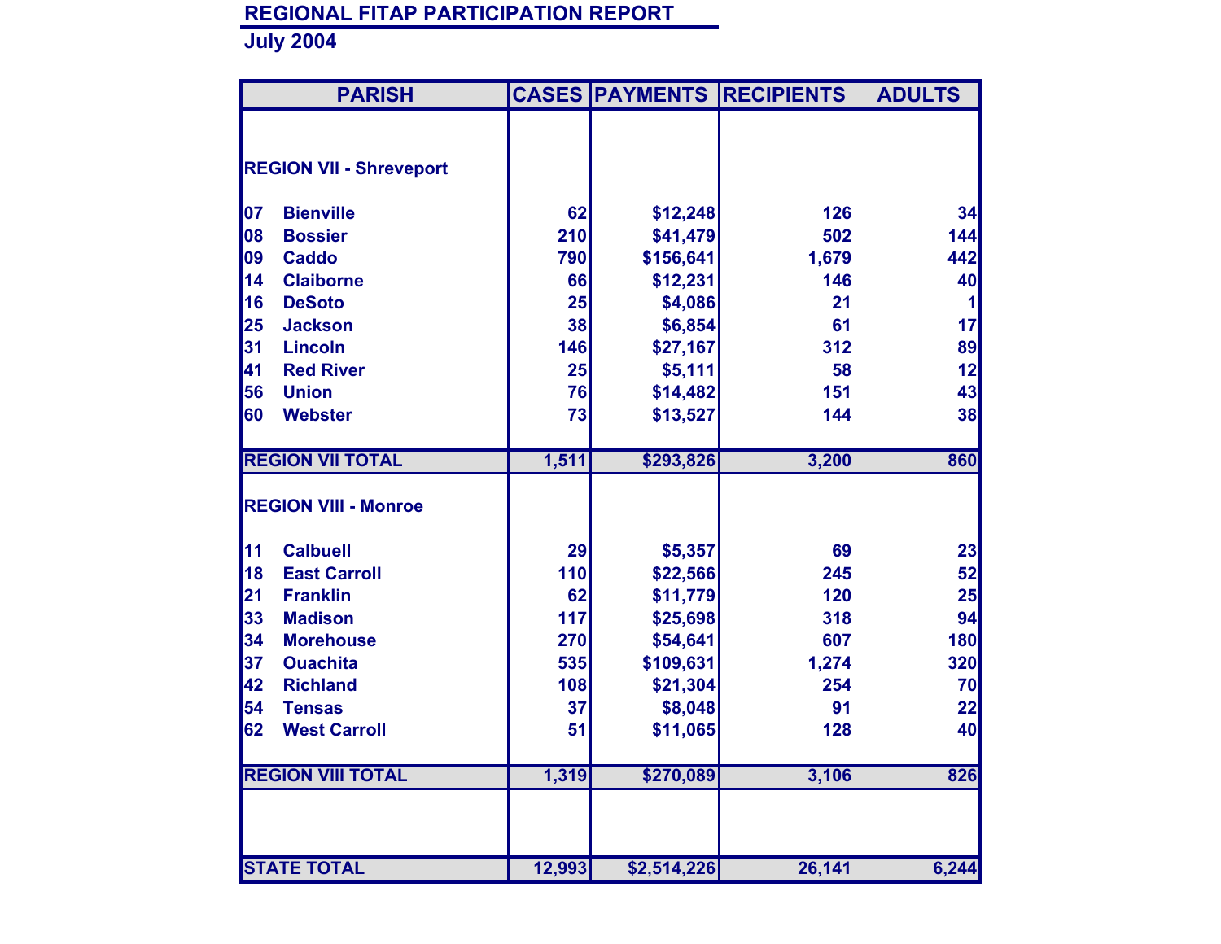## REGIONAL FITAP PARTICIPATION REPORT

**July 2004**

| PARISH | | CASES | PAYMENTS | RECIPIENTS | ADULTS |
|---|---|---|---|---|---|
| **REGION VII - Shreveport** | | | | | |
| 07 | Bienville | 62 | $12,248 | 126 | 34 |
| 08 | Bossier | 210 | $41,479 | 502 | 144 |
| 09 | Caddo | 790 | $156,641 | 1,679 | 442 |
| 14 | Claiborne | 66 | $12,231 | 146 | 40 |
| 16 | DeSoto | 25 | $4,086 | 21 | 1 |
| 25 | Jackson | 38 | $6,854 | 61 | 17 |
| 31 | Lincoln | 146 | $27,167 | 312 | 89 |
| 41 | Red River | 25 | $5,111 | 58 | 12 |
| 56 | Union | 76 | $14,482 | 151 | 43 |
| 60 | Webster | 73 | $13,527 | 144 | 38 |
| **REGION VII TOTAL** | | 1,511 | $293,826 | 3,200 | 860 |
| **REGION VIII - Monroe** | | | | | |
| 11 | Calbuell | 29 | $5,357 | 69 | 23 |
| 18 | East Carroll | 110 | $22,566 | 245 | 52 |
| 21 | Franklin | 62 | $11,779 | 120 | 25 |
| 33 | Madison | 117 | $25,698 | 318 | 94 |
| 34 | Morehouse | 270 | $54,641 | 607 | 180 |
| 37 | Ouachita | 535 | $109,631 | 1,274 | 320 |
| 42 | Richland | 108 | $21,304 | 254 | 70 |
| 54 | Tensas | 37 | $8,048 | 91 | 22 |
| 62 | West Carroll | 51 | $11,065 | 128 | 40 |
| **REGION VIII TOTAL** | | 1,319 | $270,089 | 3,106 | 826 |
| **STATE TOTAL** | | 12,993 | $2,514,226 | 26,141 | 6,244 |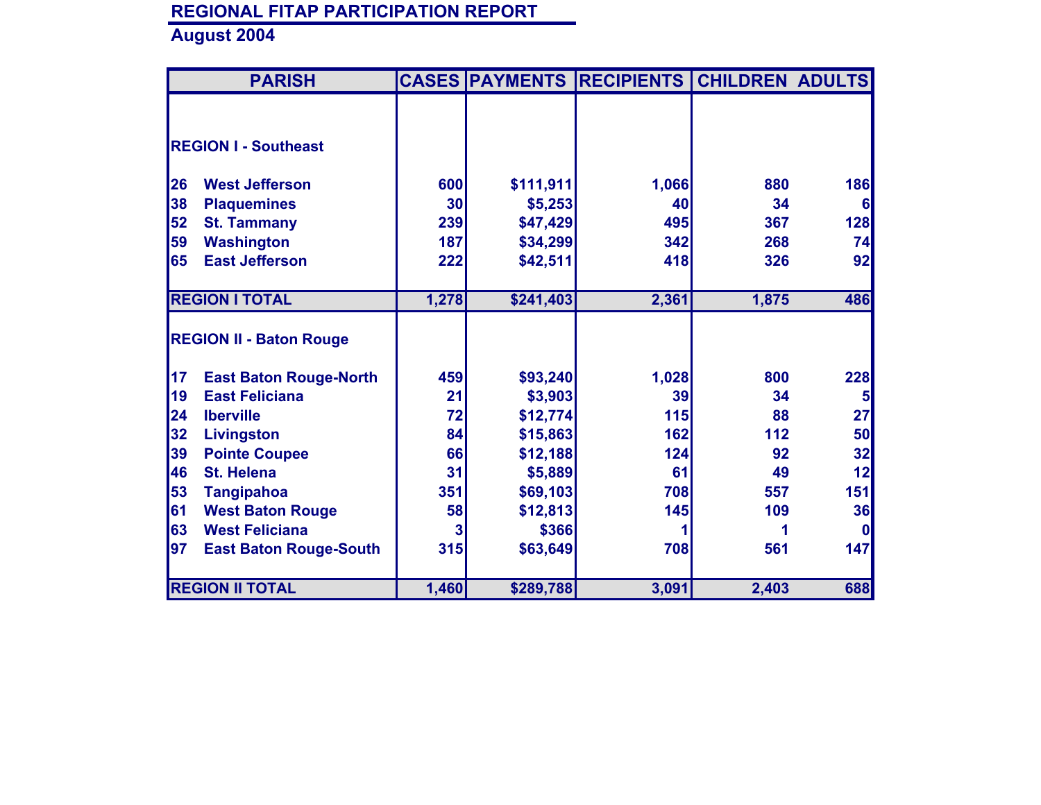## REGIONAL FITAP PARTICIPATION REPORT

### August 2004

| PARISH | | CASES | PAYMENTS | RECIPIENTS | CHILDREN | ADULTS |
|---|---|---|---|---|---|---|
| **REGION I - Southeast** | | | | | | |
| 26 | West Jefferson | 600 | $111,911 | 1,066 | 880 | 186 |
| 38 | Plaquemines | 30 | $5,253 | 40 | 34 | 6 |
| 52 | St. Tammany | 239 | $47,429 | 495 | 367 | 128 |
| 59 | Washington | 187 | $34,299 | 342 | 268 | 74 |
| 65 | East Jefferson | 222 | $42,511 | 418 | 326 | 92 |
| **REGION I TOTAL** | | **1,278** | **$241,403** | **2,361** | **1,875** | **486** |
| **REGION II - Baton Rouge** | | | | | | |
| 17 | East Baton Rouge-North | 459 | $93,240 | 1,028 | 800 | 228 |
| 19 | East Feliciana | 21 | $3,903 | 39 | 34 | 5 |
| 24 | Iberville | 72 | $12,774 | 115 | 88 | 27 |
| 32 | Livingston | 84 | $15,863 | 162 | 112 | 50 |
| 39 | Pointe Coupee | 66 | $12,188 | 124 | 92 | 32 |
| 46 | St. Helena | 31 | $5,889 | 61 | 49 | 12 |
| 53 | Tangipahoa | 351 | $69,103 | 708 | 557 | 151 |
| 61 | West Baton Rouge | 58 | $12,813 | 145 | 109 | 36 |
| 63 | West Feliciana | 3 | $366 | 1 | 1 | 0 |
| 97 | East Baton Rouge-South | 315 | $63,649 | 708 | 561 | 147 |
| **REGION II TOTAL** | | **1,460** | **$289,788** | **3,091** | **2,403** | **688** |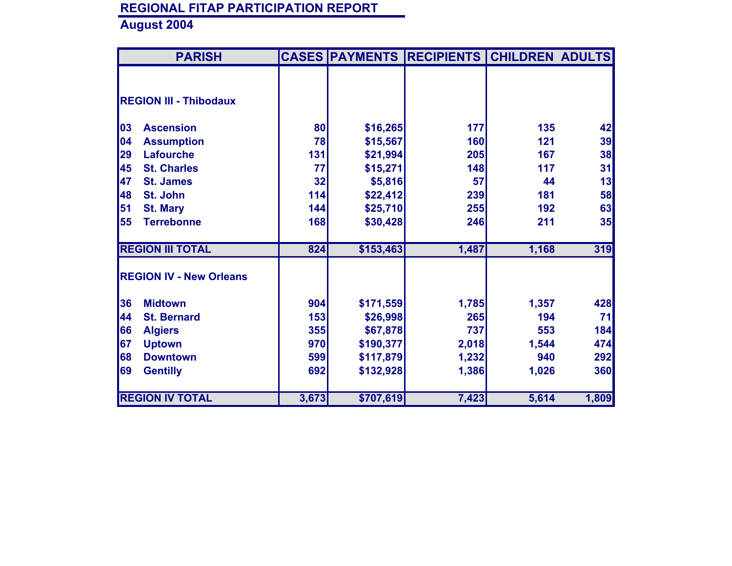## REGIONAL FITAP PARTICIPATION REPORT

**August 2004**

| PARISH | | CASES | PAYMENTS | RECIPIENTS | CHILDREN | ADULTS |
|---|---|---|---|---|---|---|
| **REGION III - Thibodaux** | | | | | | |
| 03 | Ascension | 80 | $16,265 | 177 | 135 | 42 |
| 04 | Assumption | 78 | $15,567 | 160 | 121 | 39 |
| 29 | Lafourche | 131 | $21,994 | 205 | 167 | 38 |
| 45 | St. Charles | 77 | $15,271 | 148 | 117 | 31 |
| 47 | St. James | 32 | $5,816 | 57 | 44 | 13 |
| 48 | St. John | 114 | $22,412 | 239 | 181 | 58 |
| 51 | St. Mary | 144 | $25,710 | 255 | 192 | 63 |
| 55 | Terrebonne | 168 | $30,428 | 246 | 211 | 35 |
| **REGION III TOTAL** | | 824 | $153,463 | 1,487 | 1,168 | 319 |
| **REGION IV - New Orleans** | | | | | | |
| 36 | Midtown | 904 | $171,559 | 1,785 | 1,357 | 428 |
| 44 | St. Bernard | 153 | $26,998 | 265 | 194 | 71 |
| 66 | Algiers | 355 | $67,878 | 737 | 553 | 184 |
| 67 | Uptown | 970 | $190,377 | 2,018 | 1,544 | 474 |
| 68 | Downtown | 599 | $117,879 | 1,232 | 940 | 292 |
| 69 | Gentilly | 692 | $132,928 | 1,386 | 1,026 | 360 |
| **REGION IV TOTAL** | | 3,673 | $707,619 | 7,423 | 5,614 | 1,809 |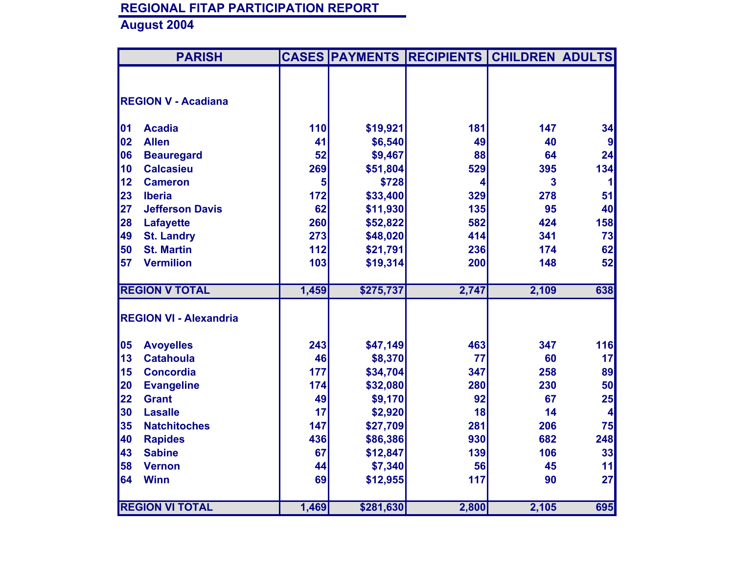# REGIONAL FITAP PARTICIPATION REPORT

## August 2004

| PARISH | | CASES | PAYMENTS | RECIPIENTS | CHILDREN | ADULTS |
|---|---|---|---|---|---|---|
| **REGION V - Acadiana** | | | | | | |
| 01 | Acadia | 110 | $19,921 | 181 | 147 | 34 |
| 02 | Allen | 41 | $6,540 | 49 | 40 | 9 |
| 06 | Beauregard | 52 | $9,467 | 88 | 64 | 24 |
| 10 | Calcasieu | 269 | $51,804 | 529 | 395 | 134 |
| 12 | Cameron | 5 | $728 | 4 | 3 | 1 |
| 23 | Iberia | 172 | $33,400 | 329 | 278 | 51 |
| 27 | Jefferson Davis | 62 | $11,930 | 135 | 95 | 40 |
| 28 | Lafayette | 260 | $52,822 | 582 | 424 | 158 |
| 49 | St. Landry | 273 | $48,020 | 414 | 341 | 73 |
| 50 | St. Martin | 112 | $21,791 | 236 | 174 | 62 |
| 57 | Vermilion | 103 | $19,314 | 200 | 148 | 52 |
| **REGION V TOTAL** | | **1,459** | **$275,737** | **2,747** | **2,109** | **638** |
| **REGION VI - Alexandria** | | | | | | |
| 05 | Avoyelles | 243 | $47,149 | 463 | 347 | 116 |
| 13 | Catahoula | 46 | $8,370 | 77 | 60 | 17 |
| 15 | Concordia | 177 | $34,704 | 347 | 258 | 89 |
| 20 | Evangeline | 174 | $32,080 | 280 | 230 | 50 |
| 22 | Grant | 49 | $9,170 | 92 | 67 | 25 |
| 30 | Lasalle | 17 | $2,920 | 18 | 14 | 4 |
| 35 | Natchitoches | 147 | $27,709 | 281 | 206 | 75 |
| 40 | Rapides | 436 | $86,386 | 930 | 682 | 248 |
| 43 | Sabine | 67 | $12,847 | 139 | 106 | 33 |
| 58 | Vernon | 44 | $7,340 | 56 | 45 | 11 |
| 64 | Winn | 69 | $12,955 | 117 | 90 | 27 |
| **REGION VI TOTAL** | | **1,469** | **$281,630** | **2,800** | **2,105** | **695** |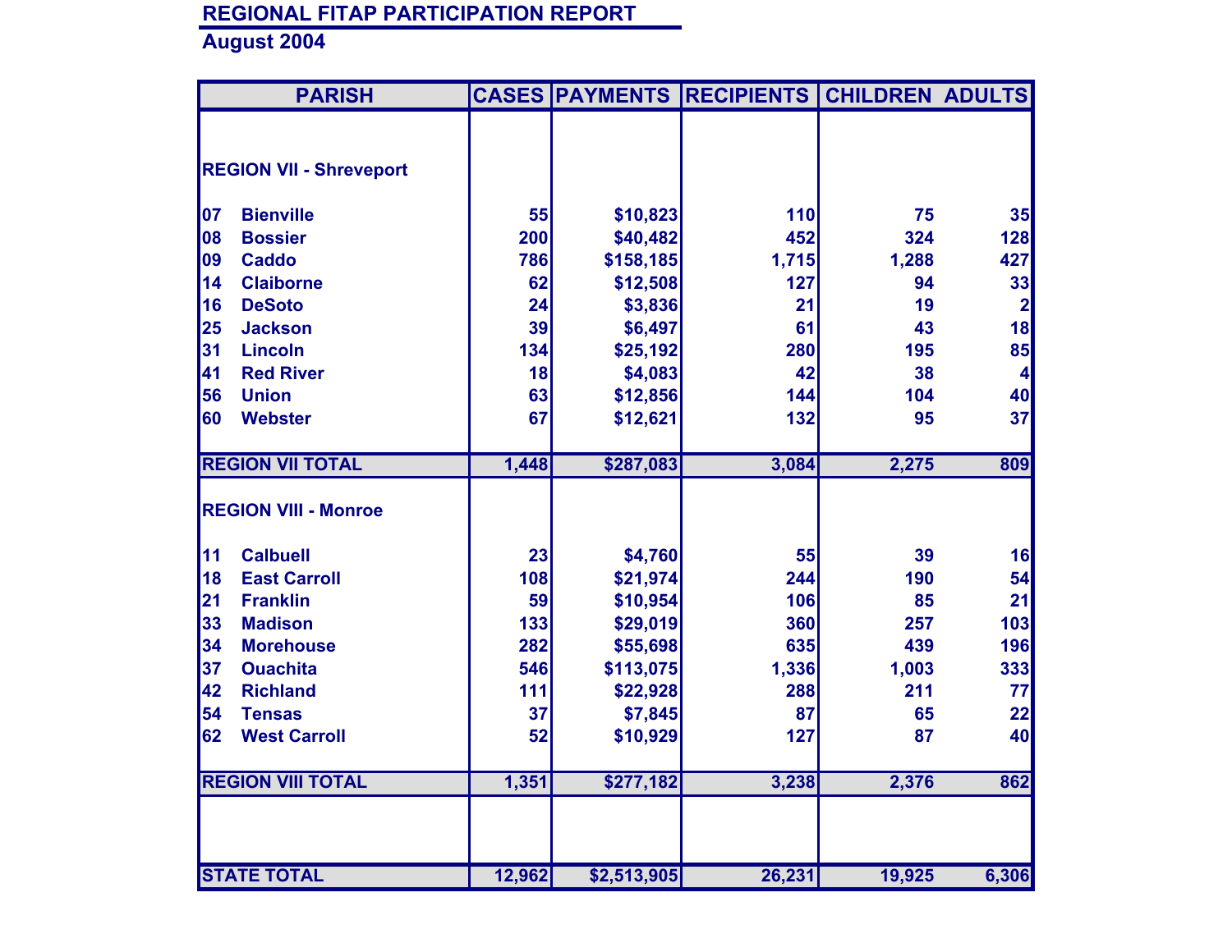# REGIONAL FITAP PARTICIPATION REPORT

## August 2004

| PARISH | | CASES | PAYMENTS | RECIPIENTS | CHILDREN | ADULTS |
|---|---|---|---|---|---|---|
| **REGION VII - Shreveport** | | | | | | |
| 07 | Bienville | 55 | $10,823 | 110 | 75 | 35 |
| 08 | Bossier | 200 | $40,482 | 452 | 324 | 128 |
| 09 | Caddo | 786 | $158,185 | 1,715 | 1,288 | 427 |
| 14 | Claiborne | 62 | $12,508 | 127 | 94 | 33 |
| 16 | DeSoto | 24 | $3,836 | 21 | 19 | 2 |
| 25 | Jackson | 39 | $6,497 | 61 | 43 | 18 |
| 31 | Lincoln | 134 | $25,192 | 280 | 195 | 85 |
| 41 | Red River | 18 | $4,083 | 42 | 38 | 4 |
| 56 | Union | 63 | $12,856 | 144 | 104 | 40 |
| 60 | Webster | 67 | $12,621 | 132 | 95 | 37 |
| **REGION VII TOTAL** | | 1,448 | $287,083 | 3,084 | 2,275 | 809 |
| **REGION VIII - Monroe** | | | | | | |
| 11 | Calbuell | 23 | $4,760 | 55 | 39 | 16 |
| 18 | East Carroll | 108 | $21,974 | 244 | 190 | 54 |
| 21 | Franklin | 59 | $10,954 | 106 | 85 | 21 |
| 33 | Madison | 133 | $29,019 | 360 | 257 | 103 |
| 34 | Morehouse | 282 | $55,698 | 635 | 439 | 196 |
| 37 | Ouachita | 546 | $113,075 | 1,336 | 1,003 | 333 |
| 42 | Richland | 111 | $22,928 | 288 | 211 | 77 |
| 54 | Tensas | 37 | $7,845 | 87 | 65 | 22 |
| 62 | West Carroll | 52 | $10,929 | 127 | 87 | 40 |
| **REGION VIII TOTAL** | | 1,351 | $277,182 | 3,238 | 2,376 | 862 |
| **STATE TOTAL** | | 12,962 | $2,513,905 | 26,231 | 19,925 | 6,306 |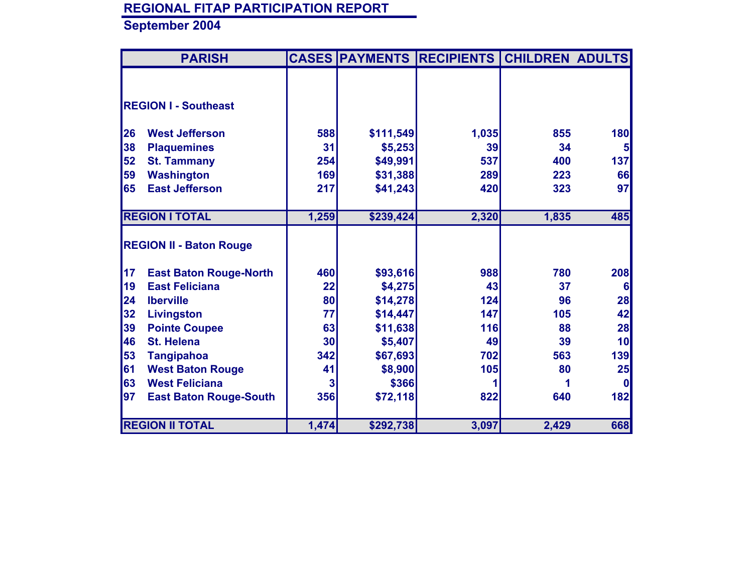# REGIONAL FITAP PARTICIPATION REPORT

## September 2004

| PARISH | | CASES | PAYMENTS | RECIPIENTS | CHILDREN | ADULTS |
|---|---|---|---|---|---|---|
| **REGION I - Southeast** | | | | | | |
| 26 | West Jefferson | 588 | $111,549 | 1,035 | 855 | 180 |
| 38 | Plaquemines | 31 | $5,253 | 39 | 34 | 5 |
| 52 | St. Tammany | 254 | $49,991 | 537 | 400 | 137 |
| 59 | Washington | 169 | $31,388 | 289 | 223 | 66 |
| 65 | East Jefferson | 217 | $41,243 | 420 | 323 | 97 |
| **REGION I TOTAL** | | **1,259** | **$239,424** | **2,320** | **1,835** | **485** |
| **REGION II - Baton Rouge** | | | | | | |
| 17 | East Baton Rouge-North | 460 | $93,616 | 988 | 780 | 208 |
| 19 | East Feliciana | 22 | $4,275 | 43 | 37 | 6 |
| 24 | Iberville | 80 | $14,278 | 124 | 96 | 28 |
| 32 | Livingston | 77 | $14,447 | 147 | 105 | 42 |
| 39 | Pointe Coupee | 63 | $11,638 | 116 | 88 | 28 |
| 46 | St. Helena | 30 | $5,407 | 49 | 39 | 10 |
| 53 | Tangipahoa | 342 | $67,693 | 702 | 563 | 139 |
| 61 | West Baton Rouge | 41 | $8,900 | 105 | 80 | 25 |
| 63 | West Feliciana | 3 | $366 | 1 | 1 | 0 |
| 97 | East Baton Rouge-South | 356 | $72,118 | 822 | 640 | 182 |
| **REGION II TOTAL** | | **1,474** | **$292,738** | **3,097** | **2,429** | **668** |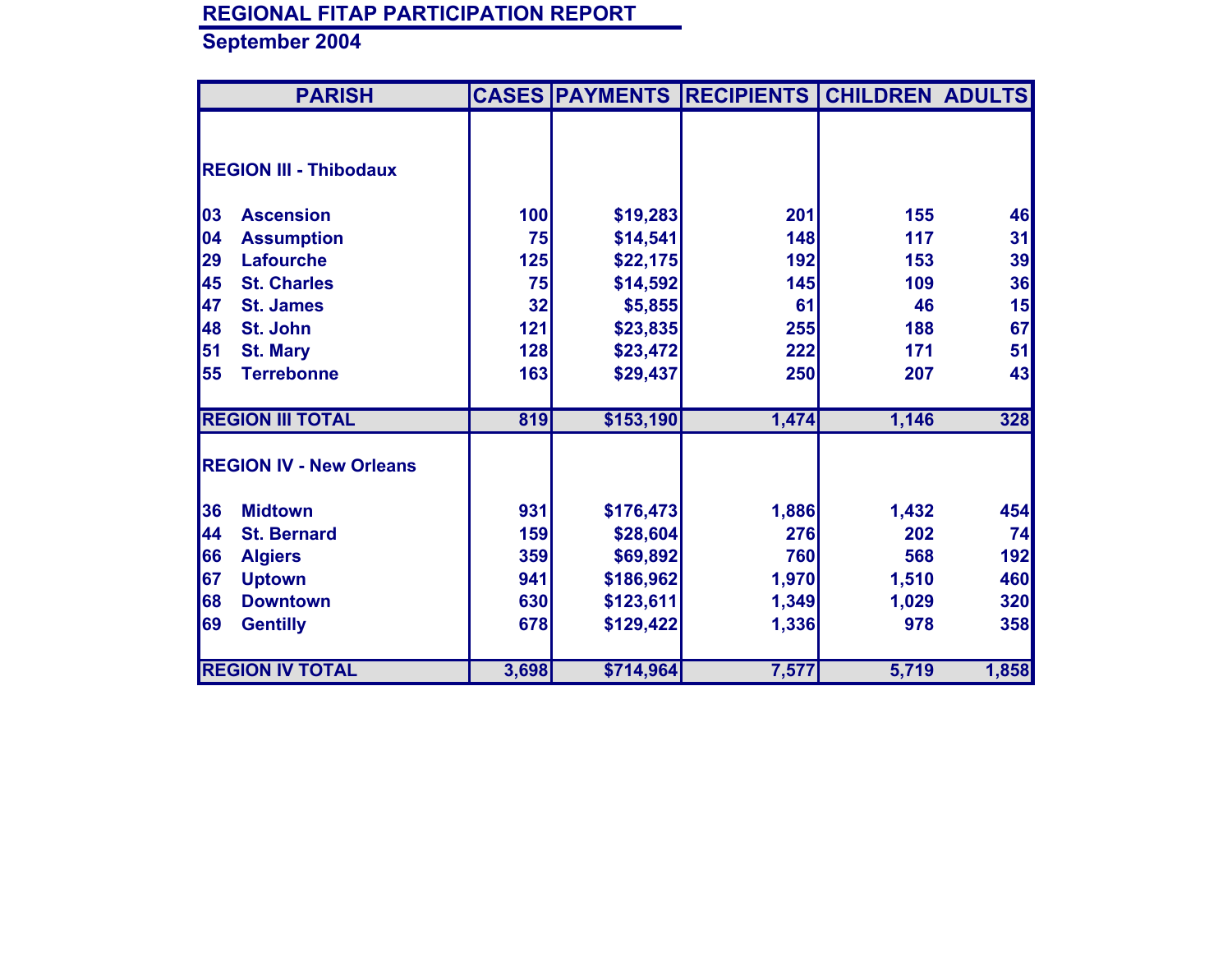## REGIONAL FITAP PARTICIPATION REPORT

### September 2004

| PARISH | | CASES | PAYMENTS | RECIPIENTS | CHILDREN | ADULTS |
|---|---|---|---|---|---|---|
| **REGION III - Thibodaux** | | | | | | |
| 03 | Ascension | 100 | $19,283 | 201 | 155 | 46 |
| 04 | Assumption | 75 | $14,541 | 148 | 117 | 31 |
| 29 | Lafourche | 125 | $22,175 | 192 | 153 | 39 |
| 45 | St. Charles | 75 | $14,592 | 145 | 109 | 36 |
| 47 | St. James | 32 | $5,855 | 61 | 46 | 15 |
| 48 | St. John | 121 | $23,835 | 255 | 188 | 67 |
| 51 | St. Mary | 128 | $23,472 | 222 | 171 | 51 |
| 55 | Terrebonne | 163 | $29,437 | 250 | 207 | 43 |
| **REGION III TOTAL** | | **819** | **$153,190** | **1,474** | **1,146** | **328** |
| **REGION IV - New Orleans** | | | | | | |
| 36 | Midtown | 931 | $176,473 | 1,886 | 1,432 | 454 |
| 44 | St. Bernard | 159 | $28,604 | 276 | 202 | 74 |
| 66 | Algiers | 359 | $69,892 | 760 | 568 | 192 |
| 67 | Uptown | 941 | $186,962 | 1,970 | 1,510 | 460 |
| 68 | Downtown | 630 | $123,611 | 1,349 | 1,029 | 320 |
| 69 | Gentilly | 678 | $129,422 | 1,336 | 978 | 358 |
| **REGION IV TOTAL** | | **3,698** | **$714,964** | **7,577** | **5,719** | **1,858** |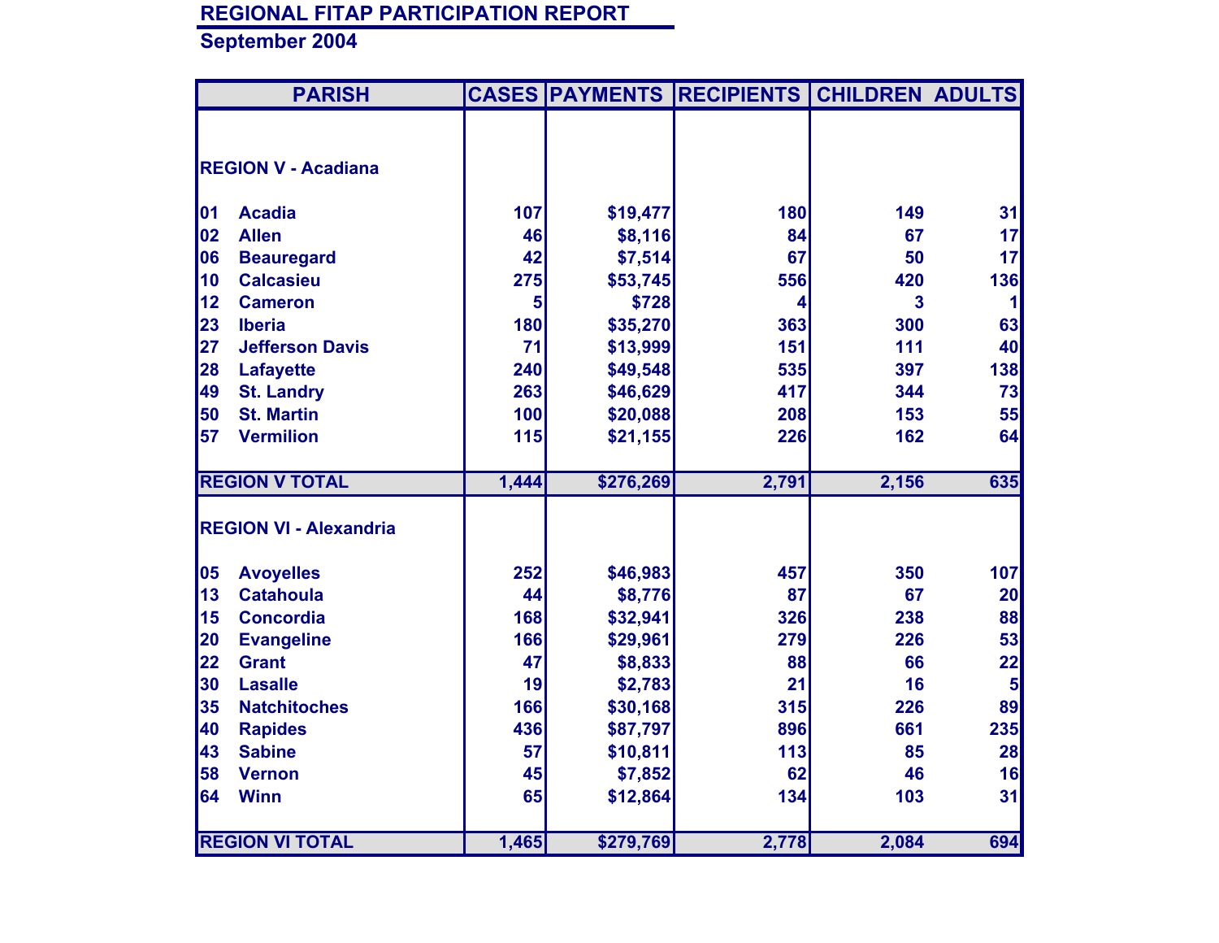# REGIONAL FITAP PARTICIPATION REPORT

## September 2004

| PARISH | | CASES | PAYMENTS | RECIPIENTS | CHILDREN | ADULTS |
|---|---|---|---|---|---|---|
| **REGION V - Acadiana** | | | | | | |
| 01 | Acadia | 107 | $19,477 | 180 | 149 | 31 |
| 02 | Allen | 46 | $8,116 | 84 | 67 | 17 |
| 06 | Beauregard | 42 | $7,514 | 67 | 50 | 17 |
| 10 | Calcasieu | 275 | $53,745 | 556 | 420 | 136 |
| 12 | Cameron | 5 | $728 | 4 | 3 | 1 |
| 23 | Iberia | 180 | $35,270 | 363 | 300 | 63 |
| 27 | Jefferson Davis | 71 | $13,999 | 151 | 111 | 40 |
| 28 | Lafayette | 240 | $49,548 | 535 | 397 | 138 |
| 49 | St. Landry | 263 | $46,629 | 417 | 344 | 73 |
| 50 | St. Martin | 100 | $20,088 | 208 | 153 | 55 |
| 57 | Vermilion | 115 | $21,155 | 226 | 162 | 64 |
| **REGION V TOTAL** | | 1,444 | $276,269 | 2,791 | 2,156 | 635 |
| **REGION VI - Alexandria** | | | | | | |
| 05 | Avoyelles | 252 | $46,983 | 457 | 350 | 107 |
| 13 | Catahoula | 44 | $8,776 | 87 | 67 | 20 |
| 15 | Concordia | 168 | $32,941 | 326 | 238 | 88 |
| 20 | Evangeline | 166 | $29,961 | 279 | 226 | 53 |
| 22 | Grant | 47 | $8,833 | 88 | 66 | 22 |
| 30 | Lasalle | 19 | $2,783 | 21 | 16 | 5 |
| 35 | Natchitoches | 166 | $30,168 | 315 | 226 | 89 |
| 40 | Rapides | 436 | $87,797 | 896 | 661 | 235 |
| 43 | Sabine | 57 | $10,811 | 113 | 85 | 28 |
| 58 | Vernon | 45 | $7,852 | 62 | 46 | 16 |
| 64 | Winn | 65 | $12,864 | 134 | 103 | 31 |
| **REGION VI TOTAL** | | 1,465 | $279,769 | 2,778 | 2,084 | 694 |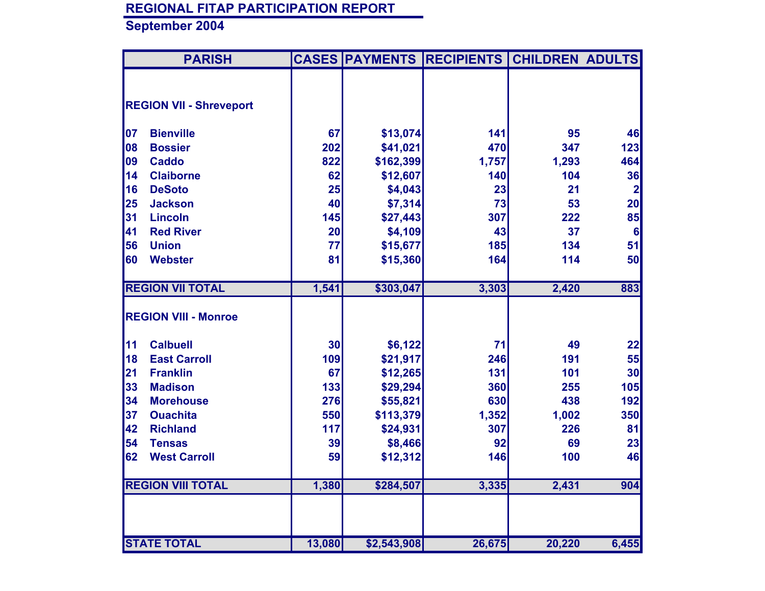# REGIONAL FITAP PARTICIPATION REPORT

## September 2004

| PARISH | | CASES | PAYMENTS | RECIPIENTS | CHILDREN | ADULTS |
|---|---|---|---|---|---|---|
| **REGION VII - Shreveport** | | | | | | |
| 07 | Bienville | 67 | $13,074 | 141 | 95 | 46 |
| 08 | Bossier | 202 | $41,021 | 470 | 347 | 123 |
| 09 | Caddo | 822 | $162,399 | 1,757 | 1,293 | 464 |
| 14 | Claiborne | 62 | $12,607 | 140 | 104 | 36 |
| 16 | DeSoto | 25 | $4,043 | 23 | 21 | 2 |
| 25 | Jackson | 40 | $7,314 | 73 | 53 | 20 |
| 31 | Lincoln | 145 | $27,443 | 307 | 222 | 85 |
| 41 | Red River | 20 | $4,109 | 43 | 37 | 6 |
| 56 | Union | 77 | $15,677 | 185 | 134 | 51 |
| 60 | Webster | 81 | $15,360 | 164 | 114 | 50 |
| **REGION VII TOTAL** | | 1,541 | $303,047 | 3,303 | 2,420 | 883 |
| **REGION VIII - Monroe** | | | | | | |
| 11 | Calbuell | 30 | $6,122 | 71 | 49 | 22 |
| 18 | East Carroll | 109 | $21,917 | 246 | 191 | 55 |
| 21 | Franklin | 67 | $12,265 | 131 | 101 | 30 |
| 33 | Madison | 133 | $29,294 | 360 | 255 | 105 |
| 34 | Morehouse | 276 | $55,821 | 630 | 438 | 192 |
| 37 | Ouachita | 550 | $113,379 | 1,352 | 1,002 | 350 |
| 42 | Richland | 117 | $24,931 | 307 | 226 | 81 |
| 54 | Tensas | 39 | $8,466 | 92 | 69 | 23 |
| 62 | West Carroll | 59 | $12,312 | 146 | 100 | 46 |
| **REGION VIII TOTAL** | | 1,380 | $284,507 | 3,335 | 2,431 | 904 |
| **STATE TOTAL** | | 13,080 | $2,543,908 | 26,675 | 20,220 | 6,455 |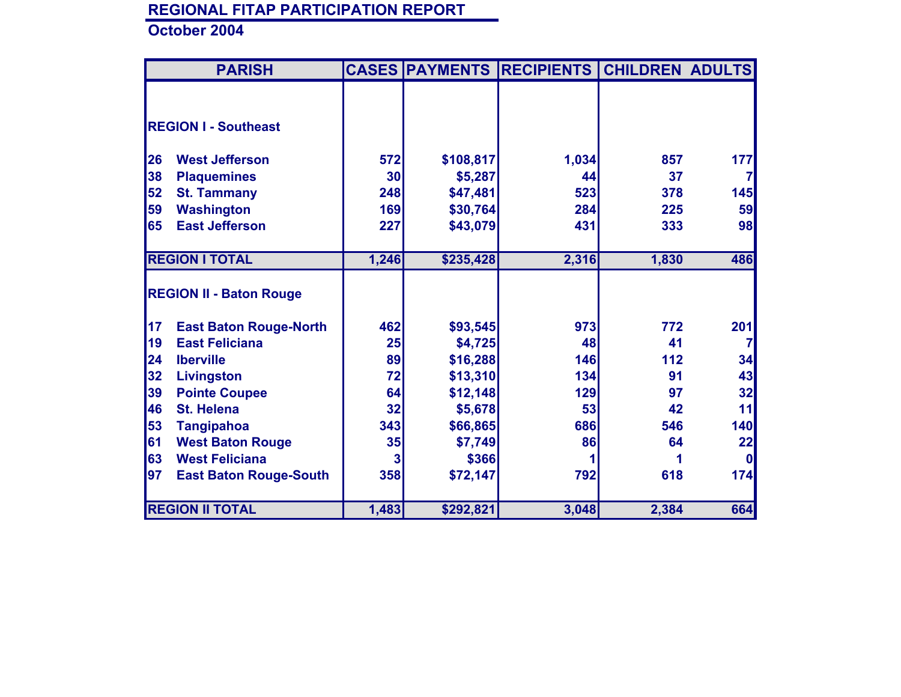## REGIONAL FITAP PARTICIPATION REPORT

**October 2004**

| PARISH | | CASES | PAYMENTS | RECIPIENTS | CHILDREN | ADULTS |
|---|---|---|---|---|---|---|
| **REGION I - Southeast** | | | | | | |
| 26 | West Jefferson | 572 | $108,817 | 1,034 | 857 | 177 |
| 38 | Plaquemines | 30 | $5,287 | 44 | 37 | 7 |
| 52 | St. Tammany | 248 | $47,481 | 523 | 378 | 145 |
| 59 | Washington | 169 | $30,764 | 284 | 225 | 59 |
| 65 | East Jefferson | 227 | $43,079 | 431 | 333 | 98 |
| **REGION I TOTAL** | | 1,246 | $235,428 | 2,316 | 1,830 | 486 |
| **REGION II - Baton Rouge** | | | | | | |
| 17 | East Baton Rouge-North | 462 | $93,545 | 973 | 772 | 201 |
| 19 | East Feliciana | 25 | $4,725 | 48 | 41 | 7 |
| 24 | Iberville | 89 | $16,288 | 146 | 112 | 34 |
| 32 | Livingston | 72 | $13,310 | 134 | 91 | 43 |
| 39 | Pointe Coupee | 64 | $12,148 | 129 | 97 | 32 |
| 46 | St. Helena | 32 | $5,678 | 53 | 42 | 11 |
| 53 | Tangipahoa | 343 | $66,865 | 686 | 546 | 140 |
| 61 | West Baton Rouge | 35 | $7,749 | 86 | 64 | 22 |
| 63 | West Feliciana | 3 | $366 | 1 | 1 | 0 |
| 97 | East Baton Rouge-South | 358 | $72,147 | 792 | 618 | 174 |
| **REGION II TOTAL** | | 1,483 | $292,821 | 3,048 | 2,384 | 664 |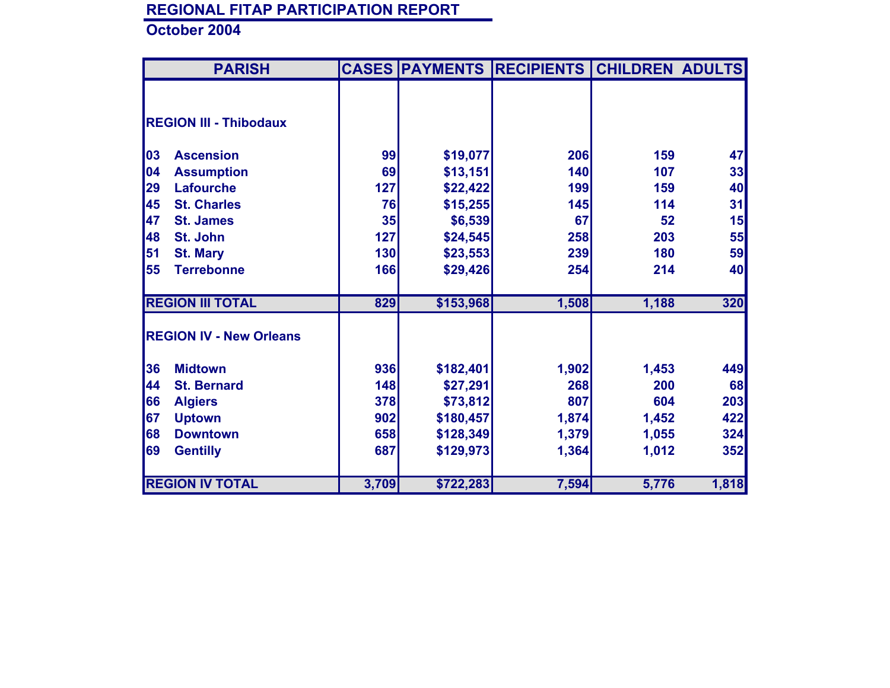## REGIONAL FITAP PARTICIPATION REPORT

**October 2004**

| PARISH | | CASES | PAYMENTS | RECIPIENTS | CHILDREN | ADULTS |
|---|---|---|---|---|---|---|
| **REGION III - Thibodaux** | | | | | | |
| 03 | Ascension | 99 | $19,077 | 206 | 159 | 47 |
| 04 | Assumption | 69 | $13,151 | 140 | 107 | 33 |
| 29 | Lafourche | 127 | $22,422 | 199 | 159 | 40 |
| 45 | St. Charles | 76 | $15,255 | 145 | 114 | 31 |
| 47 | St. James | 35 | $6,539 | 67 | 52 | 15 |
| 48 | St. John | 127 | $24,545 | 258 | 203 | 55 |
| 51 | St. Mary | 130 | $23,553 | 239 | 180 | 59 |
| 55 | Terrebonne | 166 | $29,426 | 254 | 214 | 40 |
| **REGION III TOTAL** | | 829 | $153,968 | 1,508 | 1,188 | 320 |
| **REGION IV - New Orleans** | | | | | | |
| 36 | Midtown | 936 | $182,401 | 1,902 | 1,453 | 449 |
| 44 | St. Bernard | 148 | $27,291 | 268 | 200 | 68 |
| 66 | Algiers | 378 | $73,812 | 807 | 604 | 203 |
| 67 | Uptown | 902 | $180,457 | 1,874 | 1,452 | 422 |
| 68 | Downtown | 658 | $128,349 | 1,379 | 1,055 | 324 |
| 69 | Gentilly | 687 | $129,973 | 1,364 | 1,012 | 352 |
| **REGION IV TOTAL** | | 3,709 | $722,283 | 7,594 | 5,776 | 1,818 |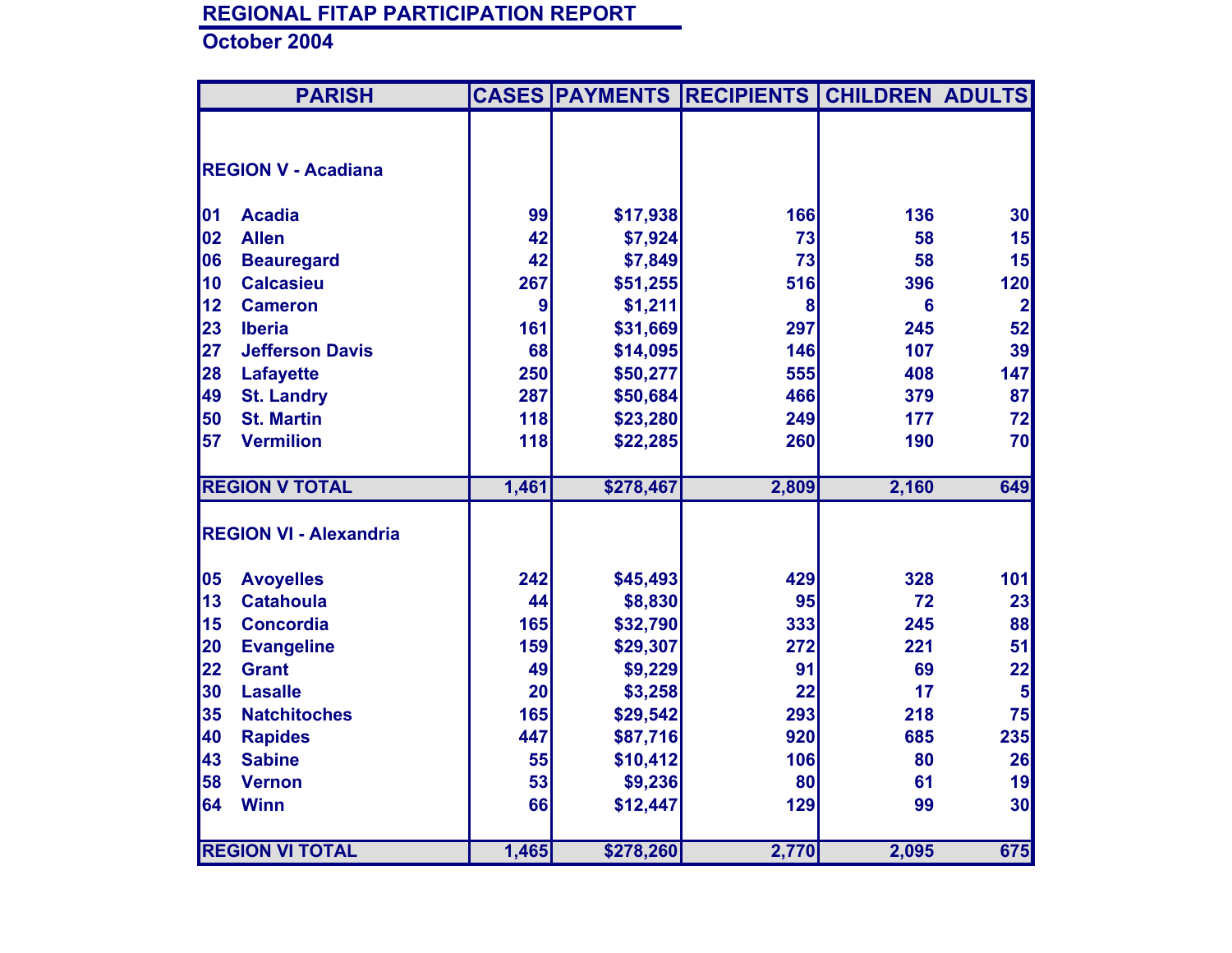# REGIONAL FITAP PARTICIPATION REPORT

## October 2004

| PARISH | CASES | PAYMENTS | RECIPIENTS | CHILDREN | ADULTS |
|---|---|---|---|---|---|
| **REGION V - Acadiana** | | | | | |
| 01 Acadia | 99 | $17,938 | 166 | 136 | 30 |
| 02 Allen | 42 | $7,924 | 73 | 58 | 15 |
| 06 Beauregard | 42 | $7,849 | 73 | 58 | 15 |
| 10 Calcasieu | 267 | $51,255 | 516 | 396 | 120 |
| 12 Cameron | 9 | $1,211 | 8 | 6 | 2 |
| 23 Iberia | 161 | $31,669 | 297 | 245 | 52 |
| 27 Jefferson Davis | 68 | $14,095 | 146 | 107 | 39 |
| 28 Lafayette | 250 | $50,277 | 555 | 408 | 147 |
| 49 St. Landry | 287 | $50,684 | 466 | 379 | 87 |
| 50 St. Martin | 118 | $23,280 | 249 | 177 | 72 |
| 57 Vermilion | 118 | $22,285 | 260 | 190 | 70 |
| **REGION V TOTAL** | 1,461 | $278,467 | 2,809 | 2,160 | 649 |
| **REGION VI - Alexandria** | | | | | |
| 05 Avoyelles | 242 | $45,493 | 429 | 328 | 101 |
| 13 Catahoula | 44 | $8,830 | 95 | 72 | 23 |
| 15 Concordia | 165 | $32,790 | 333 | 245 | 88 |
| 20 Evangeline | 159 | $29,307 | 272 | 221 | 51 |
| 22 Grant | 49 | $9,229 | 91 | 69 | 22 |
| 30 Lasalle | 20 | $3,258 | 22 | 17 | 5 |
| 35 Natchitoches | 165 | $29,542 | 293 | 218 | 75 |
| 40 Rapides | 447 | $87,716 | 920 | 685 | 235 |
| 43 Sabine | 55 | $10,412 | 106 | 80 | 26 |
| 58 Vernon | 53 | $9,236 | 80 | 61 | 19 |
| 64 Winn | 66 | $12,447 | 129 | 99 | 30 |
| **REGION VI TOTAL** | 1,465 | $278,260 | 2,770 | 2,095 | 675 |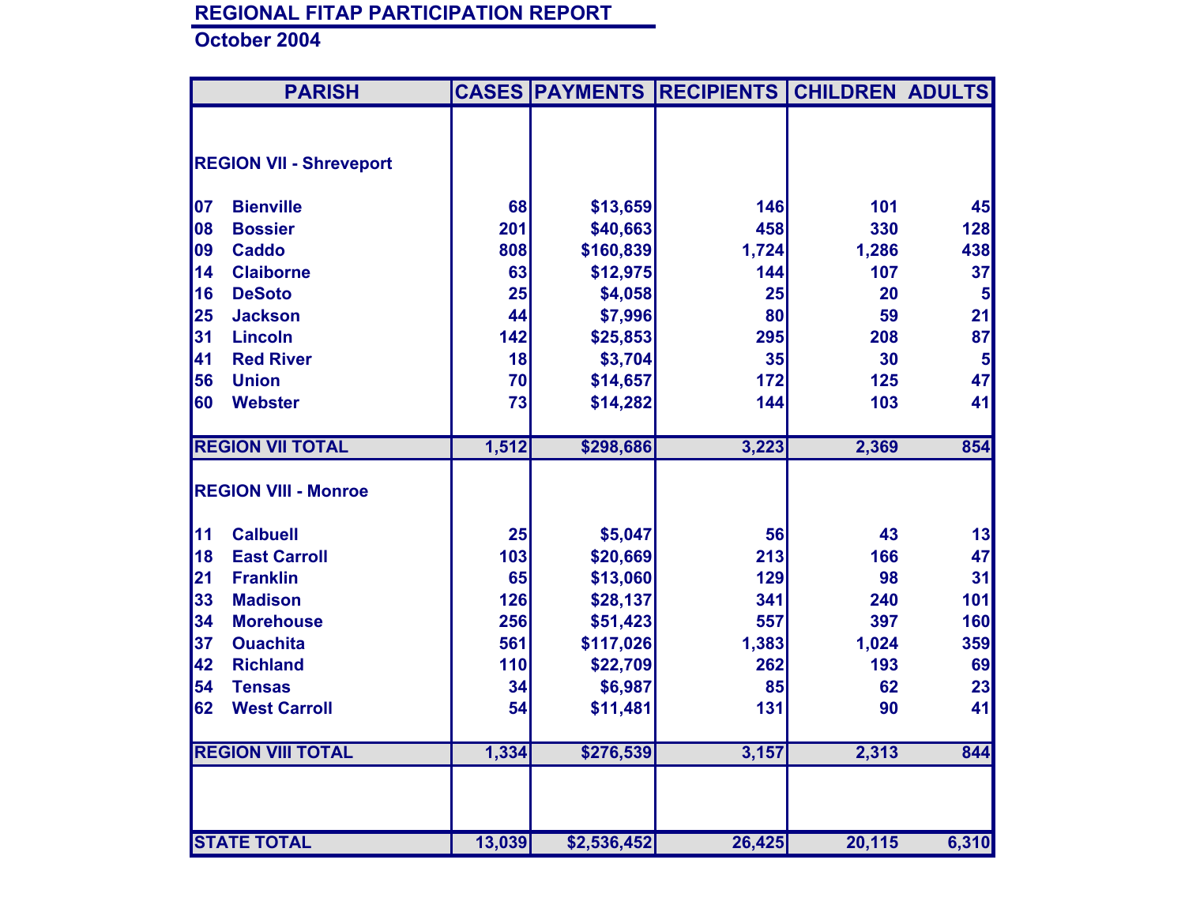# REGIONAL FITAP PARTICIPATION REPORT

## October 2004

| PARISH | CASES | PAYMENTS | RECIPIENTS | CHILDREN | ADULTS |
|---|---|---|---|---|---|
| **REGION VII - Shreveport** | | | | | |
| 07 Bienville | 68 | $13,659 | 146 | 101 | 45 |
| 08 Bossier | 201 | $40,663 | 458 | 330 | 128 |
| 09 Caddo | 808 | $160,839 | 1,724 | 1,286 | 438 |
| 14 Claiborne | 63 | $12,975 | 144 | 107 | 37 |
| 16 DeSoto | 25 | $4,058 | 25 | 20 | 5 |
| 25 Jackson | 44 | $7,996 | 80 | 59 | 21 |
| 31 Lincoln | 142 | $25,853 | 295 | 208 | 87 |
| 41 Red River | 18 | $3,704 | 35 | 30 | 5 |
| 56 Union | 70 | $14,657 | 172 | 125 | 47 |
| 60 Webster | 73 | $14,282 | 144 | 103 | 41 |
| **REGION VII TOTAL** | 1,512 | $298,686 | 3,223 | 2,369 | 854 |
| **REGION VIII - Monroe** | | | | | |
| 11 Calbuell | 25 | $5,047 | 56 | 43 | 13 |
| 18 East Carroll | 103 | $20,669 | 213 | 166 | 47 |
| 21 Franklin | 65 | $13,060 | 129 | 98 | 31 |
| 33 Madison | 126 | $28,137 | 341 | 240 | 101 |
| 34 Morehouse | 256 | $51,423 | 557 | 397 | 160 |
| 37 Ouachita | 561 | $117,026 | 1,383 | 1,024 | 359 |
| 42 Richland | 110 | $22,709 | 262 | 193 | 69 |
| 54 Tensas | 34 | $6,987 | 85 | 62 | 23 |
| 62 West Carroll | 54 | $11,481 | 131 | 90 | 41 |
| **REGION VIII TOTAL** | 1,334 | $276,539 | 3,157 | 2,313 | 844 |
| **STATE TOTAL** | 13,039 | $2,536,452 | 26,425 | 20,115 | 6,310 |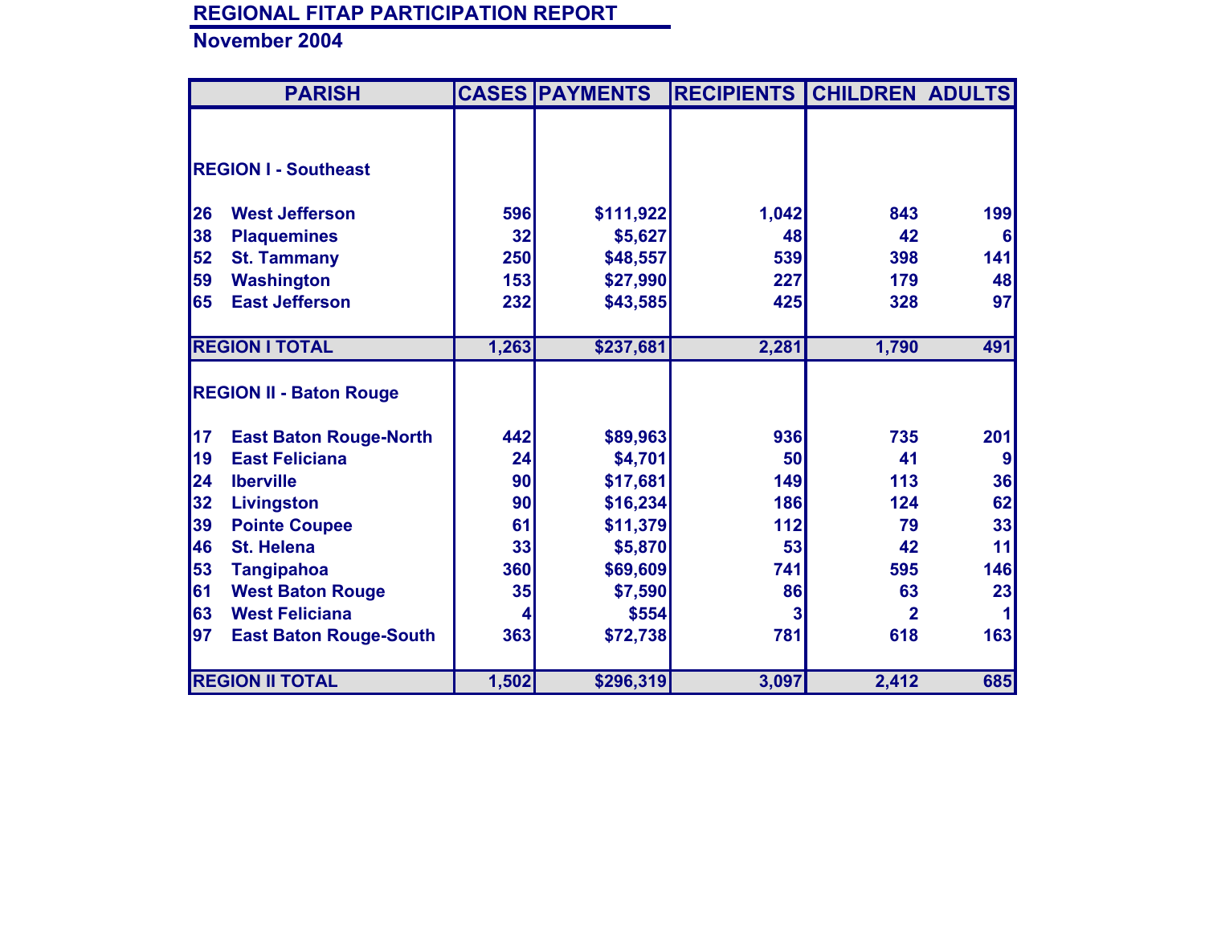# REGIONAL FITAP PARTICIPATION REPORT

## November 2004

| PARISH | | CASES | PAYMENTS | RECIPIENTS | CHILDREN | ADULTS |
|---|---|---|---|---|---|---|
| **REGION I - Southeast** | | | | | | |
| 26 | West Jefferson | 596 | $111,922 | 1,042 | 843 | 199 |
| 38 | Plaquemines | 32 | $5,627 | 48 | 42 | 6 |
| 52 | St. Tammany | 250 | $48,557 | 539 | 398 | 141 |
| 59 | Washington | 153 | $27,990 | 227 | 179 | 48 |
| 65 | East Jefferson | 232 | $43,585 | 425 | 328 | 97 |
| **REGION I TOTAL** | | 1,263 | $237,681 | 2,281 | 1,790 | 491 |
| **REGION II - Baton Rouge** | | | | | | |
| 17 | East Baton Rouge-North | 442 | $89,963 | 936 | 735 | 201 |
| 19 | East Feliciana | 24 | $4,701 | 50 | 41 | 9 |
| 24 | Iberville | 90 | $17,681 | 149 | 113 | 36 |
| 32 | Livingston | 90 | $16,234 | 186 | 124 | 62 |
| 39 | Pointe Coupee | 61 | $11,379 | 112 | 79 | 33 |
| 46 | St. Helena | 33 | $5,870 | 53 | 42 | 11 |
| 53 | Tangipahoa | 360 | $69,609 | 741 | 595 | 146 |
| 61 | West Baton Rouge | 35 | $7,590 | 86 | 63 | 23 |
| 63 | West Feliciana | 4 | $554 | 3 | 2 | 1 |
| 97 | East Baton Rouge-South | 363 | $72,738 | 781 | 618 | 163 |
| **REGION II TOTAL** | | 1,502 | $296,319 | 3,097 | 2,412 | 685 |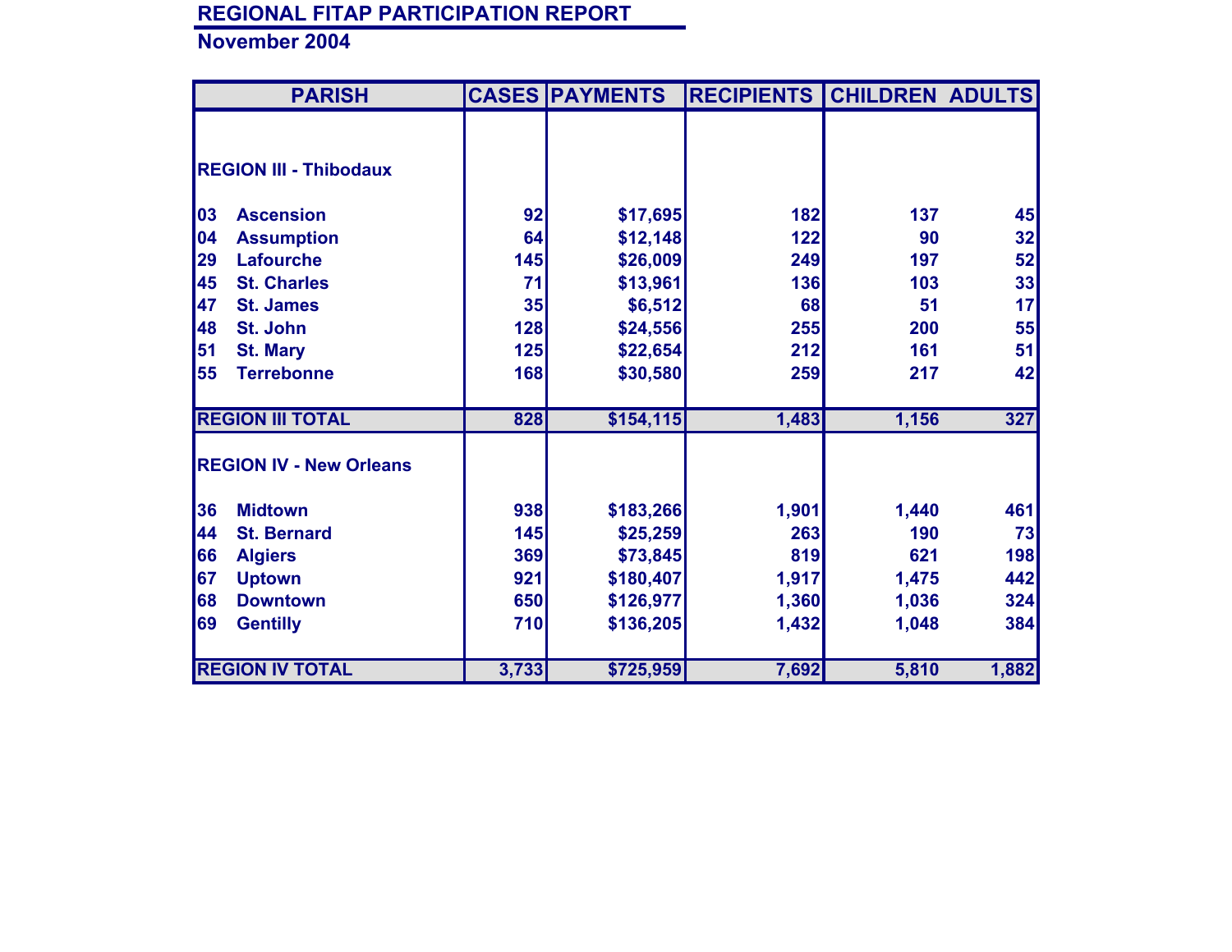# REGIONAL FITAP PARTICIPATION REPORT

## November 2004

| PARISH | | CASES | PAYMENTS | RECIPIENTS | CHILDREN | ADULTS |
|---|---|---|---|---|---|---|
| **REGION III - Thibodaux** | | | | | | |
| 03 | Ascension | 92 | $17,695 | 182 | 137 | 45 |
| 04 | Assumption | 64 | $12,148 | 122 | 90 | 32 |
| 29 | Lafourche | 145 | $26,009 | 249 | 197 | 52 |
| 45 | St. Charles | 71 | $13,961 | 136 | 103 | 33 |
| 47 | St. James | 35 | $6,512 | 68 | 51 | 17 |
| 48 | St. John | 128 | $24,556 | 255 | 200 | 55 |
| 51 | St. Mary | 125 | $22,654 | 212 | 161 | 51 |
| 55 | Terrebonne | 168 | $30,580 | 259 | 217 | 42 |
| **REGION III TOTAL** | | 828 | $154,115 | 1,483 | 1,156 | 327 |
| **REGION IV - New Orleans** | | | | | | |
| 36 | Midtown | 938 | $183,266 | 1,901 | 1,440 | 461 |
| 44 | St. Bernard | 145 | $25,259 | 263 | 190 | 73 |
| 66 | Algiers | 369 | $73,845 | 819 | 621 | 198 |
| 67 | Uptown | 921 | $180,407 | 1,917 | 1,475 | 442 |
| 68 | Downtown | 650 | $126,977 | 1,360 | 1,036 | 324 |
| 69 | Gentilly | 710 | $136,205 | 1,432 | 1,048 | 384 |
| **REGION IV TOTAL** | | 3,733 | $725,959 | 7,692 | 5,810 | 1,882 |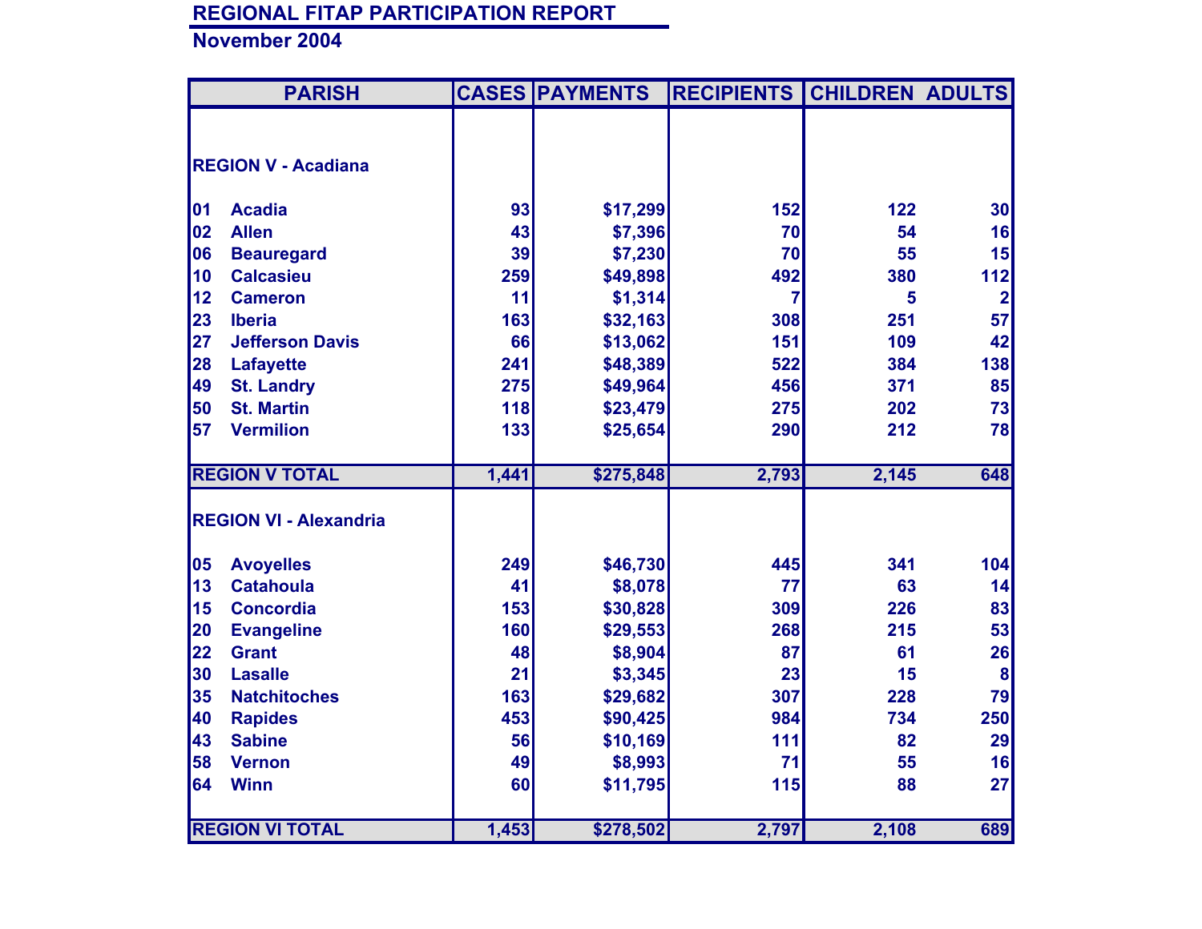## REGIONAL FITAP PARTICIPATION REPORT

**November 2004**

| PARISH | | CASES | PAYMENTS | RECIPIENTS | CHILDREN | ADULTS |
|---|---|---|---|---|---|---|
| **REGION V - Acadiana** | | | | | | |
| 01 | Acadia | 93 | $17,299 | 152 | 122 | 30 |
| 02 | Allen | 43 | $7,396 | 70 | 54 | 16 |
| 06 | Beauregard | 39 | $7,230 | 70 | 55 | 15 |
| 10 | Calcasieu | 259 | $49,898 | 492 | 380 | 112 |
| 12 | Cameron | 11 | $1,314 | 7 | 5 | 2 |
| 23 | Iberia | 163 | $32,163 | 308 | 251 | 57 |
| 27 | Jefferson Davis | 66 | $13,062 | 151 | 109 | 42 |
| 28 | Lafayette | 241 | $48,389 | 522 | 384 | 138 |
| 49 | St. Landry | 275 | $49,964 | 456 | 371 | 85 |
| 50 | St. Martin | 118 | $23,479 | 275 | 202 | 73 |
| 57 | Vermilion | 133 | $25,654 | 290 | 212 | 78 |
| **REGION V TOTAL** | | 1,441 | $275,848 | 2,793 | 2,145 | 648 |
| **REGION VI - Alexandria** | | | | | | |
| 05 | Avoyelles | 249 | $46,730 | 445 | 341 | 104 |
| 13 | Catahoula | 41 | $8,078 | 77 | 63 | 14 |
| 15 | Concordia | 153 | $30,828 | 309 | 226 | 83 |
| 20 | Evangeline | 160 | $29,553 | 268 | 215 | 53 |
| 22 | Grant | 48 | $8,904 | 87 | 61 | 26 |
| 30 | Lasalle | 21 | $3,345 | 23 | 15 | 8 |
| 35 | Natchitoches | 163 | $29,682 | 307 | 228 | 79 |
| 40 | Rapides | 453 | $90,425 | 984 | 734 | 250 |
| 43 | Sabine | 56 | $10,169 | 111 | 82 | 29 |
| 58 | Vernon | 49 | $8,993 | 71 | 55 | 16 |
| 64 | Winn | 60 | $11,795 | 115 | 88 | 27 |
| **REGION VI TOTAL** | | 1,453 | $278,502 | 2,797 | 2,108 | 689 |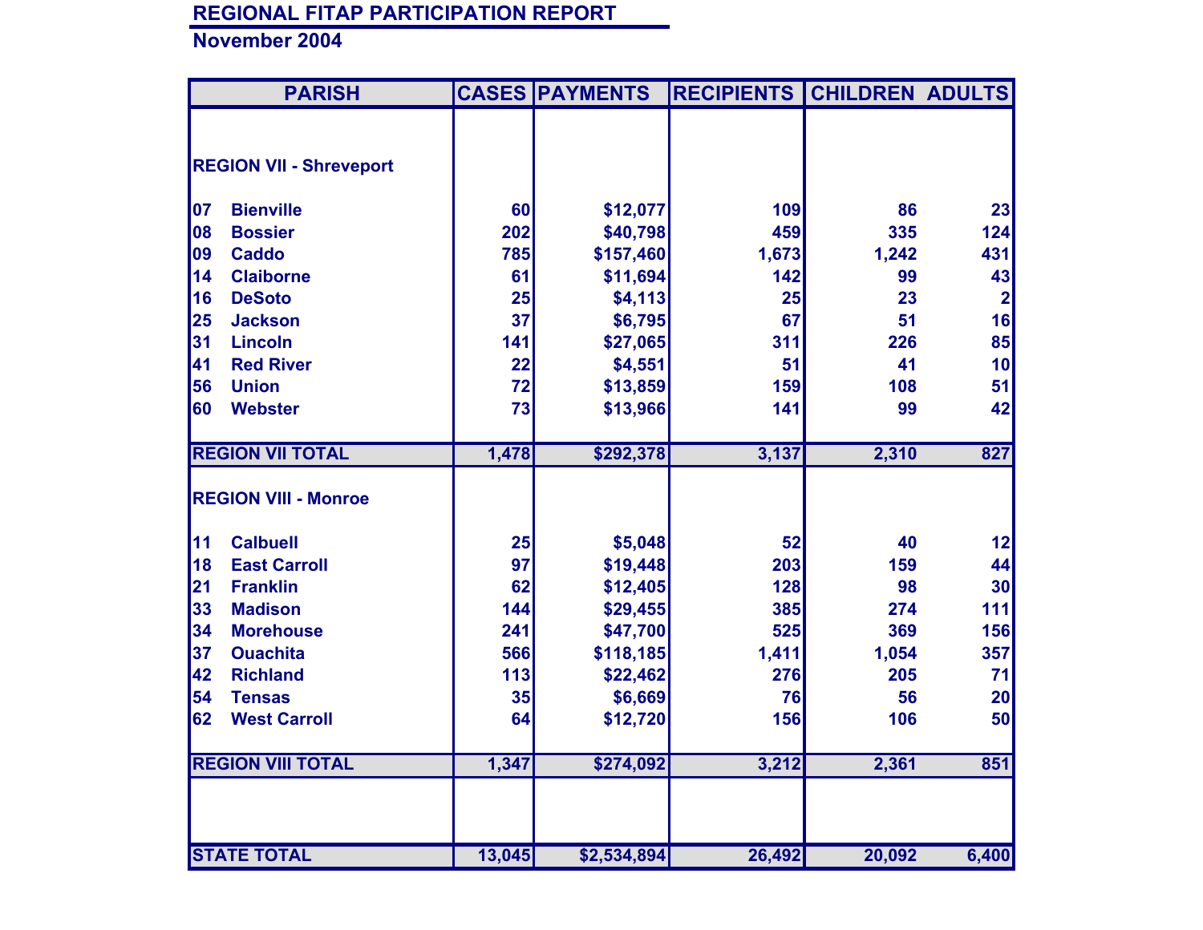# REGIONAL FITAP PARTICIPATION REPORT

## November 2004

| PARISH | | CASES | PAYMENTS | RECIPIENTS | CHILDREN | ADULTS |
|---|---|---|---|---|---|---|
| **REGION VII - Shreveport** | | | | | | |
| 07 | Bienville | 60 | $12,077 | 109 | 86 | 23 |
| 08 | Bossier | 202 | $40,798 | 459 | 335 | 124 |
| 09 | Caddo | 785 | $157,460 | 1,673 | 1,242 | 431 |
| 14 | Claiborne | 61 | $11,694 | 142 | 99 | 43 |
| 16 | DeSoto | 25 | $4,113 | 25 | 23 | 2 |
| 25 | Jackson | 37 | $6,795 | 67 | 51 | 16 |
| 31 | Lincoln | 141 | $27,065 | 311 | 226 | 85 |
| 41 | Red River | 22 | $4,551 | 51 | 41 | 10 |
| 56 | Union | 72 | $13,859 | 159 | 108 | 51 |
| 60 | Webster | 73 | $13,966 | 141 | 99 | 42 |
| **REGION VII TOTAL** | | 1,478 | $292,378 | 3,137 | 2,310 | 827 |
| **REGION VIII - Monroe** | | | | | | |
| 11 | Calbuell | 25 | $5,048 | 52 | 40 | 12 |
| 18 | East Carroll | 97 | $19,448 | 203 | 159 | 44 |
| 21 | Franklin | 62 | $12,405 | 128 | 98 | 30 |
| 33 | Madison | 144 | $29,455 | 385 | 274 | 111 |
| 34 | Morehouse | 241 | $47,700 | 525 | 369 | 156 |
| 37 | Ouachita | 566 | $118,185 | 1,411 | 1,054 | 357 |
| 42 | Richland | 113 | $22,462 | 276 | 205 | 71 |
| 54 | Tensas | 35 | $6,669 | 76 | 56 | 20 |
| 62 | West Carroll | 64 | $12,720 | 156 | 106 | 50 |
| **REGION VIII TOTAL** | | 1,347 | $274,092 | 3,212 | 2,361 | 851 |
| **STATE TOTAL** | | 13,045 | $2,534,894 | 26,492 | 20,092 | 6,400 |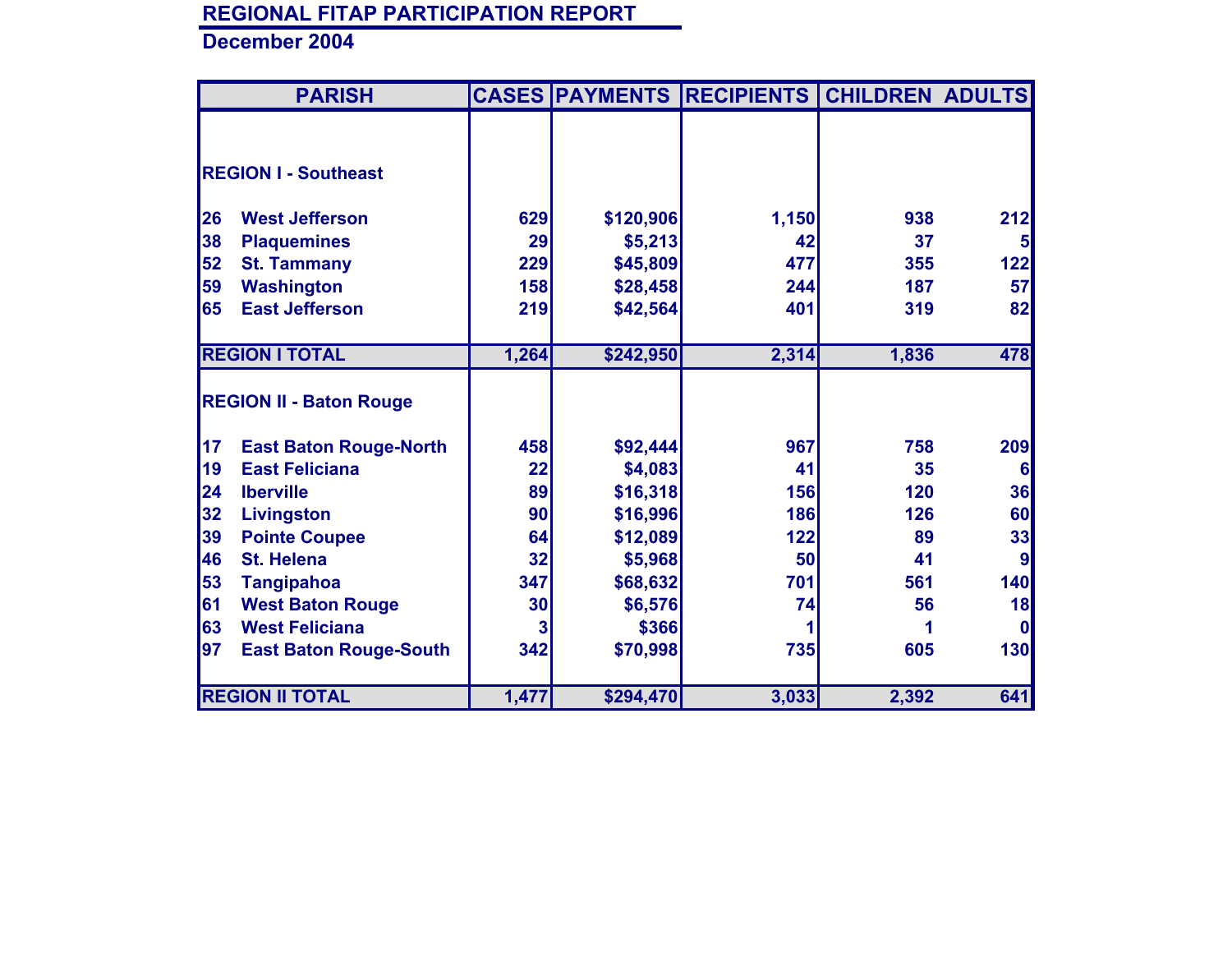## REGIONAL FITAP PARTICIPATION REPORT

### December 2004

| PARISH | | CASES | PAYMENTS | RECIPIENTS | CHILDREN | ADULTS |
|---|---|---|---|---|---|---|
| **REGION I - Southeast** | | | | | | |
| 26 | West Jefferson | 629 | $120,906 | 1,150 | 938 | 212 |
| 38 | Plaquemines | 29 | $5,213 | 42 | 37 | 5 |
| 52 | St. Tammany | 229 | $45,809 | 477 | 355 | 122 |
| 59 | Washington | 158 | $28,458 | 244 | 187 | 57 |
| 65 | East Jefferson | 219 | $42,564 | 401 | 319 | 82 |
| **REGION I TOTAL** | | 1,264 | $242,950 | 2,314 | 1,836 | 478 |
| **REGION II - Baton Rouge** | | | | | | |
| 17 | East Baton Rouge-North | 458 | $92,444 | 967 | 758 | 209 |
| 19 | East Feliciana | 22 | $4,083 | 41 | 35 | 6 |
| 24 | Iberville | 89 | $16,318 | 156 | 120 | 36 |
| 32 | Livingston | 90 | $16,996 | 186 | 126 | 60 |
| 39 | Pointe Coupee | 64 | $12,089 | 122 | 89 | 33 |
| 46 | St. Helena | 32 | $5,968 | 50 | 41 | 9 |
| 53 | Tangipahoa | 347 | $68,632 | 701 | 561 | 140 |
| 61 | West Baton Rouge | 30 | $6,576 | 74 | 56 | 18 |
| 63 | West Feliciana | 3 | $366 | 1 | 1 | 0 |
| 97 | East Baton Rouge-South | 342 | $70,998 | 735 | 605 | 130 |
| **REGION II TOTAL** | | 1,477 | $294,470 | 3,033 | 2,392 | 641 |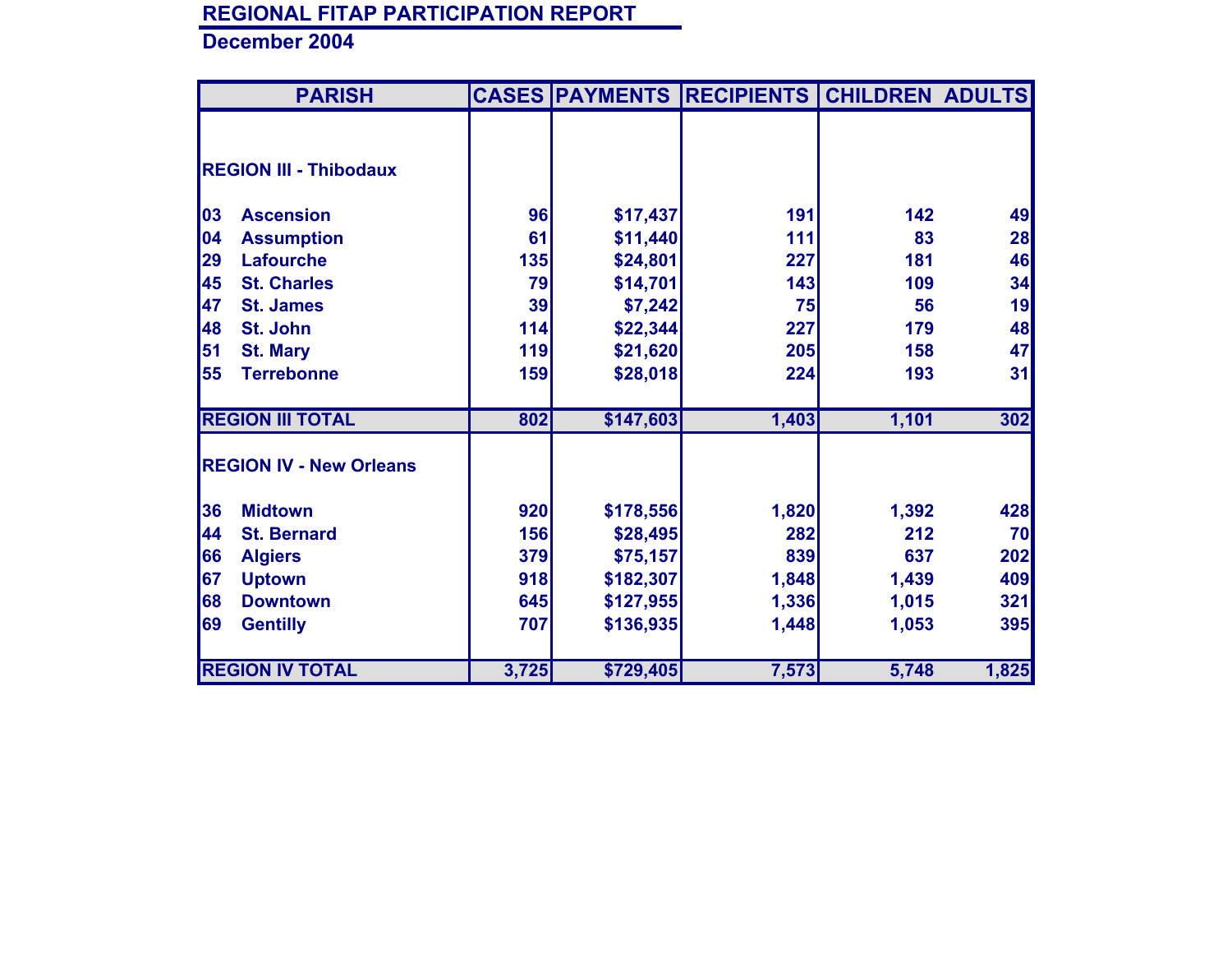## REGIONAL FITAP PARTICIPATION REPORT

**December 2004**

| PARISH | | CASES | PAYMENTS | RECIPIENTS | CHILDREN | ADULTS |
|---|---|---|---|---|---|---|
| **REGION III - Thibodaux** | | | | | | |
| 03 | Ascension | 96 | $17,437 | 191 | 142 | 49 |
| 04 | Assumption | 61 | $11,440 | 111 | 83 | 28 |
| 29 | Lafourche | 135 | $24,801 | 227 | 181 | 46 |
| 45 | St. Charles | 79 | $14,701 | 143 | 109 | 34 |
| 47 | St. James | 39 | $7,242 | 75 | 56 | 19 |
| 48 | St. John | 114 | $22,344 | 227 | 179 | 48 |
| 51 | St. Mary | 119 | $21,620 | 205 | 158 | 47 |
| 55 | Terrebonne | 159 | $28,018 | 224 | 193 | 31 |
| **REGION III TOTAL** | | 802 | $147,603 | 1,403 | 1,101 | 302 |
| **REGION IV - New Orleans** | | | | | | |
| 36 | Midtown | 920 | $178,556 | 1,820 | 1,392 | 428 |
| 44 | St. Bernard | 156 | $28,495 | 282 | 212 | 70 |
| 66 | Algiers | 379 | $75,157 | 839 | 637 | 202 |
| 67 | Uptown | 918 | $182,307 | 1,848 | 1,439 | 409 |
| 68 | Downtown | 645 | $127,955 | 1,336 | 1,015 | 321 |
| 69 | Gentilly | 707 | $136,935 | 1,448 | 1,053 | 395 |
| **REGION IV TOTAL** | | 3,725 | $729,405 | 7,573 | 5,748 | 1,825 |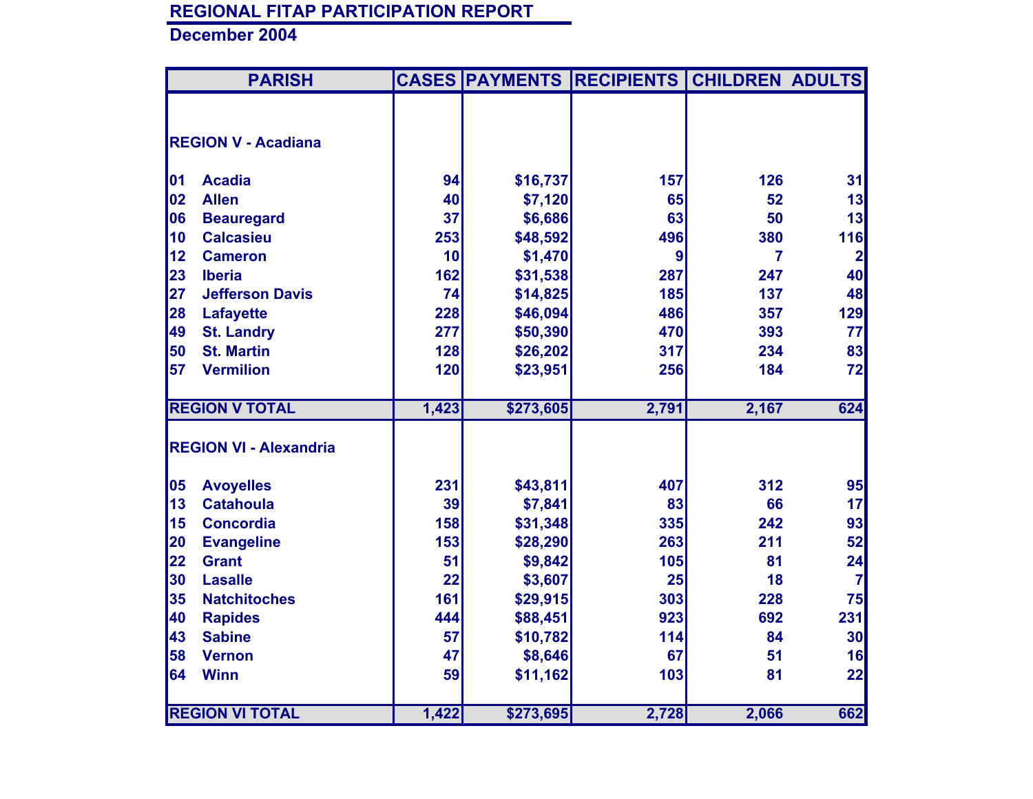## REGIONAL FITAP PARTICIPATION REPORT

### December 2004

| PARISH | | CASES | PAYMENTS | RECIPIENTS | CHILDREN | ADULTS |
|---|---|---|---|---|---|---|
| **REGION V - Acadiana** | | | | | | |
| 01 | Acadia | 94 | $16,737 | 157 | 126 | 31 |
| 02 | Allen | 40 | $7,120 | 65 | 52 | 13 |
| 06 | Beauregard | 37 | $6,686 | 63 | 50 | 13 |
| 10 | Calcasieu | 253 | $48,592 | 496 | 380 | 116 |
| 12 | Cameron | 10 | $1,470 | 9 | 7 | 2 |
| 23 | Iberia | 162 | $31,538 | 287 | 247 | 40 |
| 27 | Jefferson Davis | 74 | $14,825 | 185 | 137 | 48 |
| 28 | Lafayette | 228 | $46,094 | 486 | 357 | 129 |
| 49 | St. Landry | 277 | $50,390 | 470 | 393 | 77 |
| 50 | St. Martin | 128 | $26,202 | 317 | 234 | 83 |
| 57 | Vermilion | 120 | $23,951 | 256 | 184 | 72 |
| **REGION V TOTAL** | | **1,423** | **$273,605** | **2,791** | **2,167** | **624** |
| **REGION VI - Alexandria** | | | | | | |
| 05 | Avoyelles | 231 | $43,811 | 407 | 312 | 95 |
| 13 | Catahoula | 39 | $7,841 | 83 | 66 | 17 |
| 15 | Concordia | 158 | $31,348 | 335 | 242 | 93 |
| 20 | Evangeline | 153 | $28,290 | 263 | 211 | 52 |
| 22 | Grant | 51 | $9,842 | 105 | 81 | 24 |
| 30 | Lasalle | 22 | $3,607 | 25 | 18 | 7 |
| 35 | Natchitoches | 161 | $29,915 | 303 | 228 | 75 |
| 40 | Rapides | 444 | $88,451 | 923 | 692 | 231 |
| 43 | Sabine | 57 | $10,782 | 114 | 84 | 30 |
| 58 | Vernon | 47 | $8,646 | 67 | 51 | 16 |
| 64 | Winn | 59 | $11,162 | 103 | 81 | 22 |
| **REGION VI TOTAL** | | **1,422** | **$273,695** | **2,728** | **2,066** | **662** |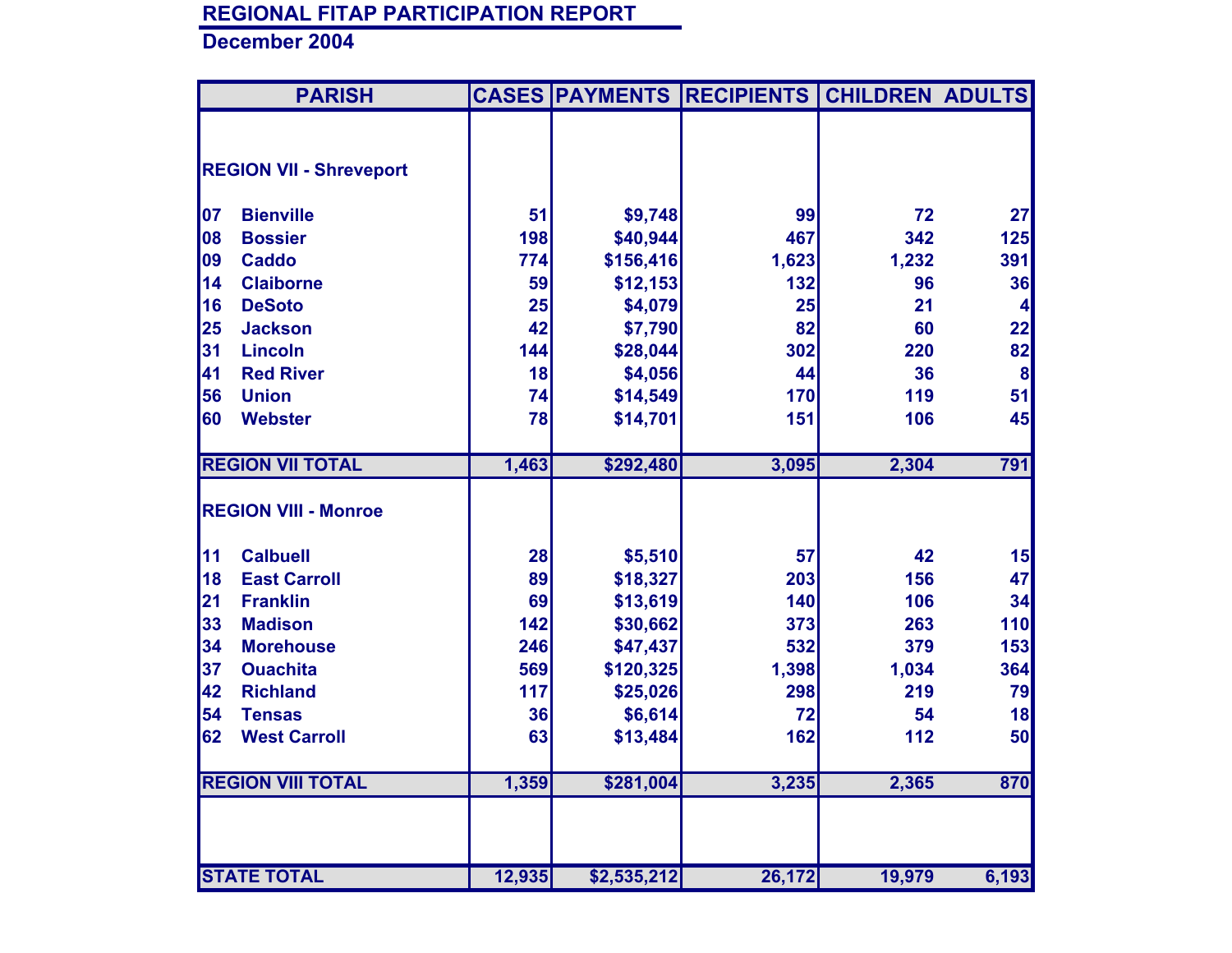## REGIONAL FITAP PARTICIPATION REPORT

**December 2004**

| PARISH | | CASES | PAYMENTS | RECIPIENTS | CHILDREN | ADULTS |
|---|---|---|---|---|---|---|
| **REGION VII - Shreveport** | | | | | | |
| 07 | Bienville | 51 | $9,748 | 99 | 72 | 27 |
| 08 | Bossier | 198 | $40,944 | 467 | 342 | 125 |
| 09 | Caddo | 774 | $156,416 | 1,623 | 1,232 | 391 |
| 14 | Claiborne | 59 | $12,153 | 132 | 96 | 36 |
| 16 | DeSoto | 25 | $4,079 | 25 | 21 | 4 |
| 25 | Jackson | 42 | $7,790 | 82 | 60 | 22 |
| 31 | Lincoln | 144 | $28,044 | 302 | 220 | 82 |
| 41 | Red River | 18 | $4,056 | 44 | 36 | 8 |
| 56 | Union | 74 | $14,549 | 170 | 119 | 51 |
| 60 | Webster | 78 | $14,701 | 151 | 106 | 45 |
| **REGION VII TOTAL** | | 1,463 | $292,480 | 3,095 | 2,304 | 791 |
| **REGION VIII - Monroe** | | | | | | |
| 11 | Calbuell | 28 | $5,510 | 57 | 42 | 15 |
| 18 | East Carroll | 89 | $18,327 | 203 | 156 | 47 |
| 21 | Franklin | 69 | $13,619 | 140 | 106 | 34 |
| 33 | Madison | 142 | $30,662 | 373 | 263 | 110 |
| 34 | Morehouse | 246 | $47,437 | 532 | 379 | 153 |
| 37 | Ouachita | 569 | $120,325 | 1,398 | 1,034 | 364 |
| 42 | Richland | 117 | $25,026 | 298 | 219 | 79 |
| 54 | Tensas | 36 | $6,614 | 72 | 54 | 18 |
| 62 | West Carroll | 63 | $13,484 | 162 | 112 | 50 |
| **REGION VIII TOTAL** | | 1,359 | $281,004 | 3,235 | 2,365 | 870 |
| **STATE TOTAL** | | 12,935 | $2,535,212 | 26,172 | 19,979 | 6,193 |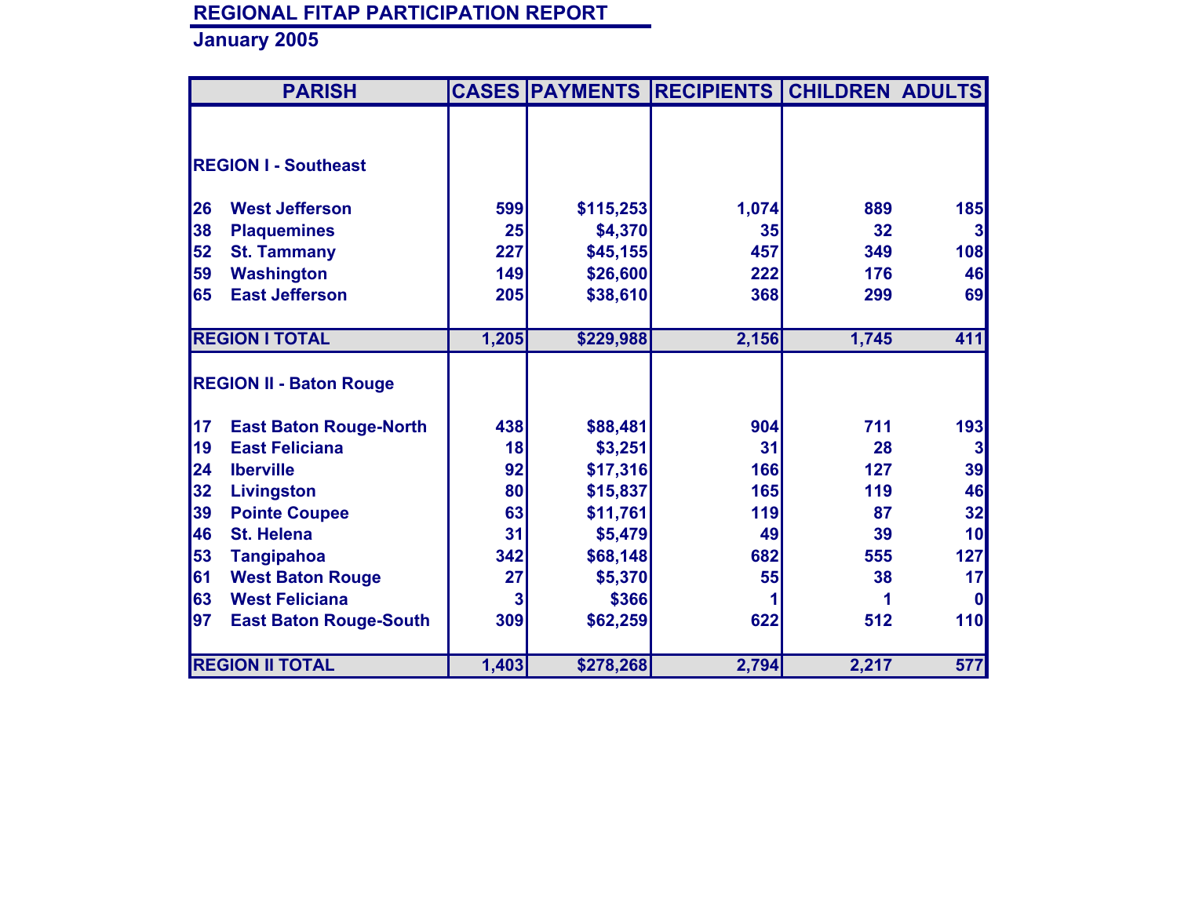# REGIONAL FITAP PARTICIPATION REPORT

## January 2005

| PARISH | | CASES | PAYMENTS | RECIPIENTS | CHILDREN | ADULTS |
|---|---|---|---|---|---|---|
| **REGION I - Southeast** | | | | | | |
| 26 | West Jefferson | 599 | $115,253 | 1,074 | 889 | 185 |
| 38 | Plaquemines | 25 | $4,370 | 35 | 32 | 3 |
| 52 | St. Tammany | 227 | $45,155 | 457 | 349 | 108 |
| 59 | Washington | 149 | $26,600 | 222 | 176 | 46 |
| 65 | East Jefferson | 205 | $38,610 | 368 | 299 | 69 |
| **REGION I TOTAL** | | 1,205 | $229,988 | 2,156 | 1,745 | 411 |
| **REGION II - Baton Rouge** | | | | | | |
| 17 | East Baton Rouge-North | 438 | $88,481 | 904 | 711 | 193 |
| 19 | East Feliciana | 18 | $3,251 | 31 | 28 | 3 |
| 24 | Iberville | 92 | $17,316 | 166 | 127 | 39 |
| 32 | Livingston | 80 | $15,837 | 165 | 119 | 46 |
| 39 | Pointe Coupee | 63 | $11,761 | 119 | 87 | 32 |
| 46 | St. Helena | 31 | $5,479 | 49 | 39 | 10 |
| 53 | Tangipahoa | 342 | $68,148 | 682 | 555 | 127 |
| 61 | West Baton Rouge | 27 | $5,370 | 55 | 38 | 17 |
| 63 | West Feliciana | 3 | $366 | 1 | 1 | 0 |
| 97 | East Baton Rouge-South | 309 | $62,259 | 622 | 512 | 110 |
| **REGION II TOTAL** | | 1,403 | $278,268 | 2,794 | 2,217 | 577 |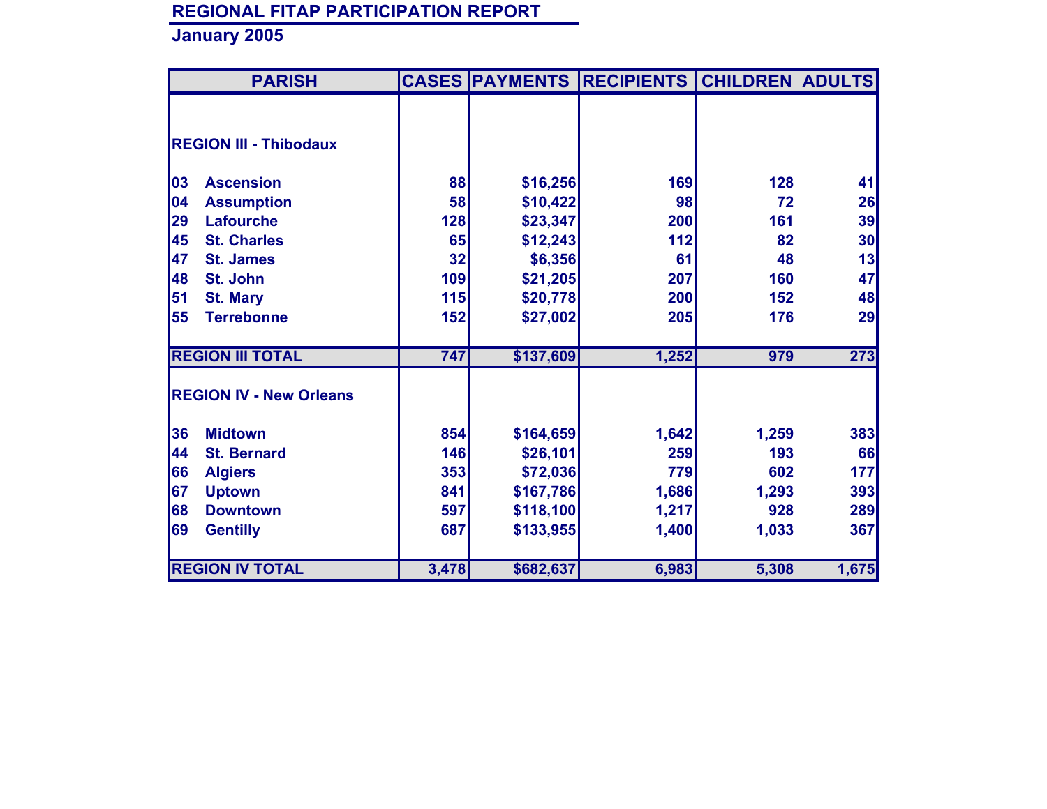## REGIONAL FITAP PARTICIPATION REPORT

**January 2005**

| PARISH | | CASES | PAYMENTS | RECIPIENTS | CHILDREN | ADULTS |
|---|---|---|---|---|---|---|
| **REGION III - Thibodaux** | | | | | | |
| 03 | Ascension | 88 | $16,256 | 169 | 128 | 41 |
| 04 | Assumption | 58 | $10,422 | 98 | 72 | 26 |
| 29 | Lafourche | 128 | $23,347 | 200 | 161 | 39 |
| 45 | St. Charles | 65 | $12,243 | 112 | 82 | 30 |
| 47 | St. James | 32 | $6,356 | 61 | 48 | 13 |
| 48 | St. John | 109 | $21,205 | 207 | 160 | 47 |
| 51 | St. Mary | 115 | $20,778 | 200 | 152 | 48 |
| 55 | Terrebonne | 152 | $27,002 | 205 | 176 | 29 |
| **REGION III TOTAL** | | 747 | $137,609 | 1,252 | 979 | 273 |
| **REGION IV - New Orleans** | | | | | | |
| 36 | Midtown | 854 | $164,659 | 1,642 | 1,259 | 383 |
| 44 | St. Bernard | 146 | $26,101 | 259 | 193 | 66 |
| 66 | Algiers | 353 | $72,036 | 779 | 602 | 177 |
| 67 | Uptown | 841 | $167,786 | 1,686 | 1,293 | 393 |
| 68 | Downtown | 597 | $118,100 | 1,217 | 928 | 289 |
| 69 | Gentilly | 687 | $133,955 | 1,400 | 1,033 | 367 |
| **REGION IV TOTAL** | | 3,478 | $682,637 | 6,983 | 5,308 | 1,675 |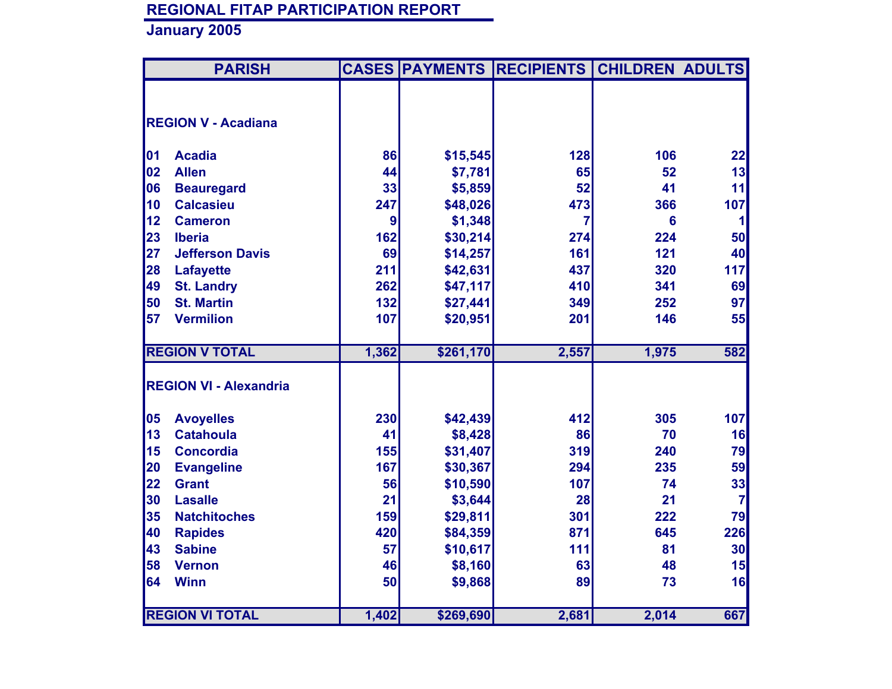## REGIONAL FITAP PARTICIPATION REPORT

**January 2005**

| PARISH | | CASES | PAYMENTS | RECIPIENTS | CHILDREN | ADULTS |
|---|---|---|---|---|---|---|
| **REGION V - Acadiana** | | | | | | |
| 01 | Acadia | 86 | $15,545 | 128 | 106 | 22 |
| 02 | Allen | 44 | $7,781 | 65 | 52 | 13 |
| 06 | Beauregard | 33 | $5,859 | 52 | 41 | 11 |
| 10 | Calcasieu | 247 | $48,026 | 473 | 366 | 107 |
| 12 | Cameron | 9 | $1,348 | 7 | 6 | 1 |
| 23 | Iberia | 162 | $30,214 | 274 | 224 | 50 |
| 27 | Jefferson Davis | 69 | $14,257 | 161 | 121 | 40 |
| 28 | Lafayette | 211 | $42,631 | 437 | 320 | 117 |
| 49 | St. Landry | 262 | $47,117 | 410 | 341 | 69 |
| 50 | St. Martin | 132 | $27,441 | 349 | 252 | 97 |
| 57 | Vermilion | 107 | $20,951 | 201 | 146 | 55 |
| **REGION V TOTAL** | | **1,362** | **$261,170** | **2,557** | **1,975** | **582** |
| **REGION VI - Alexandria** | | | | | | |
| 05 | Avoyelles | 230 | $42,439 | 412 | 305 | 107 |
| 13 | Catahoula | 41 | $8,428 | 86 | 70 | 16 |
| 15 | Concordia | 155 | $31,407 | 319 | 240 | 79 |
| 20 | Evangeline | 167 | $30,367 | 294 | 235 | 59 |
| 22 | Grant | 56 | $10,590 | 107 | 74 | 33 |
| 30 | Lasalle | 21 | $3,644 | 28 | 21 | 7 |
| 35 | Natchitoches | 159 | $29,811 | 301 | 222 | 79 |
| 40 | Rapides | 420 | $84,359 | 871 | 645 | 226 |
| 43 | Sabine | 57 | $10,617 | 111 | 81 | 30 |
| 58 | Vernon | 46 | $8,160 | 63 | 48 | 15 |
| 64 | Winn | 50 | $9,868 | 89 | 73 | 16 |
| **REGION VI TOTAL** | | **1,402** | **$269,690** | **2,681** | **2,014** | **667** |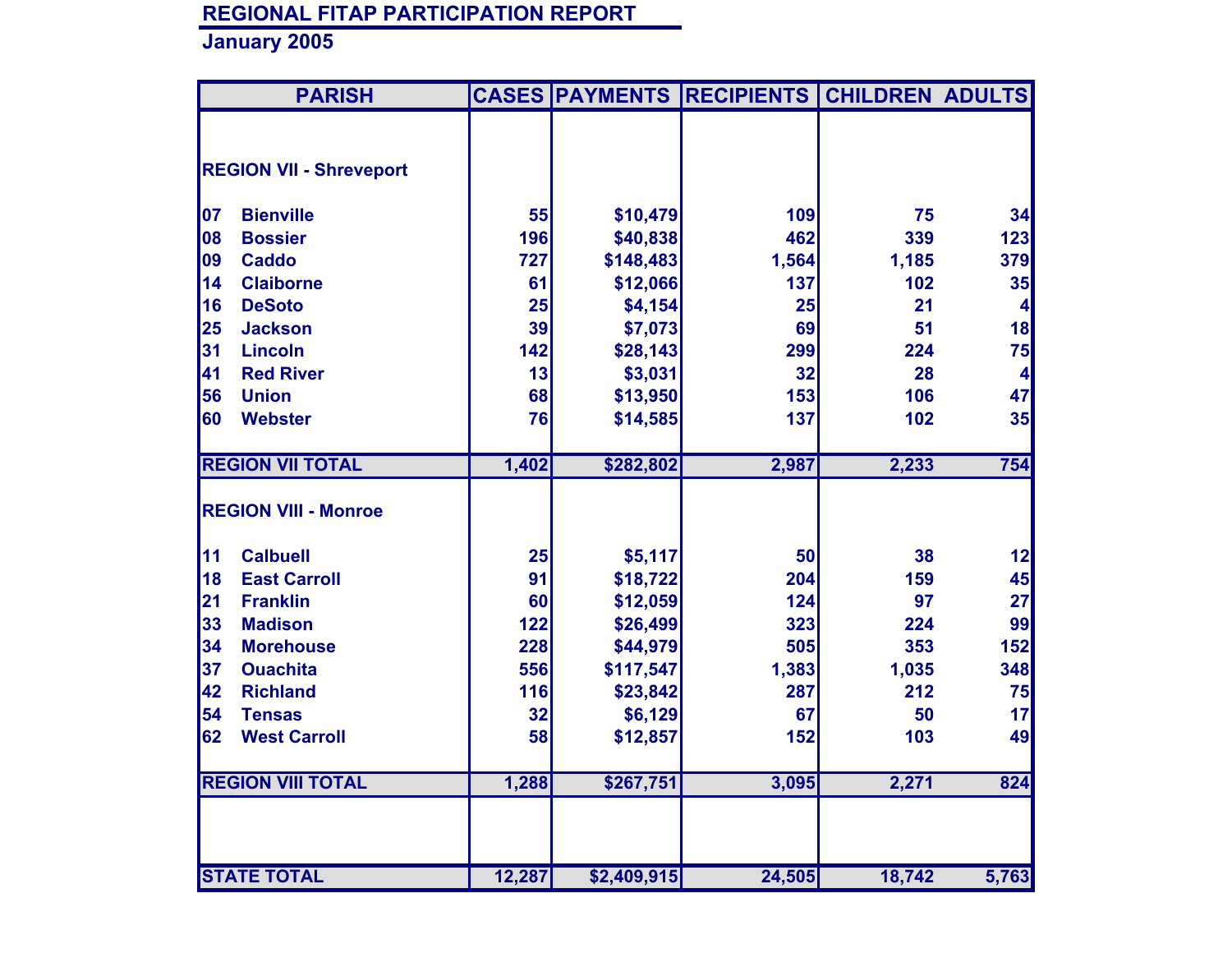## REGIONAL FITAP PARTICIPATION REPORT

**January 2005**

| PARISH | | CASES | PAYMENTS | RECIPIENTS | CHILDREN | ADULTS |
|---|---|---|---|---|---|---|
| **REGION VII - Shreveport** | | | | | | |
| 07 | Bienville | 55 | $10,479 | 109 | 75 | 34 |
| 08 | Bossier | 196 | $40,838 | 462 | 339 | 123 |
| 09 | Caddo | 727 | $148,483 | 1,564 | 1,185 | 379 |
| 14 | Claiborne | 61 | $12,066 | 137 | 102 | 35 |
| 16 | DeSoto | 25 | $4,154 | 25 | 21 | 4 |
| 25 | Jackson | 39 | $7,073 | 69 | 51 | 18 |
| 31 | Lincoln | 142 | $28,143 | 299 | 224 | 75 |
| 41 | Red River | 13 | $3,031 | 32 | 28 | 4 |
| 56 | Union | 68 | $13,950 | 153 | 106 | 47 |
| 60 | Webster | 76 | $14,585 | 137 | 102 | 35 |
| **REGION VII TOTAL** | | 1,402 | $282,802 | 2,987 | 2,233 | 754 |
| **REGION VIII - Monroe** | | | | | | |
| 11 | Calbuell | 25 | $5,117 | 50 | 38 | 12 |
| 18 | East Carroll | 91 | $18,722 | 204 | 159 | 45 |
| 21 | Franklin | 60 | $12,059 | 124 | 97 | 27 |
| 33 | Madison | 122 | $26,499 | 323 | 224 | 99 |
| 34 | Morehouse | 228 | $44,979 | 505 | 353 | 152 |
| 37 | Ouachita | 556 | $117,547 | 1,383 | 1,035 | 348 |
| 42 | Richland | 116 | $23,842 | 287 | 212 | 75 |
| 54 | Tensas | 32 | $6,129 | 67 | 50 | 17 |
| 62 | West Carroll | 58 | $12,857 | 152 | 103 | 49 |
| **REGION VIII TOTAL** | | 1,288 | $267,751 | 3,095 | 2,271 | 824 |
| **STATE TOTAL** | | 12,287 | $2,409,915 | 24,505 | 18,742 | 5,763 |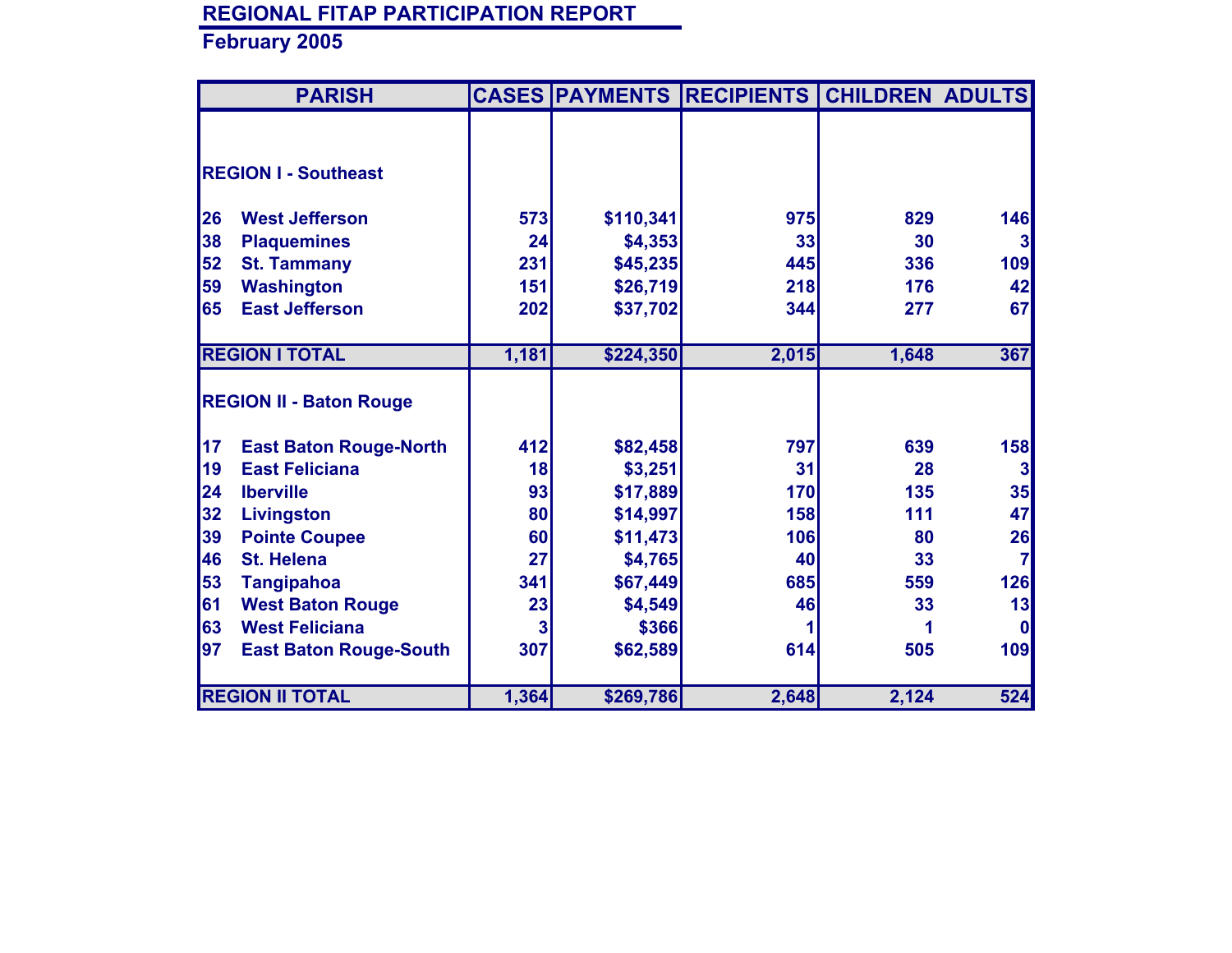## REGIONAL FITAP PARTICIPATION REPORT

### February 2005

| PARISH | | CASES | PAYMENTS | RECIPIENTS | CHILDREN | ADULTS |
|---|---|---|---|---|---|---|
| **REGION I - Southeast** | | | | | | |
| 26 | West Jefferson | 573 | $110,341 | 975 | 829 | 146 |
| 38 | Plaquemines | 24 | $4,353 | 33 | 30 | 3 |
| 52 | St. Tammany | 231 | $45,235 | 445 | 336 | 109 |
| 59 | Washington | 151 | $26,719 | 218 | 176 | 42 |
| 65 | East Jefferson | 202 | $37,702 | 344 | 277 | 67 |
| **REGION I TOTAL** | | 1,181 | $224,350 | 2,015 | 1,648 | 367 |
| **REGION II - Baton Rouge** | | | | | | |
| 17 | East Baton Rouge-North | 412 | $82,458 | 797 | 639 | 158 |
| 19 | East Feliciana | 18 | $3,251 | 31 | 28 | 3 |
| 24 | Iberville | 93 | $17,889 | 170 | 135 | 35 |
| 32 | Livingston | 80 | $14,997 | 158 | 111 | 47 |
| 39 | Pointe Coupee | 60 | $11,473 | 106 | 80 | 26 |
| 46 | St. Helena | 27 | $4,765 | 40 | 33 | 7 |
| 53 | Tangipahoa | 341 | $67,449 | 685 | 559 | 126 |
| 61 | West Baton Rouge | 23 | $4,549 | 46 | 33 | 13 |
| 63 | West Feliciana | 3 | $366 | 1 | 1 | 0 |
| 97 | East Baton Rouge-South | 307 | $62,589 | 614 | 505 | 109 |
| **REGION II TOTAL** | | 1,364 | $269,786 | 2,648 | 2,124 | 524 |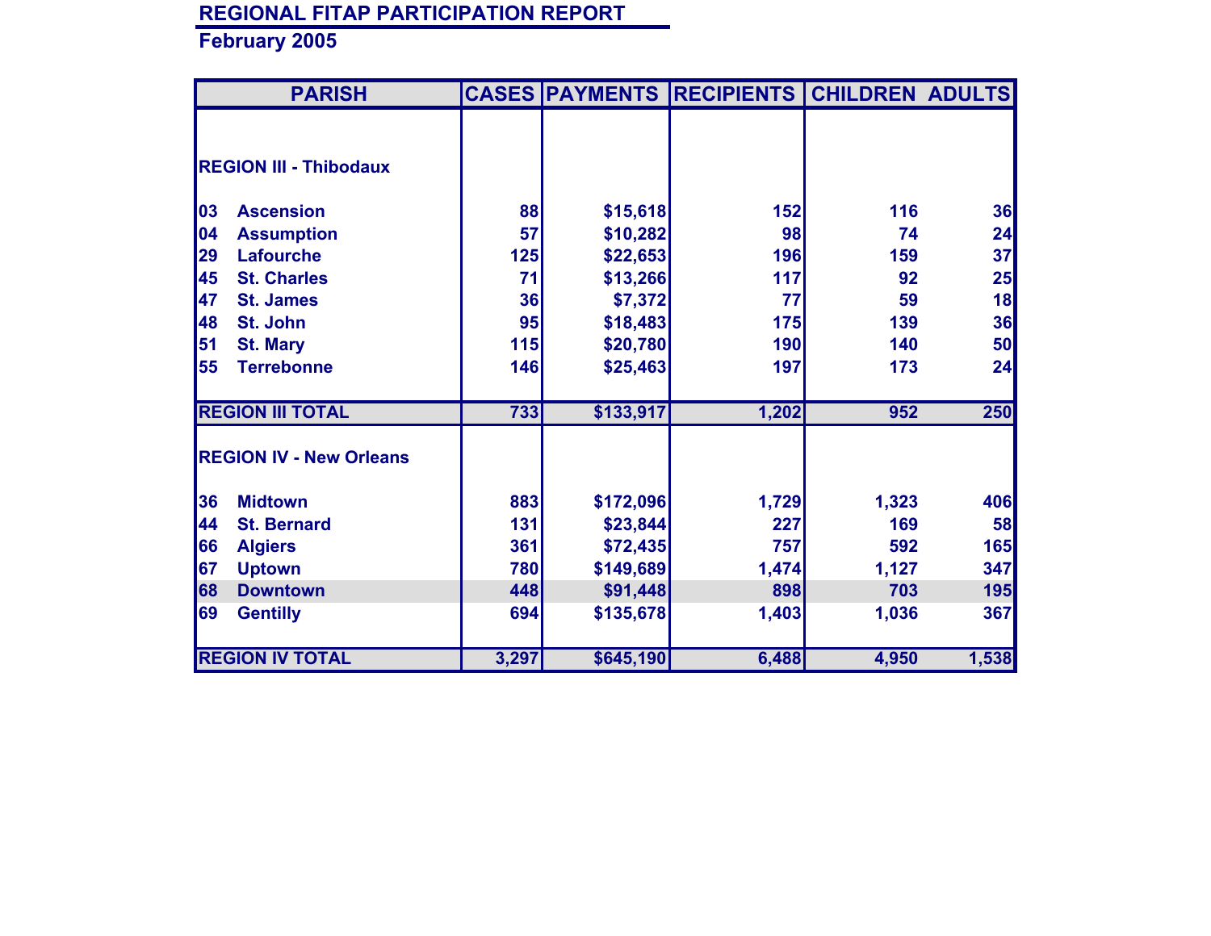## REGIONAL FITAP PARTICIPATION REPORT

**February 2005**

| PARISH | | CASES | PAYMENTS | RECIPIENTS | CHILDREN | ADULTS |
|---|---|---|---|---|---|---|
| **REGION III - Thibodaux** | | | | | | |
| 03 | Ascension | 88 | $15,618 | 152 | 116 | 36 |
| 04 | Assumption | 57 | $10,282 | 98 | 74 | 24 |
| 29 | Lafourche | 125 | $22,653 | 196 | 159 | 37 |
| 45 | St. Charles | 71 | $13,266 | 117 | 92 | 25 |
| 47 | St. James | 36 | $7,372 | 77 | 59 | 18 |
| 48 | St. John | 95 | $18,483 | 175 | 139 | 36 |
| 51 | St. Mary | 115 | $20,780 | 190 | 140 | 50 |
| 55 | Terrebonne | 146 | $25,463 | 197 | 173 | 24 |
| **REGION III TOTAL** | | 733 | $133,917 | 1,202 | 952 | 250 |
| **REGION IV - New Orleans** | | | | | | |
| 36 | Midtown | 883 | $172,096 | 1,729 | 1,323 | 406 |
| 44 | St. Bernard | 131 | $23,844 | 227 | 169 | 58 |
| 66 | Algiers | 361 | $72,435 | 757 | 592 | 165 |
| 67 | Uptown | 780 | $149,689 | 1,474 | 1,127 | 347 |
| 68 | Downtown | 448 | $91,448 | 898 | 703 | 195 |
| 69 | Gentilly | 694 | $135,678 | 1,403 | 1,036 | 367 |
| **REGION IV TOTAL** | | 3,297 | $645,190 | 6,488 | 4,950 | 1,538 |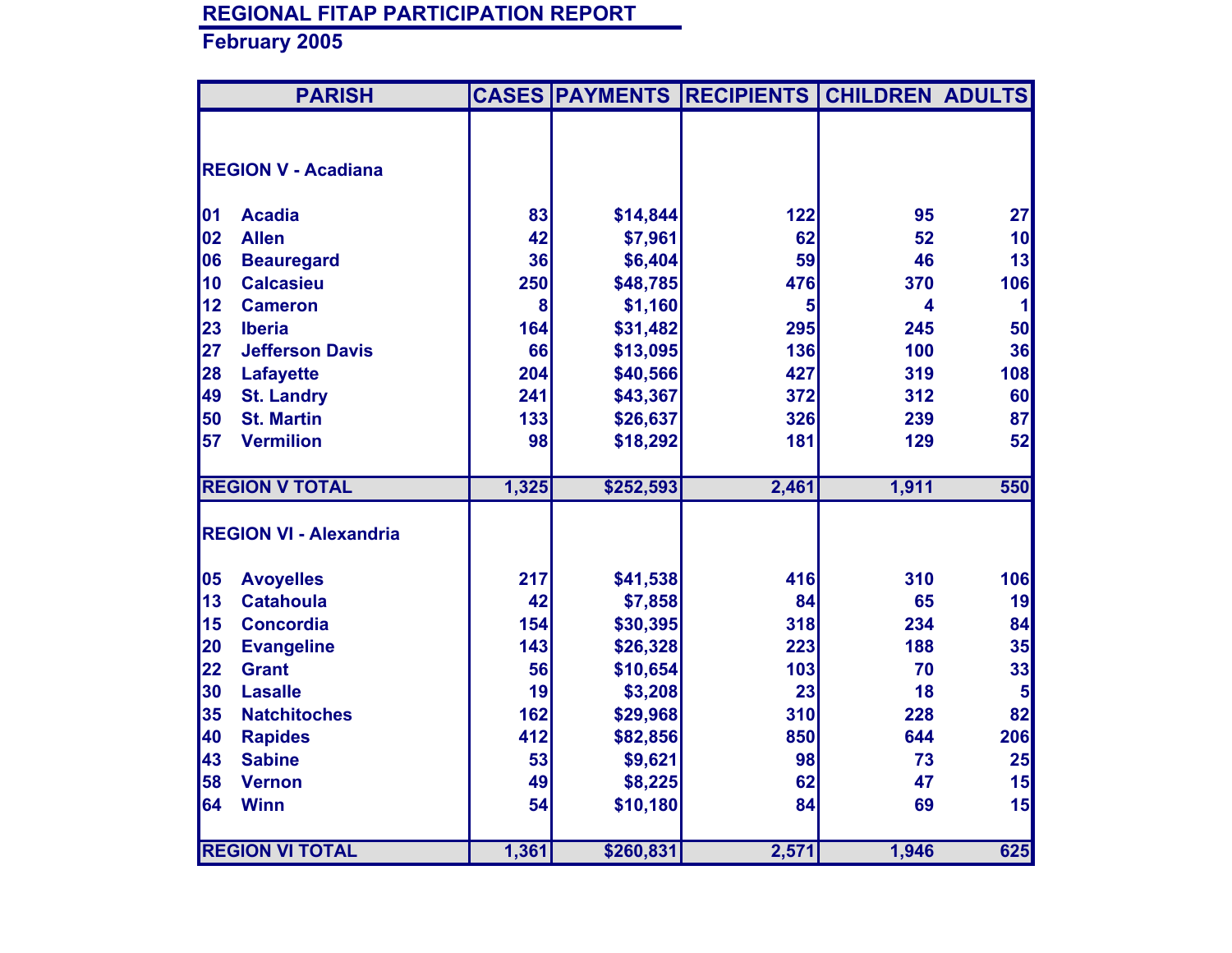## REGIONAL FITAP PARTICIPATION REPORT

### February 2005

| PARISH | | CASES | PAYMENTS | RECIPIENTS | CHILDREN | ADULTS |
|---|---|---|---|---|---|---|
| **REGION V - Acadiana** | | | | | | |
| 01 | Acadia | 83 | $14,844 | 122 | 95 | 27 |
| 02 | Allen | 42 | $7,961 | 62 | 52 | 10 |
| 06 | Beauregard | 36 | $6,404 | 59 | 46 | 13 |
| 10 | Calcasieu | 250 | $48,785 | 476 | 370 | 106 |
| 12 | Cameron | 8 | $1,160 | 5 | 4 | 1 |
| 23 | Iberia | 164 | $31,482 | 295 | 245 | 50 |
| 27 | Jefferson Davis | 66 | $13,095 | 136 | 100 | 36 |
| 28 | Lafayette | 204 | $40,566 | 427 | 319 | 108 |
| 49 | St. Landry | 241 | $43,367 | 372 | 312 | 60 |
| 50 | St. Martin | 133 | $26,637 | 326 | 239 | 87 |
| 57 | Vermilion | 98 | $18,292 | 181 | 129 | 52 |
| **REGION V TOTAL** | | 1,325 | $252,593 | 2,461 | 1,911 | 550 |
| **REGION VI - Alexandria** | | | | | | |
| 05 | Avoyelles | 217 | $41,538 | 416 | 310 | 106 |
| 13 | Catahoula | 42 | $7,858 | 84 | 65 | 19 |
| 15 | Concordia | 154 | $30,395 | 318 | 234 | 84 |
| 20 | Evangeline | 143 | $26,328 | 223 | 188 | 35 |
| 22 | Grant | 56 | $10,654 | 103 | 70 | 33 |
| 30 | Lasalle | 19 | $3,208 | 23 | 18 | 5 |
| 35 | Natchitoches | 162 | $29,968 | 310 | 228 | 82 |
| 40 | Rapides | 412 | $82,856 | 850 | 644 | 206 |
| 43 | Sabine | 53 | $9,621 | 98 | 73 | 25 |
| 58 | Vernon | 49 | $8,225 | 62 | 47 | 15 |
| 64 | Winn | 54 | $10,180 | 84 | 69 | 15 |
| **REGION VI TOTAL** | | 1,361 | $260,831 | 2,571 | 1,946 | 625 |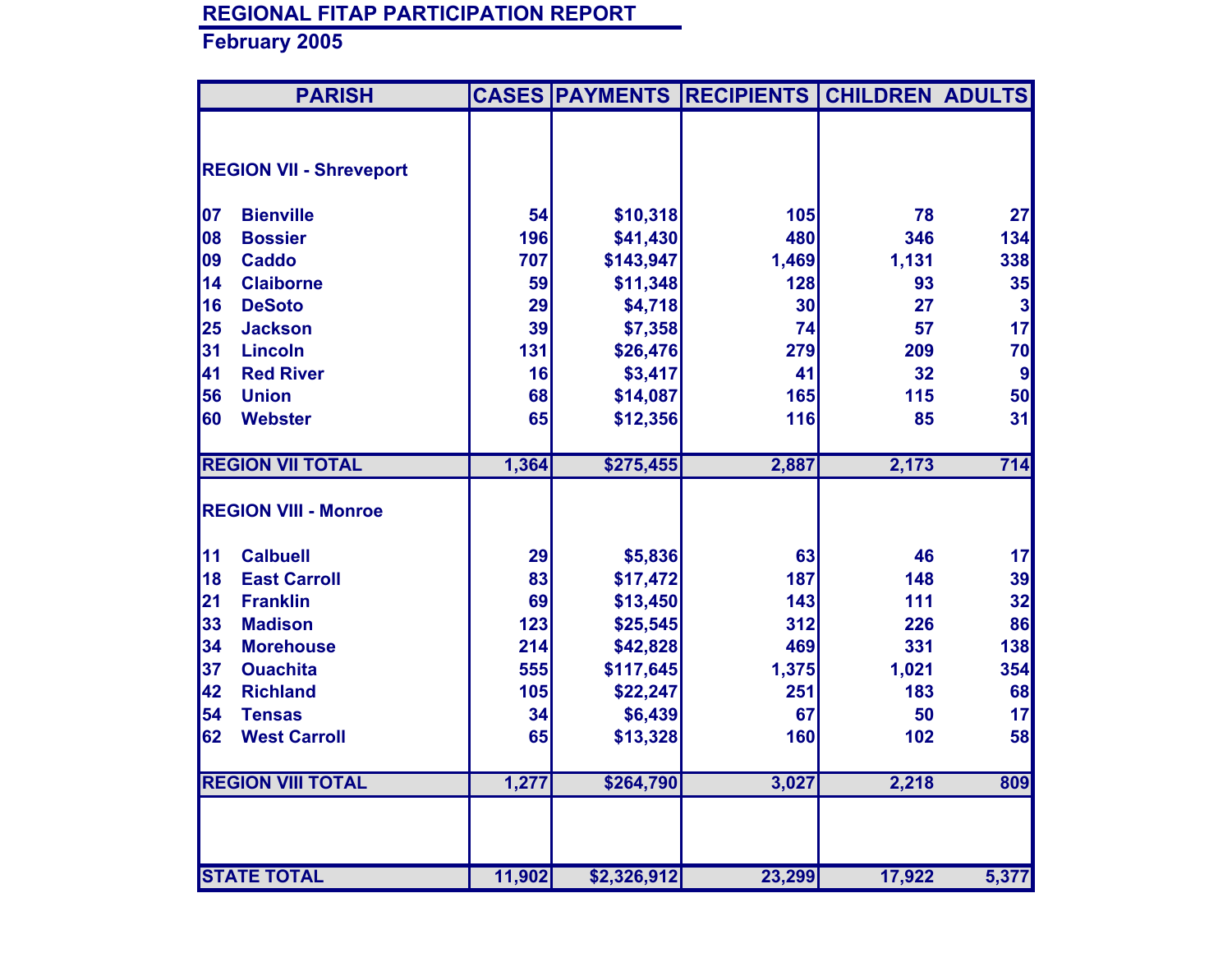# REGIONAL FITAP PARTICIPATION REPORT

## February 2005

| PARISH | | CASES | PAYMENTS | RECIPIENTS | CHILDREN | ADULTS |
|---|---|---|---|---|---|---|
| **REGION VII - Shreveport** | | | | | | |
| 07 | Bienville | 54 | $10,318 | 105 | 78 | 27 |
| 08 | Bossier | 196 | $41,430 | 480 | 346 | 134 |
| 09 | Caddo | 707 | $143,947 | 1,469 | 1,131 | 338 |
| 14 | Claiborne | 59 | $11,348 | 128 | 93 | 35 |
| 16 | DeSoto | 29 | $4,718 | 30 | 27 | 3 |
| 25 | Jackson | 39 | $7,358 | 74 | 57 | 17 |
| 31 | Lincoln | 131 | $26,476 | 279 | 209 | 70 |
| 41 | Red River | 16 | $3,417 | 41 | 32 | 9 |
| 56 | Union | 68 | $14,087 | 165 | 115 | 50 |
| 60 | Webster | 65 | $12,356 | 116 | 85 | 31 |
| **REGION VII TOTAL** | | 1,364 | $275,455 | 2,887 | 2,173 | 714 |
| **REGION VIII - Monroe** | | | | | | |
| 11 | Calbuell | 29 | $5,836 | 63 | 46 | 17 |
| 18 | East Carroll | 83 | $17,472 | 187 | 148 | 39 |
| 21 | Franklin | 69 | $13,450 | 143 | 111 | 32 |
| 33 | Madison | 123 | $25,545 | 312 | 226 | 86 |
| 34 | Morehouse | 214 | $42,828 | 469 | 331 | 138 |
| 37 | Ouachita | 555 | $117,645 | 1,375 | 1,021 | 354 |
| 42 | Richland | 105 | $22,247 | 251 | 183 | 68 |
| 54 | Tensas | 34 | $6,439 | 67 | 50 | 17 |
| 62 | West Carroll | 65 | $13,328 | 160 | 102 | 58 |
| **REGION VIII TOTAL** | | 1,277 | $264,790 | 3,027 | 2,218 | 809 |
| **STATE TOTAL** | | 11,902 | $2,326,912 | 23,299 | 17,922 | 5,377 |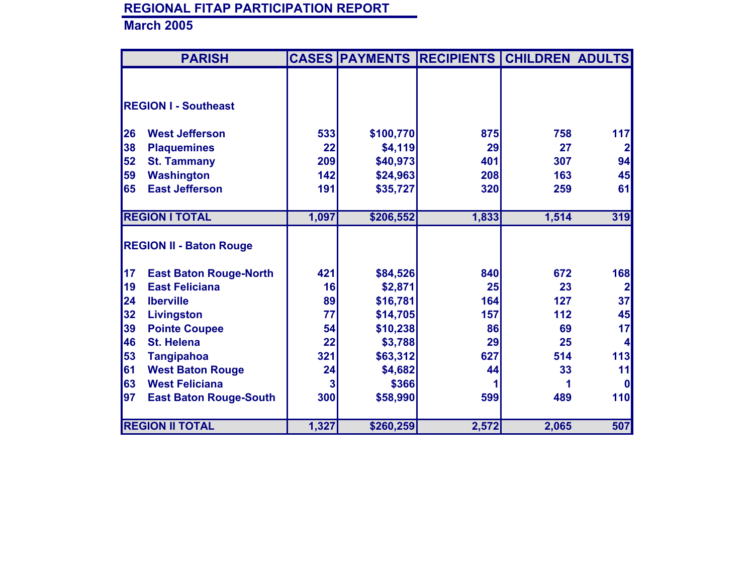## REGIONAL FITAP PARTICIPATION REPORT

### March 2005

| PARISH | | CASES | PAYMENTS | RECIPIENTS | CHILDREN | ADULTS |
|---|---|---|---|---|---|---|
| **REGION I - Southeast** | | | | | | |
| 26 | West Jefferson | 533 | $100,770 | 875 | 758 | 117 |
| 38 | Plaquemines | 22 | $4,119 | 29 | 27 | 2 |
| 52 | St. Tammany | 209 | $40,973 | 401 | 307 | 94 |
| 59 | Washington | 142 | $24,963 | 208 | 163 | 45 |
| 65 | East Jefferson | 191 | $35,727 | 320 | 259 | 61 |
| **REGION I TOTAL** | | 1,097 | $206,552 | 1,833 | 1,514 | 319 |
| **REGION II - Baton Rouge** | | | | | | |
| 17 | East Baton Rouge-North | 421 | $84,526 | 840 | 672 | 168 |
| 19 | East Feliciana | 16 | $2,871 | 25 | 23 | 2 |
| 24 | Iberville | 89 | $16,781 | 164 | 127 | 37 |
| 32 | Livingston | 77 | $14,705 | 157 | 112 | 45 |
| 39 | Pointe Coupee | 54 | $10,238 | 86 | 69 | 17 |
| 46 | St. Helena | 22 | $3,788 | 29 | 25 | 4 |
| 53 | Tangipahoa | 321 | $63,312 | 627 | 514 | 113 |
| 61 | West Baton Rouge | 24 | $4,682 | 44 | 33 | 11 |
| 63 | West Feliciana | 3 | $366 | 1 | 1 | 0 |
| 97 | East Baton Rouge-South | 300 | $58,990 | 599 | 489 | 110 |
| **REGION II TOTAL** | | 1,327 | $260,259 | 2,572 | 2,065 | 507 |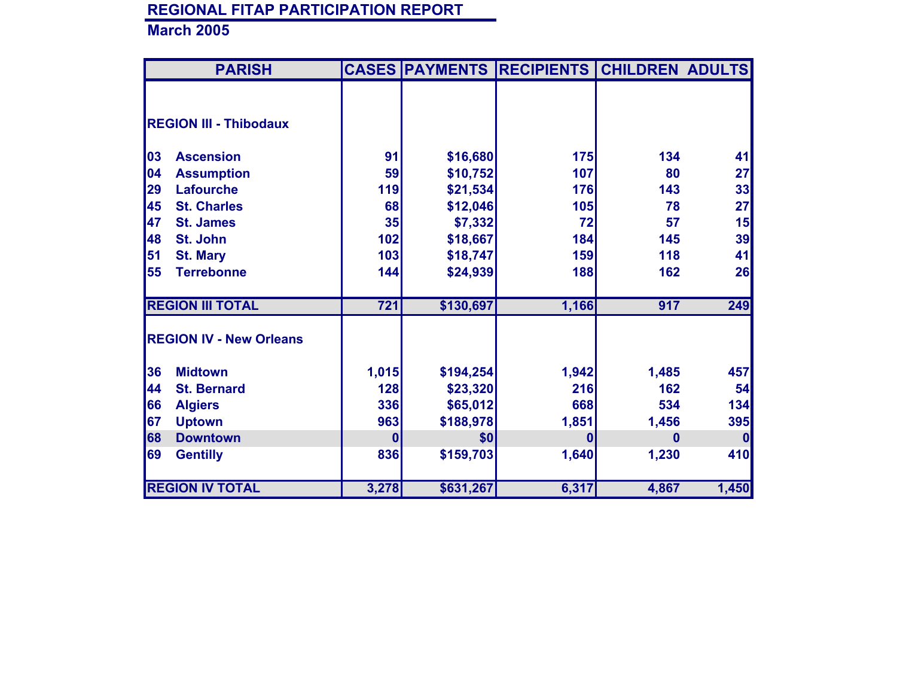# REGIONAL FITAP PARTICIPATION REPORT

## March 2005

| PARISH | | CASES | PAYMENTS | RECIPIENTS | CHILDREN | ADULTS |
|---|---|---|---|---|---|---|
| **REGION III - Thibodaux** | | | | | | |
| 03 | Ascension | 91 | $16,680 | 175 | 134 | 41 |
| 04 | Assumption | 59 | $10,752 | 107 | 80 | 27 |
| 29 | Lafourche | 119 | $21,534 | 176 | 143 | 33 |
| 45 | St. Charles | 68 | $12,046 | 105 | 78 | 27 |
| 47 | St. James | 35 | $7,332 | 72 | 57 | 15 |
| 48 | St. John | 102 | $18,667 | 184 | 145 | 39 |
| 51 | St. Mary | 103 | $18,747 | 159 | 118 | 41 |
| 55 | Terrebonne | 144 | $24,939 | 188 | 162 | 26 |
| **REGION III TOTAL** | | 721 | $130,697 | 1,166 | 917 | 249 |
| **REGION IV - New Orleans** | | | | | | |
| 36 | Midtown | 1,015 | $194,254 | 1,942 | 1,485 | 457 |
| 44 | St. Bernard | 128 | $23,320 | 216 | 162 | 54 |
| 66 | Algiers | 336 | $65,012 | 668 | 534 | 134 |
| 67 | Uptown | 963 | $188,978 | 1,851 | 1,456 | 395 |
| 68 | Downtown | 0 | $0 | 0 | 0 | 0 |
| 69 | Gentilly | 836 | $159,703 | 1,640 | 1,230 | 410 |
| **REGION IV TOTAL** | | 3,278 | $631,267 | 6,317 | 4,867 | 1,450 |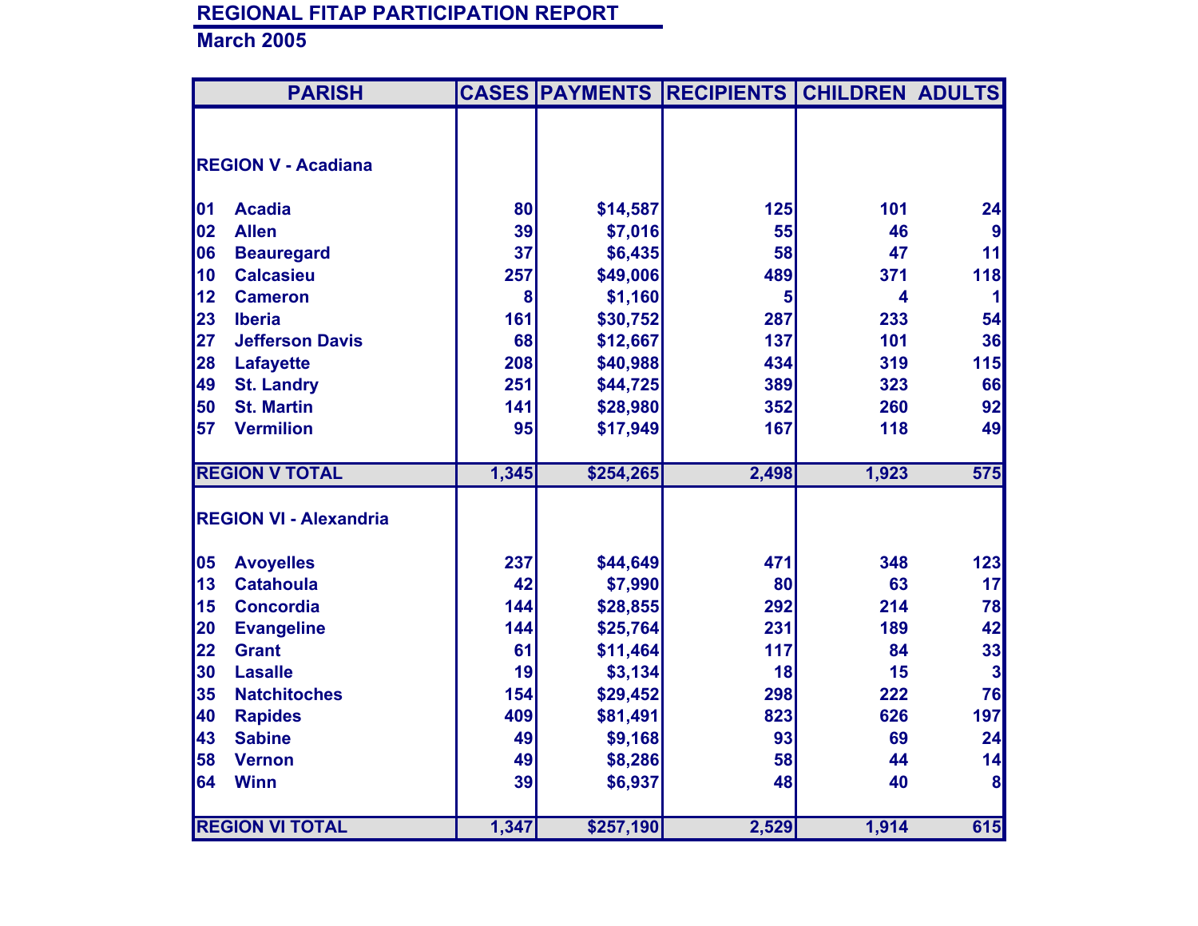## REGIONAL FITAP PARTICIPATION REPORT

### March 2005

| PARISH | | CASES | PAYMENTS | RECIPIENTS | CHILDREN | ADULTS |
|---|---|---|---|---|---|---|
| **REGION V - Acadiana** | | | | | | |
| 01 | Acadia | 80 | $14,587 | 125 | 101 | 24 |
| 02 | Allen | 39 | $7,016 | 55 | 46 | 9 |
| 06 | Beauregard | 37 | $6,435 | 58 | 47 | 11 |
| 10 | Calcasieu | 257 | $49,006 | 489 | 371 | 118 |
| 12 | Cameron | 8 | $1,160 | 5 | 4 | 1 |
| 23 | Iberia | 161 | $30,752 | 287 | 233 | 54 |
| 27 | Jefferson Davis | 68 | $12,667 | 137 | 101 | 36 |
| 28 | Lafayette | 208 | $40,988 | 434 | 319 | 115 |
| 49 | St. Landry | 251 | $44,725 | 389 | 323 | 66 |
| 50 | St. Martin | 141 | $28,980 | 352 | 260 | 92 |
| 57 | Vermilion | 95 | $17,949 | 167 | 118 | 49 |
| **REGION V TOTAL** | | **1,345** | **$254,265** | **2,498** | **1,923** | **575** |
| **REGION VI - Alexandria** | | | | | | |
| 05 | Avoyelles | 237 | $44,649 | 471 | 348 | 123 |
| 13 | Catahoula | 42 | $7,990 | 80 | 63 | 17 |
| 15 | Concordia | 144 | $28,855 | 292 | 214 | 78 |
| 20 | Evangeline | 144 | $25,764 | 231 | 189 | 42 |
| 22 | Grant | 61 | $11,464 | 117 | 84 | 33 |
| 30 | Lasalle | 19 | $3,134 | 18 | 15 | 3 |
| 35 | Natchitoches | 154 | $29,452 | 298 | 222 | 76 |
| 40 | Rapides | 409 | $81,491 | 823 | 626 | 197 |
| 43 | Sabine | 49 | $9,168 | 93 | 69 | 24 |
| 58 | Vernon | 49 | $8,286 | 58 | 44 | 14 |
| 64 | Winn | 39 | $6,937 | 48 | 40 | 8 |
| **REGION VI TOTAL** | | **1,347** | **$257,190** | **2,529** | **1,914** | **615** |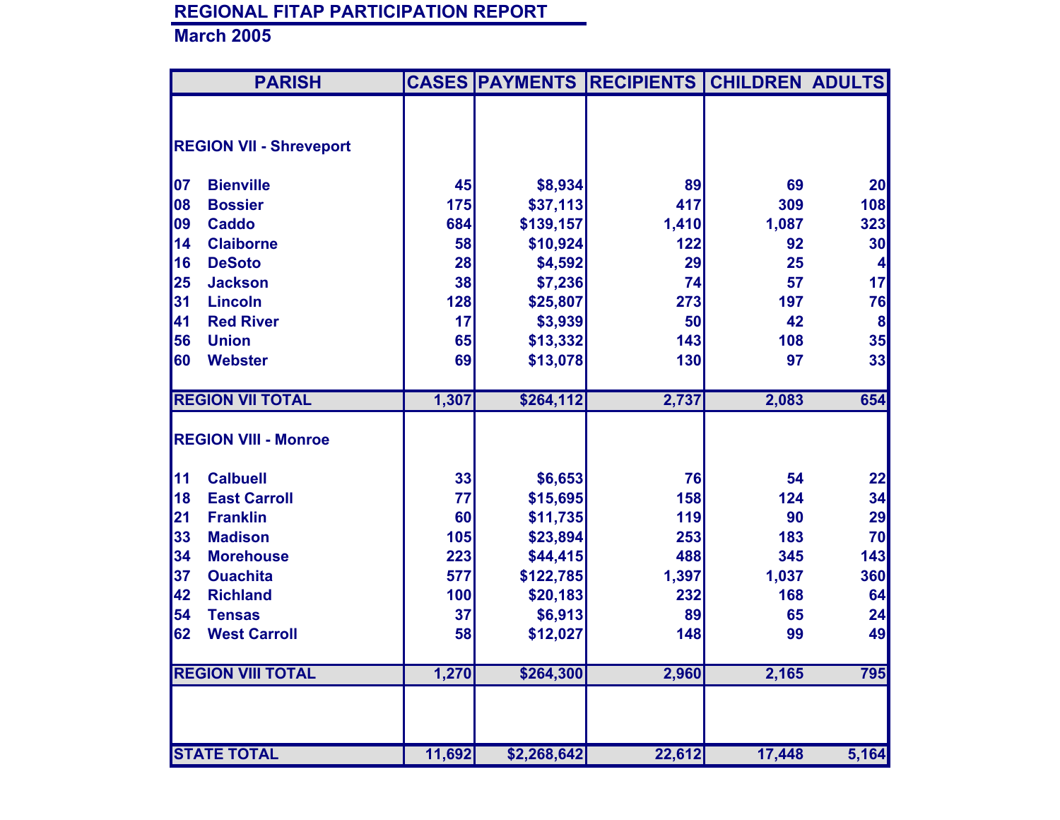## REGIONAL FITAP PARTICIPATION REPORT

### March 2005

| PARISH | | CASES | PAYMENTS | RECIPIENTS | CHILDREN | ADULTS |
|---|---|---|---|---|---|---|
| **REGION VII - Shreveport** | | | | | | |
| 07 | Bienville | 45 | $8,934 | 89 | 69 | 20 |
| 08 | Bossier | 175 | $37,113 | 417 | 309 | 108 |
| 09 | Caddo | 684 | $139,157 | 1,410 | 1,087 | 323 |
| 14 | Claiborne | 58 | $10,924 | 122 | 92 | 30 |
| 16 | DeSoto | 28 | $4,592 | 29 | 25 | 4 |
| 25 | Jackson | 38 | $7,236 | 74 | 57 | 17 |
| 31 | Lincoln | 128 | $25,807 | 273 | 197 | 76 |
| 41 | Red River | 17 | $3,939 | 50 | 42 | 8 |
| 56 | Union | 65 | $13,332 | 143 | 108 | 35 |
| 60 | Webster | 69 | $13,078 | 130 | 97 | 33 |
| **REGION VII TOTAL** | | 1,307 | $264,112 | 2,737 | 2,083 | 654 |
| **REGION VIII - Monroe** | | | | | | |
| 11 | Calbuell | 33 | $6,653 | 76 | 54 | 22 |
| 18 | East Carroll | 77 | $15,695 | 158 | 124 | 34 |
| 21 | Franklin | 60 | $11,735 | 119 | 90 | 29 |
| 33 | Madison | 105 | $23,894 | 253 | 183 | 70 |
| 34 | Morehouse | 223 | $44,415 | 488 | 345 | 143 |
| 37 | Ouachita | 577 | $122,785 | 1,397 | 1,037 | 360 |
| 42 | Richland | 100 | $20,183 | 232 | 168 | 64 |
| 54 | Tensas | 37 | $6,913 | 89 | 65 | 24 |
| 62 | West Carroll | 58 | $12,027 | 148 | 99 | 49 |
| **REGION VIII TOTAL** | | 1,270 | $264,300 | 2,960 | 2,165 | 795 |
| **STATE TOTAL** | | 11,692 | $2,268,642 | 22,612 | 17,448 | 5,164 |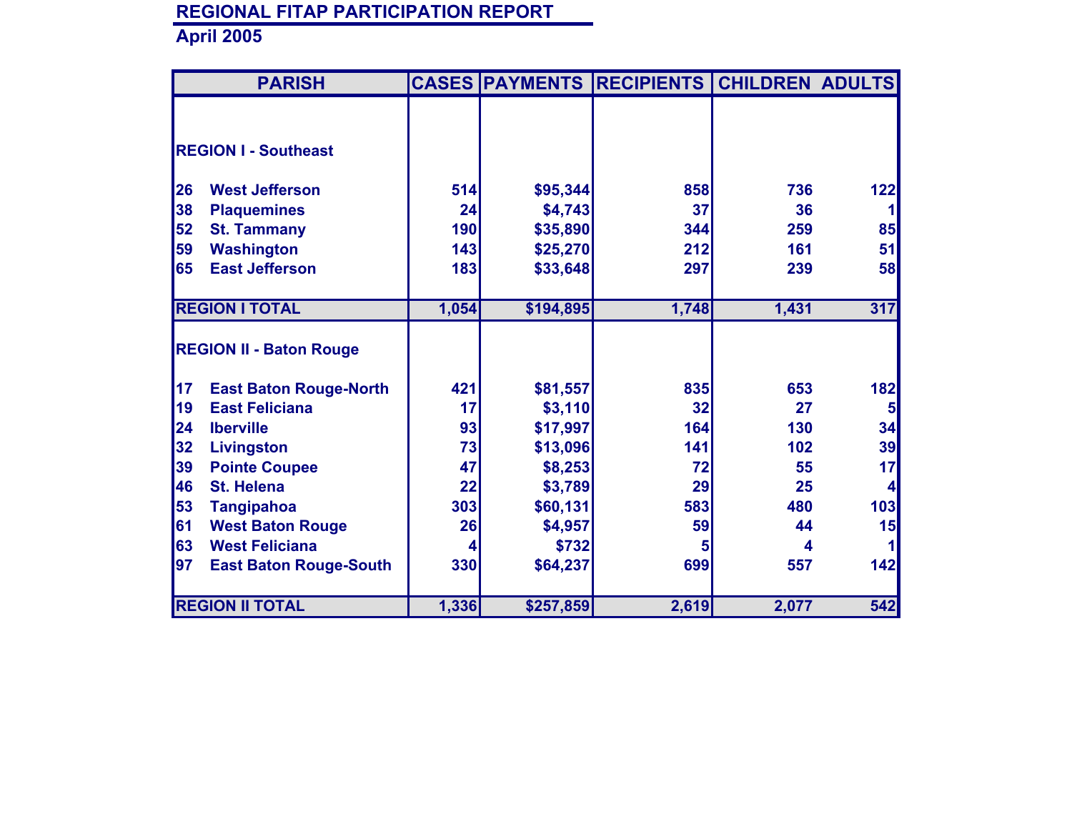# REGIONAL FITAP PARTICIPATION REPORT

## April 2005

| PARISH | | CASES | PAYMENTS | RECIPIENTS | CHILDREN | ADULTS |
|---|---|---|---|---|---|---|
| **REGION I - Southeast** | | | | | | |
| 26 | West Jefferson | 514 | $95,344 | 858 | 736 | 122 |
| 38 | Plaquemines | 24 | $4,743 | 37 | 36 | 1 |
| 52 | St. Tammany | 190 | $35,890 | 344 | 259 | 85 |
| 59 | Washington | 143 | $25,270 | 212 | 161 | 51 |
| 65 | East Jefferson | 183 | $33,648 | 297 | 239 | 58 |
| **REGION I TOTAL** | | 1,054 | $194,895 | 1,748 | 1,431 | 317 |
| **REGION II - Baton Rouge** | | | | | | |
| 17 | East Baton Rouge-North | 421 | $81,557 | 835 | 653 | 182 |
| 19 | East Feliciana | 17 | $3,110 | 32 | 27 | 5 |
| 24 | Iberville | 93 | $17,997 | 164 | 130 | 34 |
| 32 | Livingston | 73 | $13,096 | 141 | 102 | 39 |
| 39 | Pointe Coupee | 47 | $8,253 | 72 | 55 | 17 |
| 46 | St. Helena | 22 | $3,789 | 29 | 25 | 4 |
| 53 | Tangipahoa | 303 | $60,131 | 583 | 480 | 103 |
| 61 | West Baton Rouge | 26 | $4,957 | 59 | 44 | 15 |
| 63 | West Feliciana | 4 | $732 | 5 | 4 | 1 |
| 97 | East Baton Rouge-South | 330 | $64,237 | 699 | 557 | 142 |
| **REGION II TOTAL** | | 1,336 | $257,859 | 2,619 | 2,077 | 542 |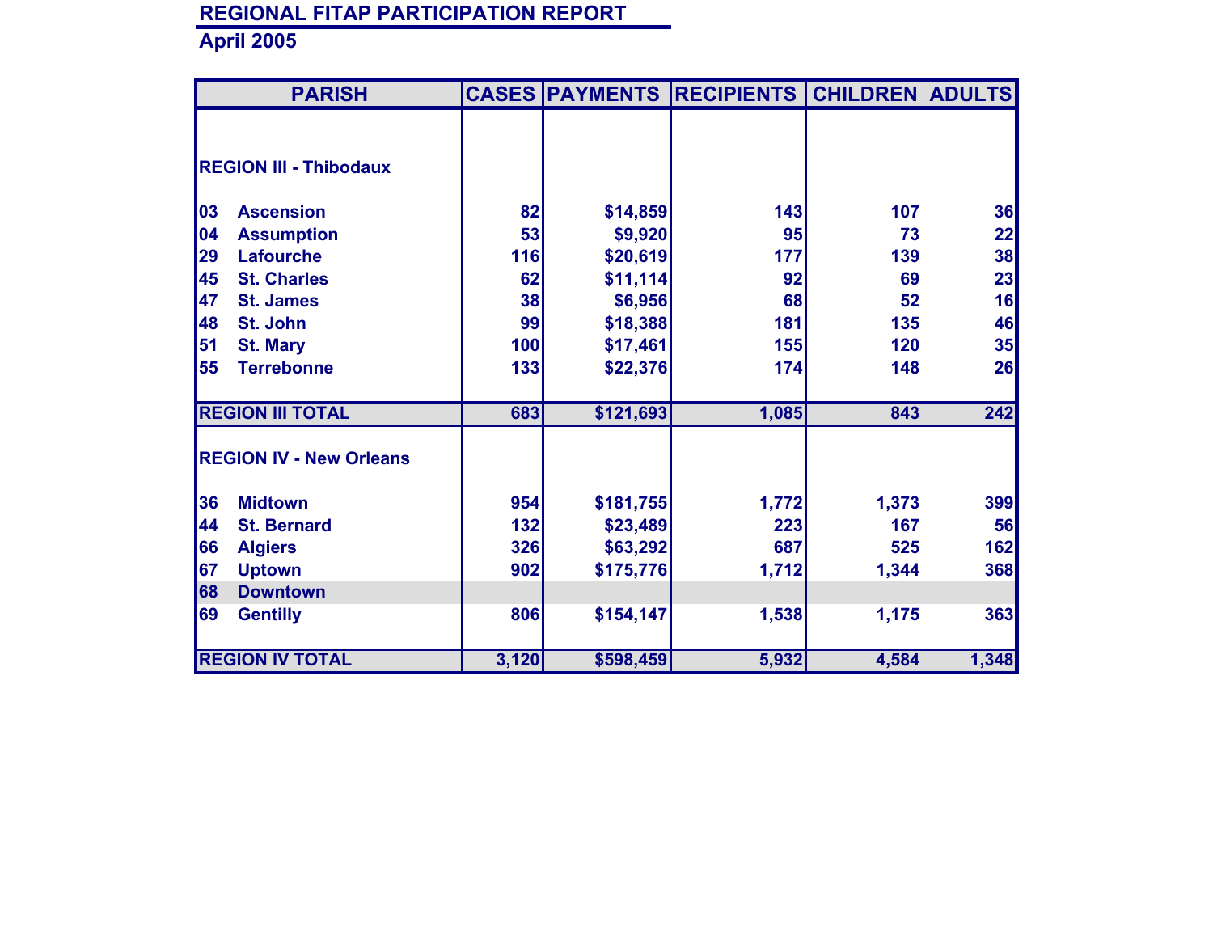# REGIONAL FITAP PARTICIPATION REPORT

## April 2005

| PARISH | | CASES | PAYMENTS | RECIPIENTS | CHILDREN | ADULTS |
|---|---|---|---|---|---|---|
| **REGION III - Thibodaux** | | | | | | |
| 03 | Ascension | 82 | $14,859 | 143 | 107 | 36 |
| 04 | Assumption | 53 | $9,920 | 95 | 73 | 22 |
| 29 | Lafourche | 116 | $20,619 | 177 | 139 | 38 |
| 45 | St. Charles | 62 | $11,114 | 92 | 69 | 23 |
| 47 | St. James | 38 | $6,956 | 68 | 52 | 16 |
| 48 | St. John | 99 | $18,388 | 181 | 135 | 46 |
| 51 | St. Mary | 100 | $17,461 | 155 | 120 | 35 |
| 55 | Terrebonne | 133 | $22,376 | 174 | 148 | 26 |
| **REGION III TOTAL** | | 683 | $121,693 | 1,085 | 843 | 242 |
| **REGION IV - New Orleans** | | | | | | |
| 36 | Midtown | 954 | $181,755 | 1,772 | 1,373 | 399 |
| 44 | St. Bernard | 132 | $23,489 | 223 | 167 | 56 |
| 66 | Algiers | 326 | $63,292 | 687 | 525 | 162 |
| 67 | Uptown | 902 | $175,776 | 1,712 | 1,344 | 368 |
| 68 | Downtown | | | | | |
| 69 | Gentilly | 806 | $154,147 | 1,538 | 1,175 | 363 |
| **REGION IV TOTAL** | | 3,120 | $598,459 | 5,932 | 4,584 | 1,348 |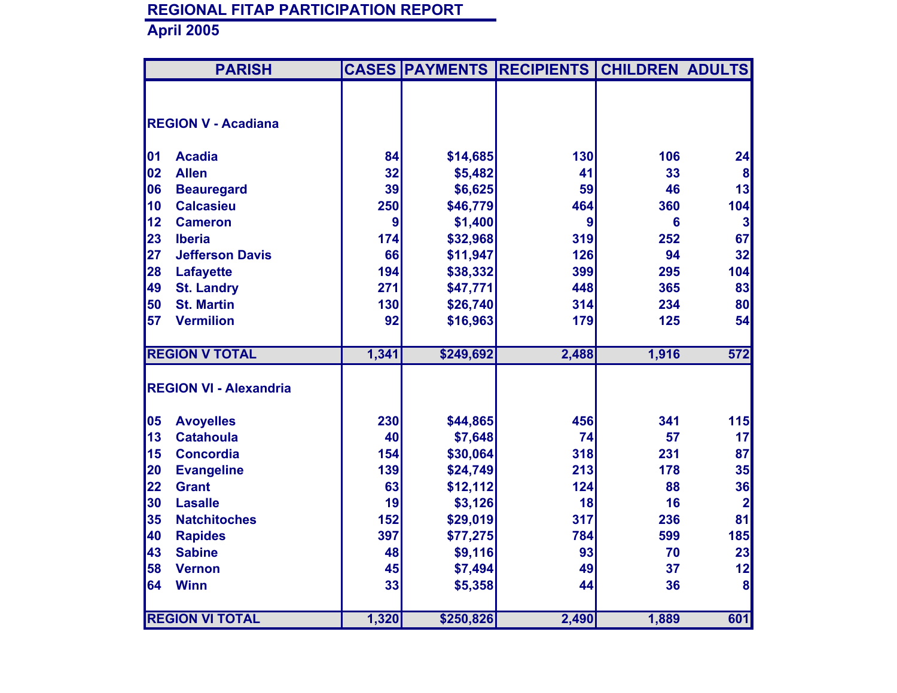## REGIONAL FITAP PARTICIPATION REPORT

### April 2005

| PARISH | CASES | PAYMENTS | RECIPIENTS | CHILDREN | ADULTS |
|---|---|---|---|---|---|
| **REGION V - Acadiana** | | | | | |
| 01 Acadia | 84 | $14,685 | 130 | 106 | 24 |
| 02 Allen | 32 | $5,482 | 41 | 33 | 8 |
| 06 Beauregard | 39 | $6,625 | 59 | 46 | 13 |
| 10 Calcasieu | 250 | $46,779 | 464 | 360 | 104 |
| 12 Cameron | 9 | $1,400 | 9 | 6 | 3 |
| 23 Iberia | 174 | $32,968 | 319 | 252 | 67 |
| 27 Jefferson Davis | 66 | $11,947 | 126 | 94 | 32 |
| 28 Lafayette | 194 | $38,332 | 399 | 295 | 104 |
| 49 St. Landry | 271 | $47,771 | 448 | 365 | 83 |
| 50 St. Martin | 130 | $26,740 | 314 | 234 | 80 |
| 57 Vermilion | 92 | $16,963 | 179 | 125 | 54 |
| **REGION V TOTAL** | 1,341 | $249,692 | 2,488 | 1,916 | 572 |
| **REGION VI - Alexandria** | | | | | |
| 05 Avoyelles | 230 | $44,865 | 456 | 341 | 115 |
| 13 Catahoula | 40 | $7,648 | 74 | 57 | 17 |
| 15 Concordia | 154 | $30,064 | 318 | 231 | 87 |
| 20 Evangeline | 139 | $24,749 | 213 | 178 | 35 |
| 22 Grant | 63 | $12,112 | 124 | 88 | 36 |
| 30 Lasalle | 19 | $3,126 | 18 | 16 | 2 |
| 35 Natchitoches | 152 | $29,019 | 317 | 236 | 81 |
| 40 Rapides | 397 | $77,275 | 784 | 599 | 185 |
| 43 Sabine | 48 | $9,116 | 93 | 70 | 23 |
| 58 Vernon | 45 | $7,494 | 49 | 37 | 12 |
| 64 Winn | 33 | $5,358 | 44 | 36 | 8 |
| **REGION VI TOTAL** | 1,320 | $250,826 | 2,490 | 1,889 | 601 |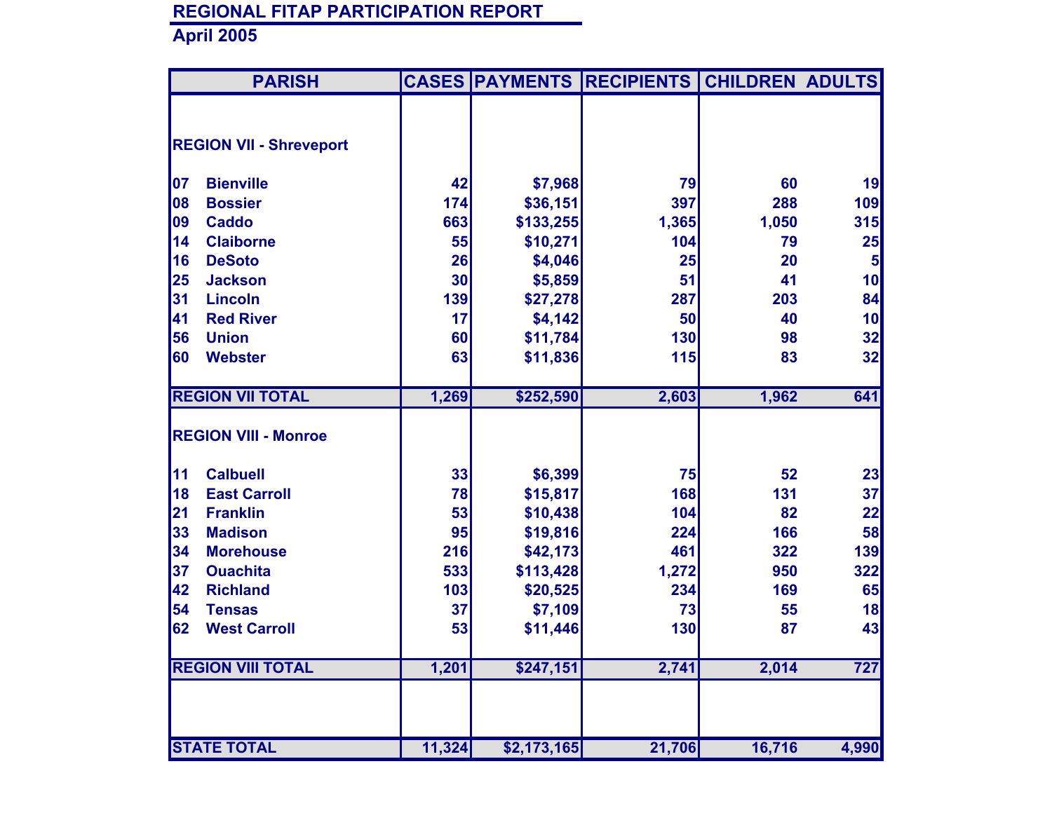## REGIONAL FITAP PARTICIPATION REPORT

**April 2005**

| PARISH | CASES | PAYMENTS | RECIPIENTS | CHILDREN | ADULTS |
|---|---|---|---|---|---|
| **REGION VII - Shreveport** | | | | | |
| 07 Bienville | 42 | $7,968 | 79 | 60 | 19 |
| 08 Bossier | 174 | $36,151 | 397 | 288 | 109 |
| 09 Caddo | 663 | $133,255 | 1,365 | 1,050 | 315 |
| 14 Claiborne | 55 | $10,271 | 104 | 79 | 25 |
| 16 DeSoto | 26 | $4,046 | 25 | 20 | 5 |
| 25 Jackson | 30 | $5,859 | 51 | 41 | 10 |
| 31 Lincoln | 139 | $27,278 | 287 | 203 | 84 |
| 41 Red River | 17 | $4,142 | 50 | 40 | 10 |
| 56 Union | 60 | $11,784 | 130 | 98 | 32 |
| 60 Webster | 63 | $11,836 | 115 | 83 | 32 |
| **REGION VII TOTAL** | 1,269 | $252,590 | 2,603 | 1,962 | 641 |
| **REGION VIII - Monroe** | | | | | |
| 11 Calbuell | 33 | $6,399 | 75 | 52 | 23 |
| 18 East Carroll | 78 | $15,817 | 168 | 131 | 37 |
| 21 Franklin | 53 | $10,438 | 104 | 82 | 22 |
| 33 Madison | 95 | $19,816 | 224 | 166 | 58 |
| 34 Morehouse | 216 | $42,173 | 461 | 322 | 139 |
| 37 Ouachita | 533 | $113,428 | 1,272 | 950 | 322 |
| 42 Richland | 103 | $20,525 | 234 | 169 | 65 |
| 54 Tensas | 37 | $7,109 | 73 | 55 | 18 |
| 62 West Carroll | 53 | $11,446 | 130 | 87 | 43 |
| **REGION VIII TOTAL** | 1,201 | $247,151 | 2,741 | 2,014 | 727 |
| **STATE TOTAL** | 11,324 | $2,173,165 | 21,706 | 16,716 | 4,990 |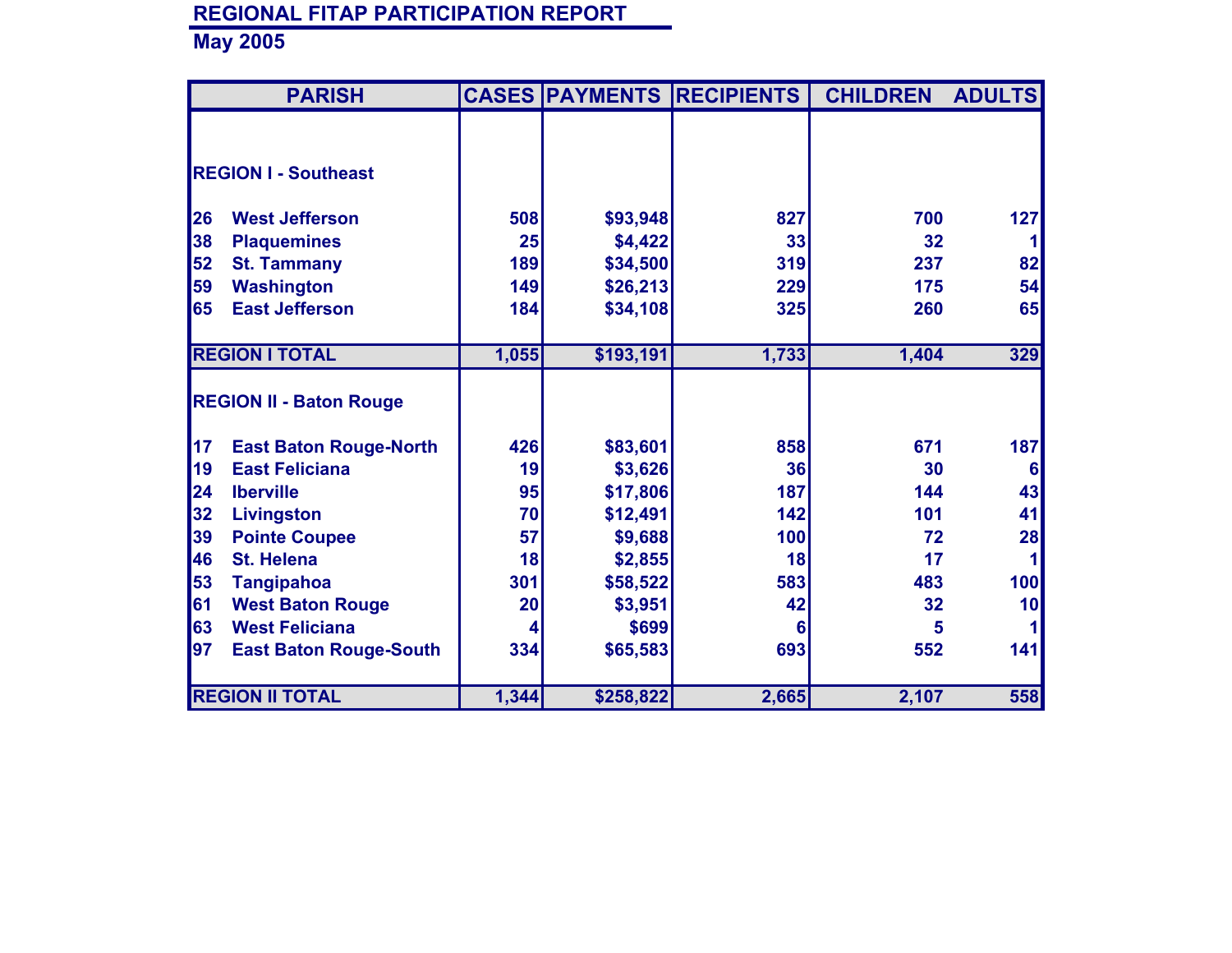## REGIONAL FITAP PARTICIPATION REPORT

**May 2005**

| PARISH | | CASES | PAYMENTS | RECIPIENTS | CHILDREN | ADULTS |
|---|---|---|---|---|---|---|
| **REGION I - Southeast** | | | | | | |
| 26 | West Jefferson | 508 | $93,948 | 827 | 700 | 127 |
| 38 | Plaquemines | 25 | $4,422 | 33 | 32 | 1 |
| 52 | St. Tammany | 189 | $34,500 | 319 | 237 | 82 |
| 59 | Washington | 149 | $26,213 | 229 | 175 | 54 |
| 65 | East Jefferson | 184 | $34,108 | 325 | 260 | 65 |
| **REGION I TOTAL** | | 1,055 | $193,191 | 1,733 | 1,404 | 329 |
| **REGION II - Baton Rouge** | | | | | | |
| 17 | East Baton Rouge-North | 426 | $83,601 | 858 | 671 | 187 |
| 19 | East Feliciana | 19 | $3,626 | 36 | 30 | 6 |
| 24 | Iberville | 95 | $17,806 | 187 | 144 | 43 |
| 32 | Livingston | 70 | $12,491 | 142 | 101 | 41 |
| 39 | Pointe Coupee | 57 | $9,688 | 100 | 72 | 28 |
| 46 | St. Helena | 18 | $2,855 | 18 | 17 | 1 |
| 53 | Tangipahoa | 301 | $58,522 | 583 | 483 | 100 |
| 61 | West Baton Rouge | 20 | $3,951 | 42 | 32 | 10 |
| 63 | West Feliciana | 4 | $699 | 6 | 5 | 1 |
| 97 | East Baton Rouge-South | 334 | $65,583 | 693 | 552 | 141 |
| **REGION II TOTAL** | | 1,344 | $258,822 | 2,665 | 2,107 | 558 |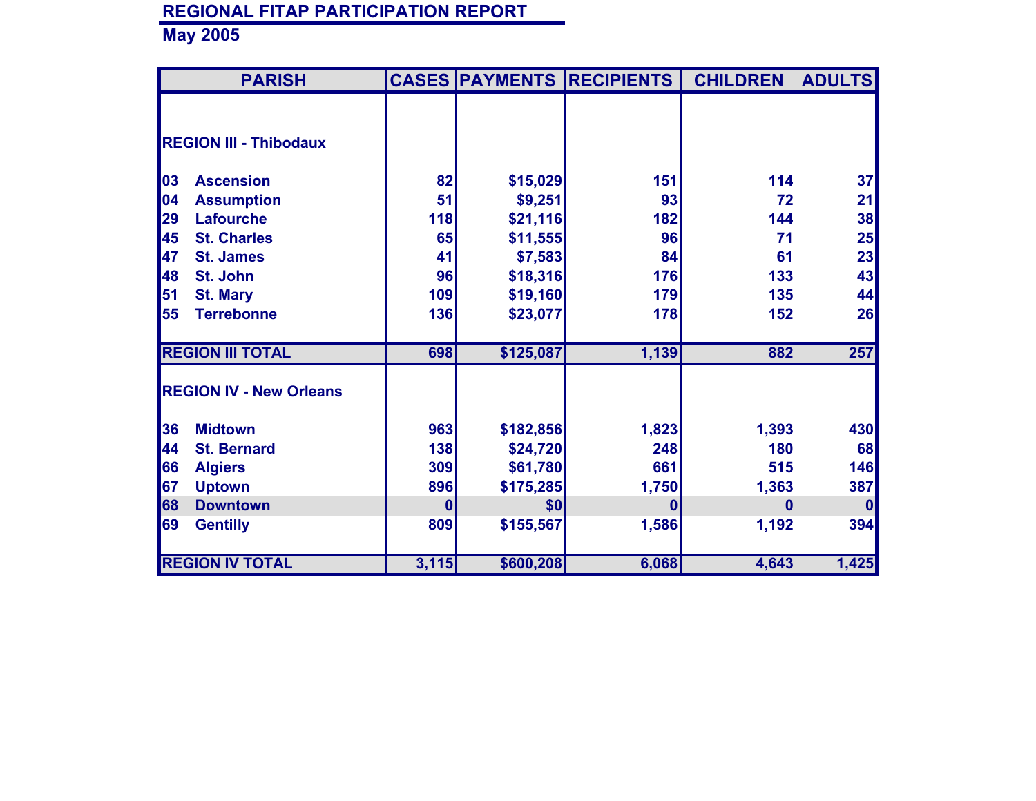## REGIONAL FITAP PARTICIPATION REPORT

**May 2005**

| PARISH | | CASES | PAYMENTS | RECIPIENTS | CHILDREN | ADULTS |
|---|---|---|---|---|---|---|
| **REGION III - Thibodaux** | | | | | | |
| 03 | Ascension | 82 | $15,029 | 151 | 114 | 37 |
| 04 | Assumption | 51 | $9,251 | 93 | 72 | 21 |
| 29 | Lafourche | 118 | $21,116 | 182 | 144 | 38 |
| 45 | St. Charles | 65 | $11,555 | 96 | 71 | 25 |
| 47 | St. James | 41 | $7,583 | 84 | 61 | 23 |
| 48 | St. John | 96 | $18,316 | 176 | 133 | 43 |
| 51 | St. Mary | 109 | $19,160 | 179 | 135 | 44 |
| 55 | Terrebonne | 136 | $23,077 | 178 | 152 | 26 |
| **REGION III TOTAL** | | 698 | $125,087 | 1,139 | 882 | 257 |
| **REGION IV - New Orleans** | | | | | | |
| 36 | Midtown | 963 | $182,856 | 1,823 | 1,393 | 430 |
| 44 | St. Bernard | 138 | $24,720 | 248 | 180 | 68 |
| 66 | Algiers | 309 | $61,780 | 661 | 515 | 146 |
| 67 | Uptown | 896 | $175,285 | 1,750 | 1,363 | 387 |
| 68 | Downtown | 0 | $0 | 0 | 0 | 0 |
| 69 | Gentilly | 809 | $155,567 | 1,586 | 1,192 | 394 |
| **REGION IV TOTAL** | | 3,115 | $600,208 | 6,068 | 4,643 | 1,425 |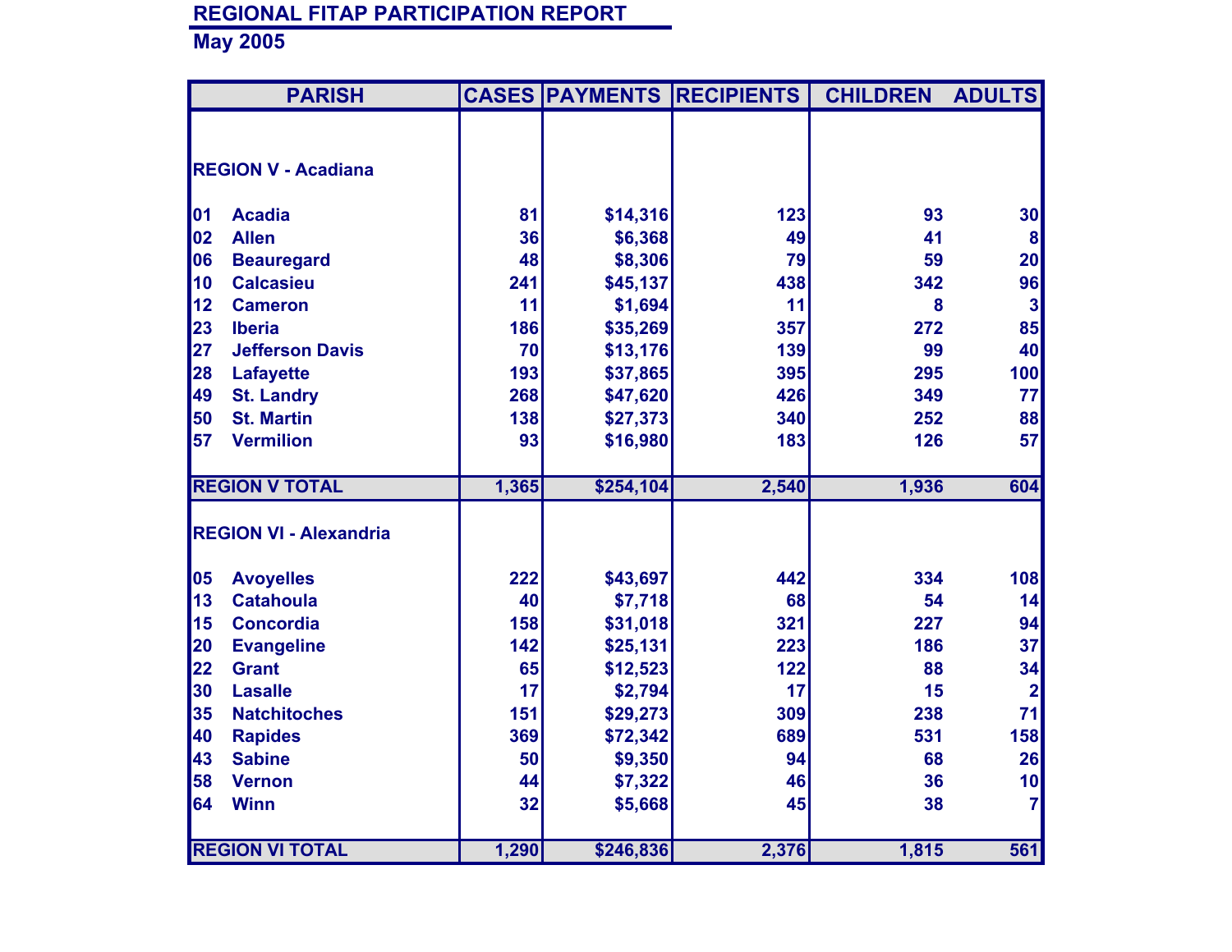## REGIONAL FITAP PARTICIPATION REPORT

## May 2005

| PARISH | CASES | PAYMENTS | RECIPIENTS | CHILDREN | ADULTS |
|---|---|---|---|---|---|
| **REGION V - Acadiana** | | | | | |
| 01 Acadia | 81 | $14,316 | 123 | 93 | 30 |
| 02 Allen | 36 | $6,368 | 49 | 41 | 8 |
| 06 Beauregard | 48 | $8,306 | 79 | 59 | 20 |
| 10 Calcasieu | 241 | $45,137 | 438 | 342 | 96 |
| 12 Cameron | 11 | $1,694 | 11 | 8 | 3 |
| 23 Iberia | 186 | $35,269 | 357 | 272 | 85 |
| 27 Jefferson Davis | 70 | $13,176 | 139 | 99 | 40 |
| 28 Lafayette | 193 | $37,865 | 395 | 295 | 100 |
| 49 St. Landry | 268 | $47,620 | 426 | 349 | 77 |
| 50 St. Martin | 138 | $27,373 | 340 | 252 | 88 |
| 57 Vermilion | 93 | $16,980 | 183 | 126 | 57 |
| **REGION V TOTAL** | 1,365 | $254,104 | 2,540 | 1,936 | 604 |
| **REGION VI - Alexandria** | | | | | |
| 05 Avoyelles | 222 | $43,697 | 442 | 334 | 108 |
| 13 Catahoula | 40 | $7,718 | 68 | 54 | 14 |
| 15 Concordia | 158 | $31,018 | 321 | 227 | 94 |
| 20 Evangeline | 142 | $25,131 | 223 | 186 | 37 |
| 22 Grant | 65 | $12,523 | 122 | 88 | 34 |
| 30 Lasalle | 17 | $2,794 | 17 | 15 | 2 |
| 35 Natchitoches | 151 | $29,273 | 309 | 238 | 71 |
| 40 Rapides | 369 | $72,342 | 689 | 531 | 158 |
| 43 Sabine | 50 | $9,350 | 94 | 68 | 26 |
| 58 Vernon | 44 | $7,322 | 46 | 36 | 10 |
| 64 Winn | 32 | $5,668 | 45 | 38 | 7 |
| **REGION VI TOTAL** | 1,290 | $246,836 | 2,376 | 1,815 | 561 |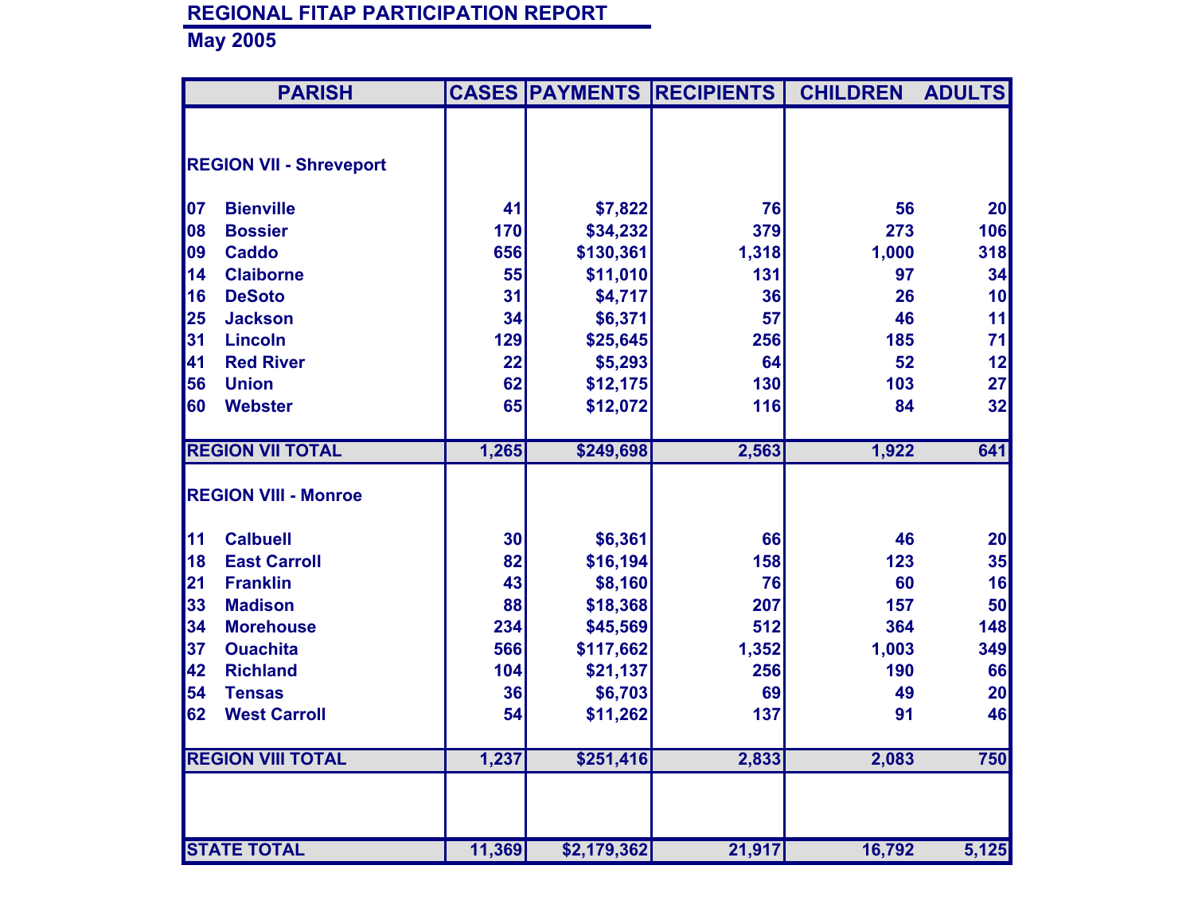## REGIONAL FITAP PARTICIPATION REPORT

**May 2005**

| PARISH | CASES | PAYMENTS | RECIPIENTS | CHILDREN | ADULTS |
|---|---|---|---|---|---|
| **REGION VII - Shreveport** | | | | | |
| 07 Bienville | 41 | $7,822 | 76 | 56 | 20 |
| 08 Bossier | 170 | $34,232 | 379 | 273 | 106 |
| 09 Caddo | 656 | $130,361 | 1,318 | 1,000 | 318 |
| 14 Claiborne | 55 | $11,010 | 131 | 97 | 34 |
| 16 DeSoto | 31 | $4,717 | 36 | 26 | 10 |
| 25 Jackson | 34 | $6,371 | 57 | 46 | 11 |
| 31 Lincoln | 129 | $25,645 | 256 | 185 | 71 |
| 41 Red River | 22 | $5,293 | 64 | 52 | 12 |
| 56 Union | 62 | $12,175 | 130 | 103 | 27 |
| 60 Webster | 65 | $12,072 | 116 | 84 | 32 |
| **REGION VII TOTAL** | **1,265** | **$249,698** | **2,563** | **1,922** | **641** |
| **REGION VIII - Monroe** | | | | | |
| 11 Calbuell | 30 | $6,361 | 66 | 46 | 20 |
| 18 East Carroll | 82 | $16,194 | 158 | 123 | 35 |
| 21 Franklin | 43 | $8,160 | 76 | 60 | 16 |
| 33 Madison | 88 | $18,368 | 207 | 157 | 50 |
| 34 Morehouse | 234 | $45,569 | 512 | 364 | 148 |
| 37 Ouachita | 566 | $117,662 | 1,352 | 1,003 | 349 |
| 42 Richland | 104 | $21,137 | 256 | 190 | 66 |
| 54 Tensas | 36 | $6,703 | 69 | 49 | 20 |
| 62 West Carroll | 54 | $11,262 | 137 | 91 | 46 |
| **REGION VIII TOTAL** | **1,237** | **$251,416** | **2,833** | **2,083** | **750** |
| **STATE TOTAL** | **11,369** | **$2,179,362** | **21,917** | **16,792** | **5,125** |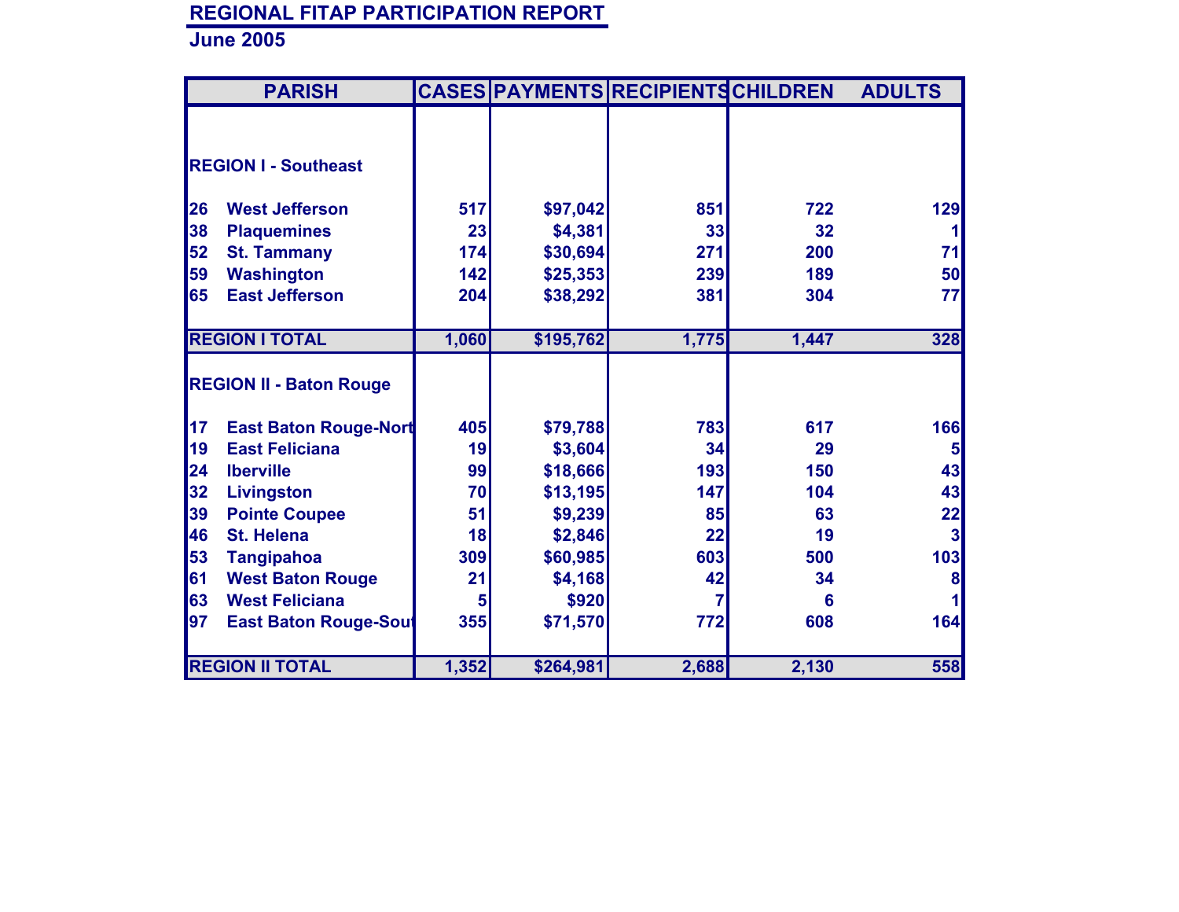# REGIONAL FITAP PARTICIPATION REPORT

## June 2005

| PARISH | | CASES | PAYMENTS | RECIPIENTS | CHILDREN | ADULTS |
|---|---|---|---|---|---|---|
| **REGION I - Southeast** | | | | | | |
| 26 | West Jefferson | 517 | $97,042 | 851 | 722 | 129 |
| 38 | Plaquemines | 23 | $4,381 | 33 | 32 | 1 |
| 52 | St. Tammany | 174 | $30,694 | 271 | 200 | 71 |
| 59 | Washington | 142 | $25,353 | 239 | 189 | 50 |
| 65 | East Jefferson | 204 | $38,292 | 381 | 304 | 77 |
| **REGION I TOTAL** | | 1,060 | $195,762 | 1,775 | 1,447 | 328 |
| **REGION II - Baton Rouge** | | | | | | |
| 17 | East Baton Rouge-Nort | 405 | $79,788 | 783 | 617 | 166 |
| 19 | East Feliciana | 19 | $3,604 | 34 | 29 | 5 |
| 24 | Iberville | 99 | $18,666 | 193 | 150 | 43 |
| 32 | Livingston | 70 | $13,195 | 147 | 104 | 43 |
| 39 | Pointe Coupee | 51 | $9,239 | 85 | 63 | 22 |
| 46 | St. Helena | 18 | $2,846 | 22 | 19 | 3 |
| 53 | Tangipahoa | 309 | $60,985 | 603 | 500 | 103 |
| 61 | West Baton Rouge | 21 | $4,168 | 42 | 34 | 8 |
| 63 | West Feliciana | 5 | $920 | 7 | 6 | 1 |
| 97 | East Baton Rouge-Sout | 355 | $71,570 | 772 | 608 | 164 |
| **REGION II TOTAL** | | 1,352 | $264,981 | 2,688 | 2,130 | 558 |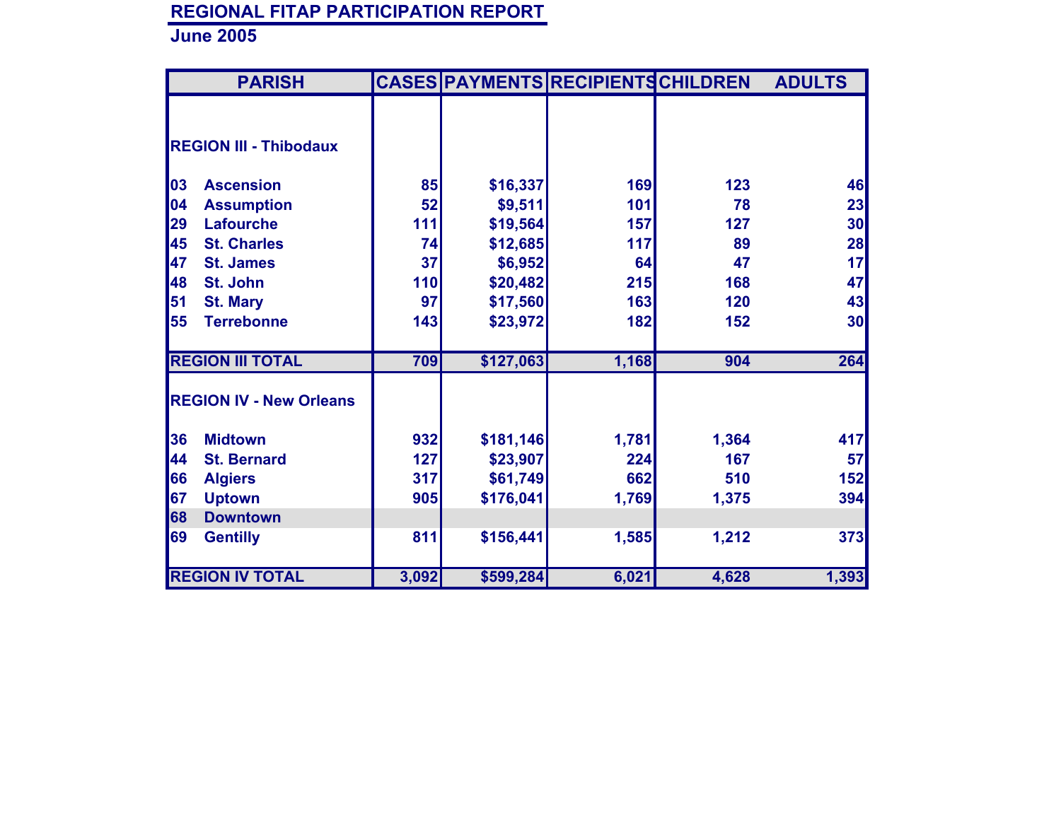## REGIONAL FITAP PARTICIPATION REPORT

**June 2005**

| PARISH | CASES | PAYMENTS | RECIPIENTS | CHILDREN | ADULTS |
|---|---|---|---|---|---|
| **REGION III - Thibodaux** | | | | | |
| 03 Ascension | 85 | $16,337 | 169 | 123 | 46 |
| 04 Assumption | 52 | $9,511 | 101 | 78 | 23 |
| 29 Lafourche | 111 | $19,564 | 157 | 127 | 30 |
| 45 St. Charles | 74 | $12,685 | 117 | 89 | 28 |
| 47 St. James | 37 | $6,952 | 64 | 47 | 17 |
| 48 St. John | 110 | $20,482 | 215 | 168 | 47 |
| 51 St. Mary | 97 | $17,560 | 163 | 120 | 43 |
| 55 Terrebonne | 143 | $23,972 | 182 | 152 | 30 |
| **REGION III TOTAL** | **709** | **$127,063** | **1,168** | **904** | **264** |
| **REGION IV - New Orleans** | | | | | |
| 36 Midtown | 932 | $181,146 | 1,781 | 1,364 | 417 |
| 44 St. Bernard | 127 | $23,907 | 224 | 167 | 57 |
| 66 Algiers | 317 | $61,749 | 662 | 510 | 152 |
| 67 Uptown | 905 | $176,041 | 1,769 | 1,375 | 394 |
| 68 Downtown | | | | | |
| 69 Gentilly | 811 | $156,441 | 1,585 | 1,212 | 373 |
| **REGION IV TOTAL** | **3,092** | **$599,284** | **6,021** | **4,628** | **1,393** |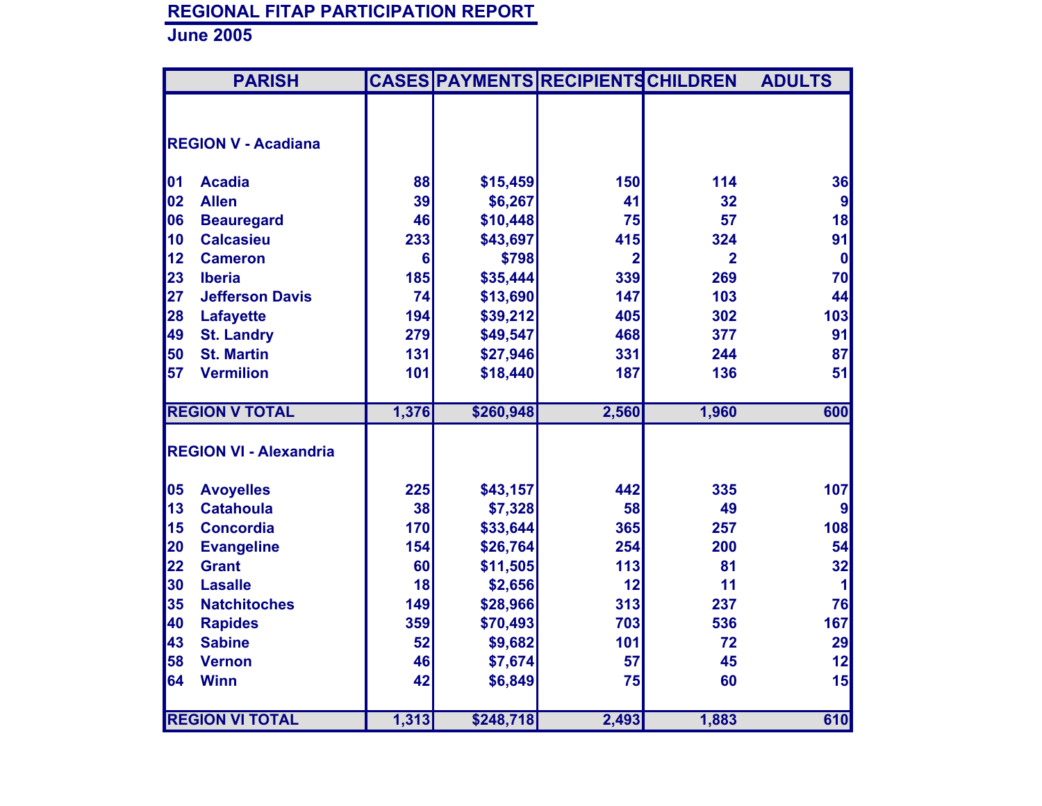## REGIONAL FITAP PARTICIPATION REPORT

**June 2005**

| PARISH | | CASES | PAYMENTS | RECIPIENTS | CHILDREN | ADULTS |
|---|---|---|---|---|---|---|
| **REGION V - Acadiana** | | | | | | |
| 01 | Acadia | 88 | $15,459 | 150 | 114 | 36 |
| 02 | Allen | 39 | $6,267 | 41 | 32 | 9 |
| 06 | Beauregard | 46 | $10,448 | 75 | 57 | 18 |
| 10 | Calcasieu | 233 | $43,697 | 415 | 324 | 91 |
| 12 | Cameron | 6 | $798 | 2 | 2 | 0 |
| 23 | Iberia | 185 | $35,444 | 339 | 269 | 70 |
| 27 | Jefferson Davis | 74 | $13,690 | 147 | 103 | 44 |
| 28 | Lafayette | 194 | $39,212 | 405 | 302 | 103 |
| 49 | St. Landry | 279 | $49,547 | 468 | 377 | 91 |
| 50 | St. Martin | 131 | $27,946 | 331 | 244 | 87 |
| 57 | Vermilion | 101 | $18,440 | 187 | 136 | 51 |
| **REGION V TOTAL** | | 1,376 | $260,948 | 2,560 | 1,960 | 600 |
| **REGION VI - Alexandria** | | | | | | |
| 05 | Avoyelles | 225 | $43,157 | 442 | 335 | 107 |
| 13 | Catahoula | 38 | $7,328 | 58 | 49 | 9 |
| 15 | Concordia | 170 | $33,644 | 365 | 257 | 108 |
| 20 | Evangeline | 154 | $26,764 | 254 | 200 | 54 |
| 22 | Grant | 60 | $11,505 | 113 | 81 | 32 |
| 30 | Lasalle | 18 | $2,656 | 12 | 11 | 1 |
| 35 | Natchitoches | 149 | $28,966 | 313 | 237 | 76 |
| 40 | Rapides | 359 | $70,493 | 703 | 536 | 167 |
| 43 | Sabine | 52 | $9,682 | 101 | 72 | 29 |
| 58 | Vernon | 46 | $7,674 | 57 | 45 | 12 |
| 64 | Winn | 42 | $6,849 | 75 | 60 | 15 |
| **REGION VI TOTAL** | | 1,313 | $248,718 | 2,493 | 1,883 | 610 |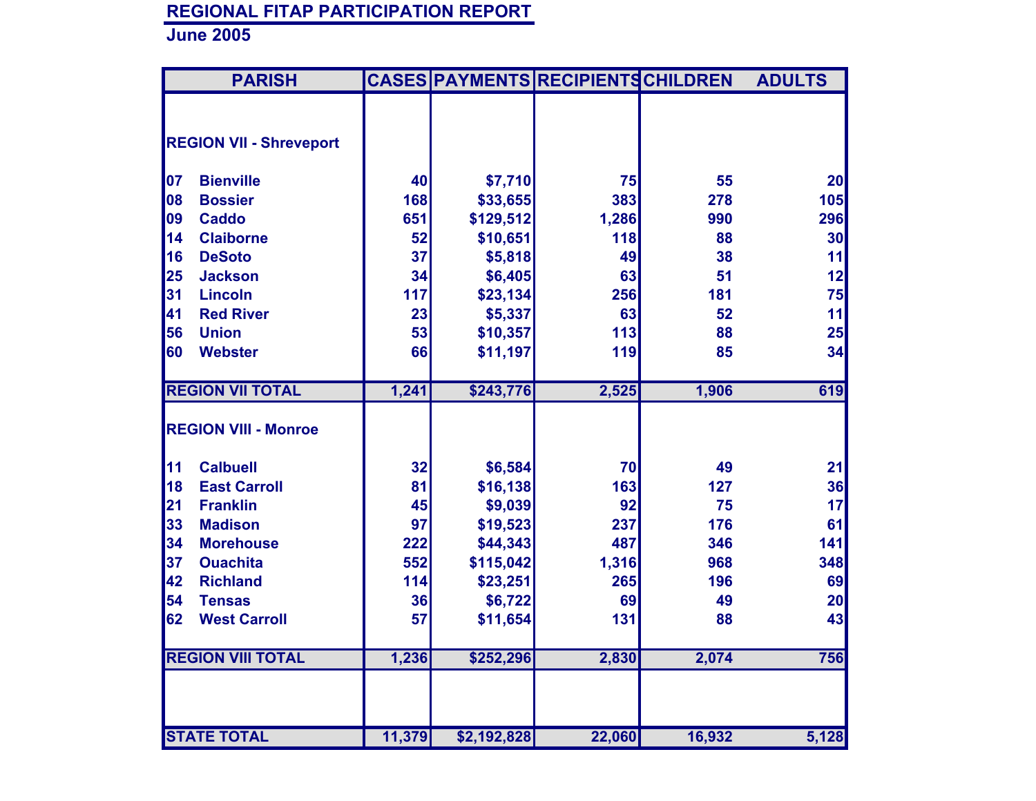## REGIONAL FITAP PARTICIPATION REPORT

**June 2005**

| PARISH | | CASES | PAYMENTS | RECIPIENTS | CHILDREN | ADULTS |
|---|---|---|---|---|---|---|
| **REGION VII - Shreveport** | | | | | | |
| 07 | Bienville | 40 | $7,710 | 75 | 55 | 20 |
| 08 | Bossier | 168 | $33,655 | 383 | 278 | 105 |
| 09 | Caddo | 651 | $129,512 | 1,286 | 990 | 296 |
| 14 | Claiborne | 52 | $10,651 | 118 | 88 | 30 |
| 16 | DeSoto | 37 | $5,818 | 49 | 38 | 11 |
| 25 | Jackson | 34 | $6,405 | 63 | 51 | 12 |
| 31 | Lincoln | 117 | $23,134 | 256 | 181 | 75 |
| 41 | Red River | 23 | $5,337 | 63 | 52 | 11 |
| 56 | Union | 53 | $10,357 | 113 | 88 | 25 |
| 60 | Webster | 66 | $11,197 | 119 | 85 | 34 |
| **REGION VII TOTAL** | | 1,241 | $243,776 | 2,525 | 1,906 | 619 |
| **REGION VIII - Monroe** | | | | | | |
| 11 | Calbuell | 32 | $6,584 | 70 | 49 | 21 |
| 18 | East Carroll | 81 | $16,138 | 163 | 127 | 36 |
| 21 | Franklin | 45 | $9,039 | 92 | 75 | 17 |
| 33 | Madison | 97 | $19,523 | 237 | 176 | 61 |
| 34 | Morehouse | 222 | $44,343 | 487 | 346 | 141 |
| 37 | Ouachita | 552 | $115,042 | 1,316 | 968 | 348 |
| 42 | Richland | 114 | $23,251 | 265 | 196 | 69 |
| 54 | Tensas | 36 | $6,722 | 69 | 49 | 20 |
| 62 | West Carroll | 57 | $11,654 | 131 | 88 | 43 |
| **REGION VIII TOTAL** | | 1,236 | $252,296 | 2,830 | 2,074 | 756 |
| **STATE TOTAL** | | 11,379 | $2,192,828 | 22,060 | 16,932 | 5,128 |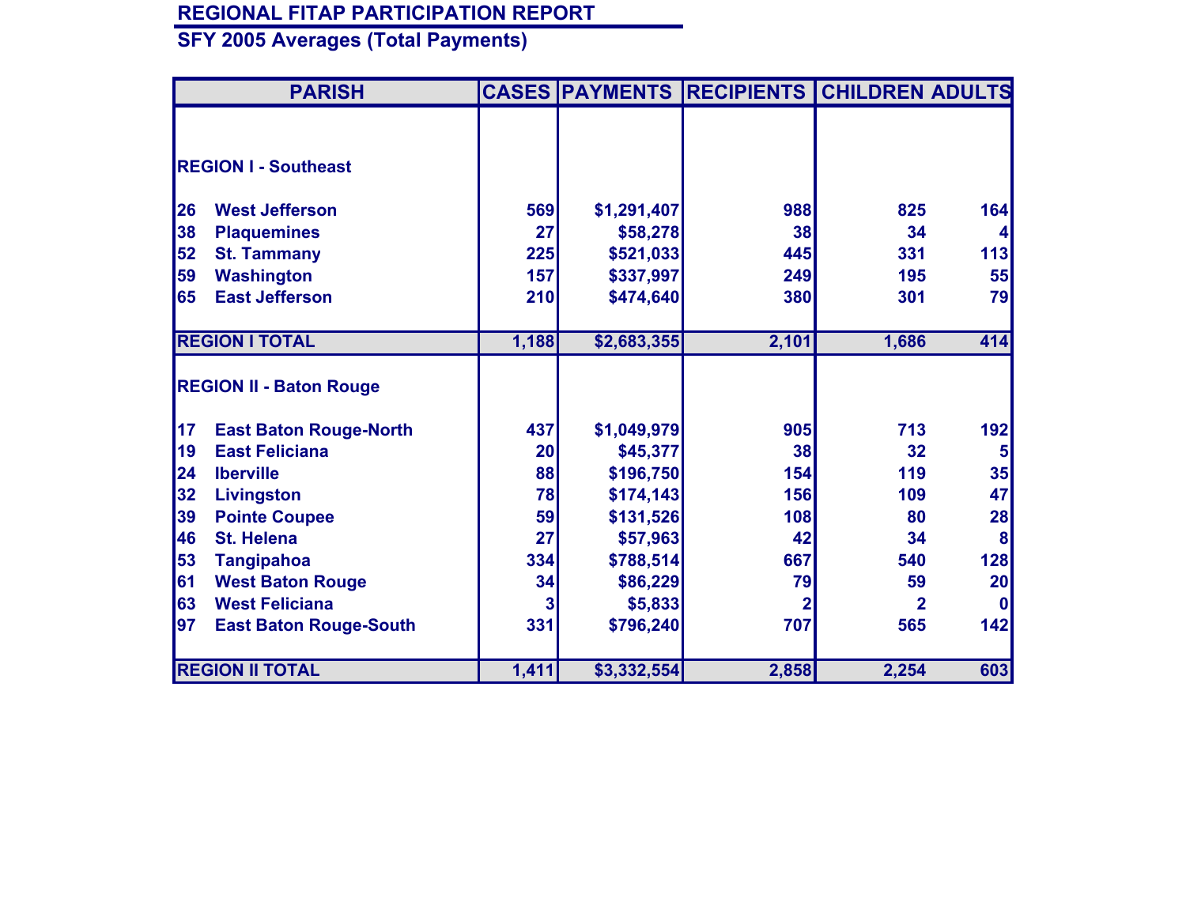# REGIONAL FITAP PARTICIPATION REPORT

## SFY 2005 Averages (Total Payments)

| PARISH | | CASES | PAYMENTS | RECIPIENTS | CHILDREN | ADULTS |
|---|---|---|---|---|---|---|
| **REGION I - Southeast** | | | | | | |
| 26 | West Jefferson | 569 | $1,291,407 | 988 | 825 | 164 |
| 38 | Plaquemines | 27 | $58,278 | 38 | 34 | 4 |
| 52 | St. Tammany | 225 | $521,033 | 445 | 331 | 113 |
| 59 | Washington | 157 | $337,997 | 249 | 195 | 55 |
| 65 | East Jefferson | 210 | $474,640 | 380 | 301 | 79 |
| **REGION I TOTAL** | | 1,188 | $2,683,355 | 2,101 | 1,686 | 414 |
| **REGION II - Baton Rouge** | | | | | | |
| 17 | East Baton Rouge-North | 437 | $1,049,979 | 905 | 713 | 192 |
| 19 | East Feliciana | 20 | $45,377 | 38 | 32 | 5 |
| 24 | Iberville | 88 | $196,750 | 154 | 119 | 35 |
| 32 | Livingston | 78 | $174,143 | 156 | 109 | 47 |
| 39 | Pointe Coupee | 59 | $131,526 | 108 | 80 | 28 |
| 46 | St. Helena | 27 | $57,963 | 42 | 34 | 8 |
| 53 | Tangipahoa | 334 | $788,514 | 667 | 540 | 128 |
| 61 | West Baton Rouge | 34 | $86,229 | 79 | 59 | 20 |
| 63 | West Feliciana | 3 | $5,833 | 2 | 2 | 0 |
| 97 | East Baton Rouge-South | 331 | $796,240 | 707 | 565 | 142 |
| **REGION II TOTAL** | | 1,411 | $3,332,554 | 2,858 | 2,254 | 603 |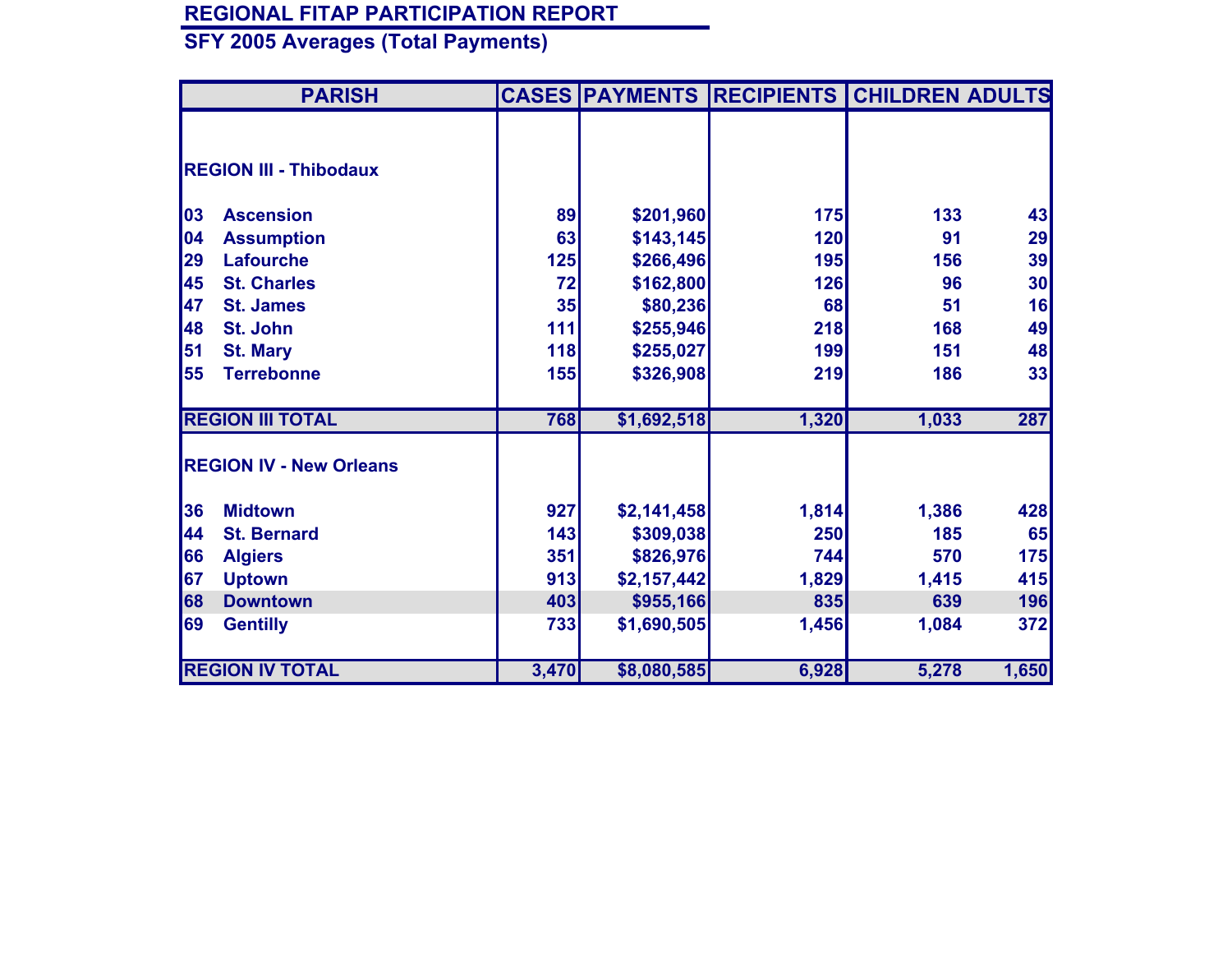## REGIONAL FITAP PARTICIPATION REPORT

### SFY 2005 Averages (Total Payments)

| PARISH | | CASES | PAYMENTS | RECIPIENTS | CHILDREN | ADULTS |
|---|---|---|---|---|---|---|
| **REGION III - Thibodaux** | | | | | | |
| 03 | Ascension | 89 | $201,960 | 175 | 133 | 43 |
| 04 | Assumption | 63 | $143,145 | 120 | 91 | 29 |
| 29 | Lafourche | 125 | $266,496 | 195 | 156 | 39 |
| 45 | St. Charles | 72 | $162,800 | 126 | 96 | 30 |
| 47 | St. James | 35 | $80,236 | 68 | 51 | 16 |
| 48 | St. John | 111 | $255,946 | 218 | 168 | 49 |
| 51 | St. Mary | 118 | $255,027 | 199 | 151 | 48 |
| 55 | Terrebonne | 155 | $326,908 | 219 | 186 | 33 |
| **REGION III TOTAL** | | 768 | $1,692,518 | 1,320 | 1,033 | 287 |
| **REGION IV - New Orleans** | | | | | | |
| 36 | Midtown | 927 | $2,141,458 | 1,814 | 1,386 | 428 |
| 44 | St. Bernard | 143 | $309,038 | 250 | 185 | 65 |
| 66 | Algiers | 351 | $826,976 | 744 | 570 | 175 |
| 67 | Uptown | 913 | $2,157,442 | 1,829 | 1,415 | 415 |
| 68 | Downtown | 403 | $955,166 | 835 | 639 | 196 |
| 69 | Gentilly | 733 | $1,690,505 | 1,456 | 1,084 | 372 |
| **REGION IV TOTAL** | | 3,470 | $8,080,585 | 6,928 | 5,278 | 1,650 |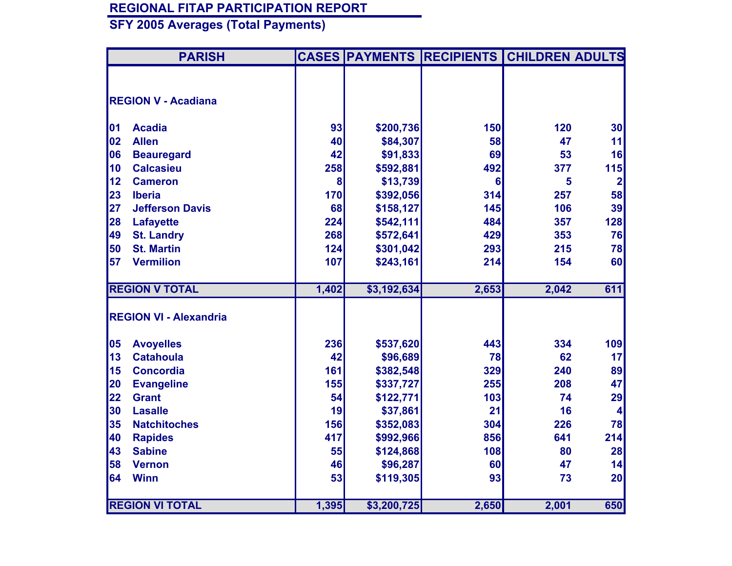# REGIONAL FITAP PARTICIPATION REPORT

## SFY 2005 Averages (Total Payments)

| PARISH | | CASES | PAYMENTS | RECIPIENTS | CHILDREN | ADULTS |
|---|---|---|---|---|---|---|
| **REGION V - Acadiana** | | | | | | |
| 01 | Acadia | 93 | $200,736 | 150 | 120 | 30 |
| 02 | Allen | 40 | $84,307 | 58 | 47 | 11 |
| 06 | Beauregard | 42 | $91,833 | 69 | 53 | 16 |
| 10 | Calcasieu | 258 | $592,881 | 492 | 377 | 115 |
| 12 | Cameron | 8 | $13,739 | 6 | 5 | 2 |
| 23 | Iberia | 170 | $392,056 | 314 | 257 | 58 |
| 27 | Jefferson Davis | 68 | $158,127 | 145 | 106 | 39 |
| 28 | Lafayette | 224 | $542,111 | 484 | 357 | 128 |
| 49 | St. Landry | 268 | $572,641 | 429 | 353 | 76 |
| 50 | St. Martin | 124 | $301,042 | 293 | 215 | 78 |
| 57 | Vermilion | 107 | $243,161 | 214 | 154 | 60 |
| **REGION V TOTAL** | | **1,402** | **$3,192,634** | **2,653** | **2,042** | **611** |
| **REGION VI - Alexandria** | | | | | | |
| 05 | Avoyelles | 236 | $537,620 | 443 | 334 | 109 |
| 13 | Catahoula | 42 | $96,689 | 78 | 62 | 17 |
| 15 | Concordia | 161 | $382,548 | 329 | 240 | 89 |
| 20 | Evangeline | 155 | $337,727 | 255 | 208 | 47 |
| 22 | Grant | 54 | $122,771 | 103 | 74 | 29 |
| 30 | Lasalle | 19 | $37,861 | 21 | 16 | 4 |
| 35 | Natchitoches | 156 | $352,083 | 304 | 226 | 78 |
| 40 | Rapides | 417 | $992,966 | 856 | 641 | 214 |
| 43 | Sabine | 55 | $124,868 | 108 | 80 | 28 |
| 58 | Vernon | 46 | $96,287 | 60 | 47 | 14 |
| 64 | Winn | 53 | $119,305 | 93 | 73 | 20 |
| **REGION VI TOTAL** | | **1,395** | **$3,200,725** | **2,650** | **2,001** | **650** |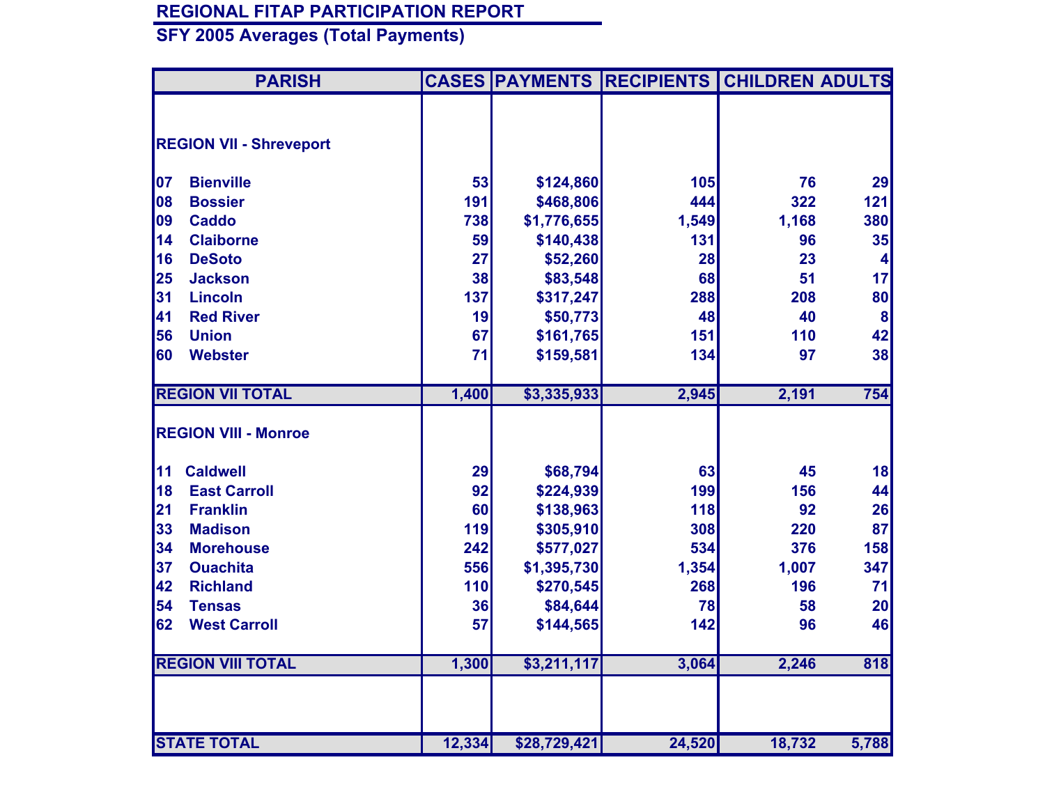# REGIONAL FITAP PARTICIPATION REPORT

## SFY 2005 Averages (Total Payments)

| PARISH | CASES | PAYMENTS | RECIPIENTS | CHILDREN | ADULTS |
|---|---|---|---|---|---|
| **REGION VII - Shreveport** | | | | | |
| 07 Bienville | 53 | $124,860 | 105 | 76 | 29 |
| 08 Bossier | 191 | $468,806 | 444 | 322 | 121 |
| 09 Caddo | 738 | $1,776,655 | 1,549 | 1,168 | 380 |
| 14 Claiborne | 59 | $140,438 | 131 | 96 | 35 |
| 16 DeSoto | 27 | $52,260 | 28 | 23 | 4 |
| 25 Jackson | 38 | $83,548 | 68 | 51 | 17 |
| 31 Lincoln | 137 | $317,247 | 288 | 208 | 80 |
| 41 Red River | 19 | $50,773 | 48 | 40 | 8 |
| 56 Union | 67 | $161,765 | 151 | 110 | 42 |
| 60 Webster | 71 | $159,581 | 134 | 97 | 38 |
| **REGION VII TOTAL** | 1,400 | $3,335,933 | 2,945 | 2,191 | 754 |
| **REGION VIII - Monroe** | | | | | |
| 11 Caldwell | 29 | $68,794 | 63 | 45 | 18 |
| 18 East Carroll | 92 | $224,939 | 199 | 156 | 44 |
| 21 Franklin | 60 | $138,963 | 118 | 92 | 26 |
| 33 Madison | 119 | $305,910 | 308 | 220 | 87 |
| 34 Morehouse | 242 | $577,027 | 534 | 376 | 158 |
| 37 Ouachita | 556 | $1,395,730 | 1,354 | 1,007 | 347 |
| 42 Richland | 110 | $270,545 | 268 | 196 | 71 |
| 54 Tensas | 36 | $84,644 | 78 | 58 | 20 |
| 62 West Carroll | 57 | $144,565 | 142 | 96 | 46 |
| **REGION VIII TOTAL** | 1,300 | $3,211,117 | 3,064 | 2,246 | 818 |
| **STATE TOTAL** | 12,334 | $28,729,421 | 24,520 | 18,732 | 5,788 |